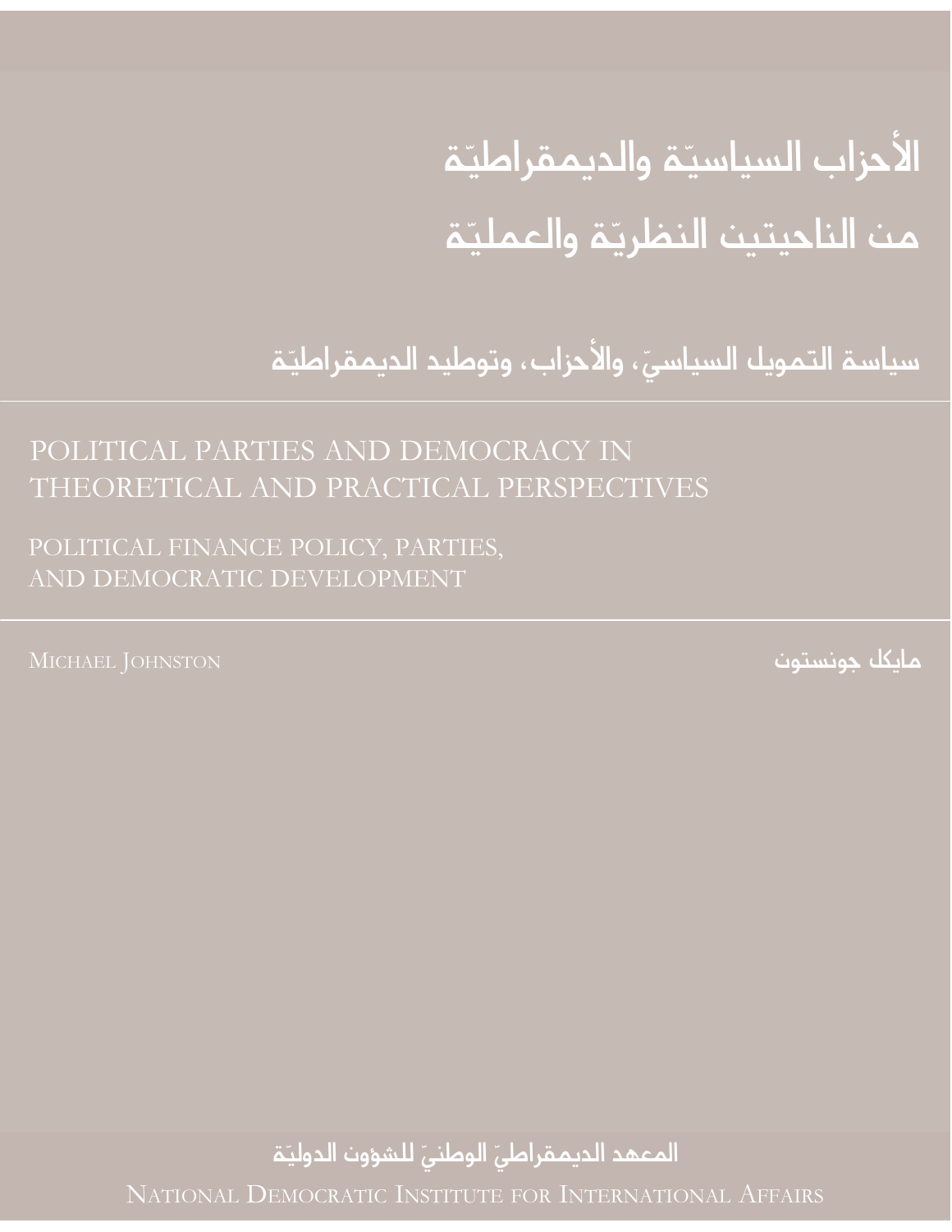# الأحزاب السياسيّة والديمقراطيّة من الناحيتين النظريّة والعمليّة

## سياسة التمويل السياسيّ، والأحزاب، وتوطيد الديمقراطيّة

# POLITICAL PARTIES AND DEMOCRACY IN THEORETICAL AND PRACTICAL PERSPECTIVES

## POLITICAL FINANCE POLICY, PARTIES, AND DEMOCRATIC DEVELOPMENT

MICHAEL JOHNSTON

مايكل جونستون

المعهد الديمقراطيّ الوطنيّ للشؤون الدوليّة

NATIONAL DEMOCRATIC INSTITUTE FOR INTERNATIONAL AFFAIRS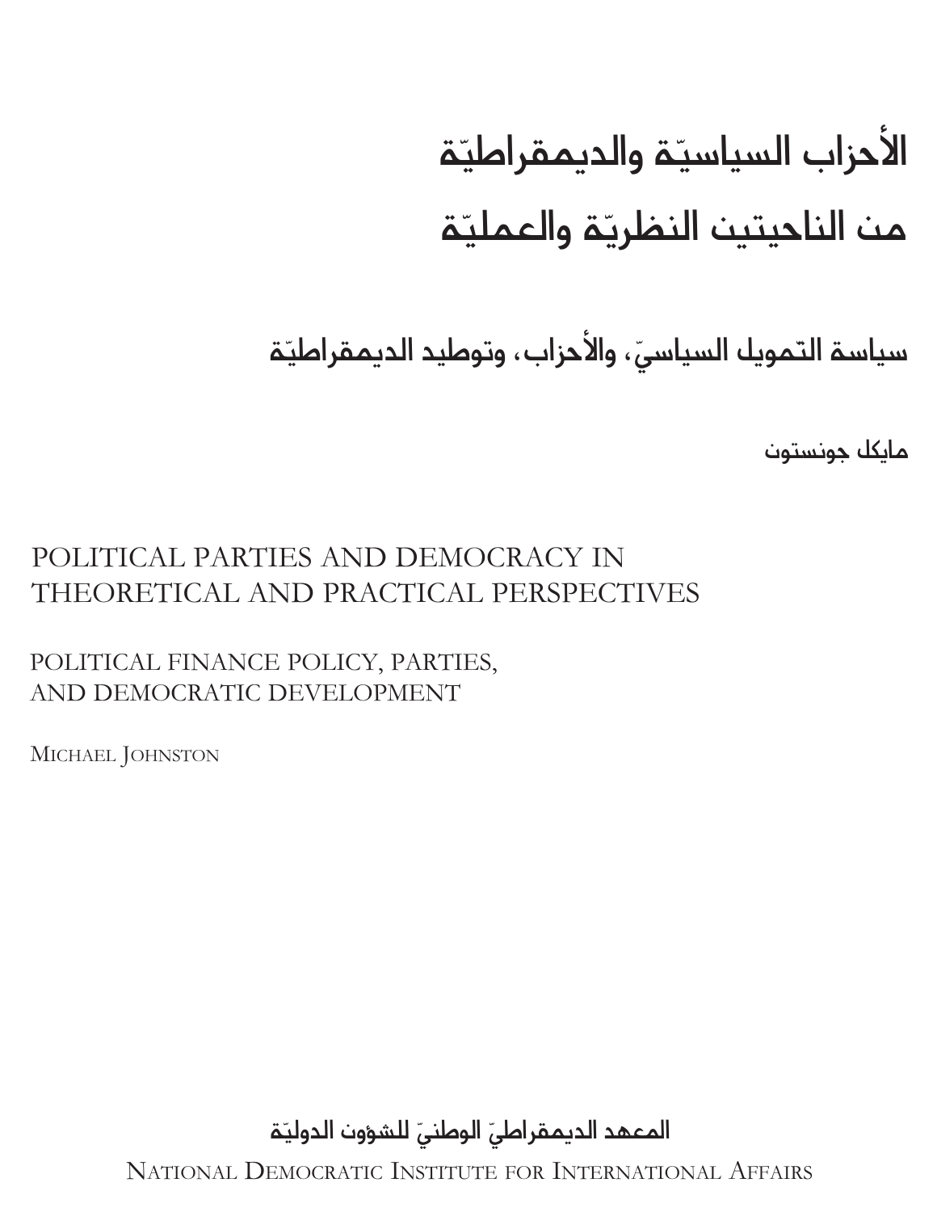# الأحزاب السياسيّة والديمقراطيّة من الناحيتين النظريّة والعمليّة

## سياسة التمويل السياسيّ، والأحزاب، وتوطيد الديمقراطيّة

مايكل جونستون

# POLITICAL PARTIES AND DEMOCRACY IN THEORETICAL AND PRACTICAL PERSPECTIVES

## POLITICAL FINANCE POLICY, PARTIES, AND DEMOCRATIC DEVELOPMENT

MICHAEL JOHNSTON

المعهد الديمقراطيّ الوطنيّ للشؤون الدوليّة

NATIONAL DEMOCRATIC INSTITUTE FOR INTERNATIONAL AFFAIRS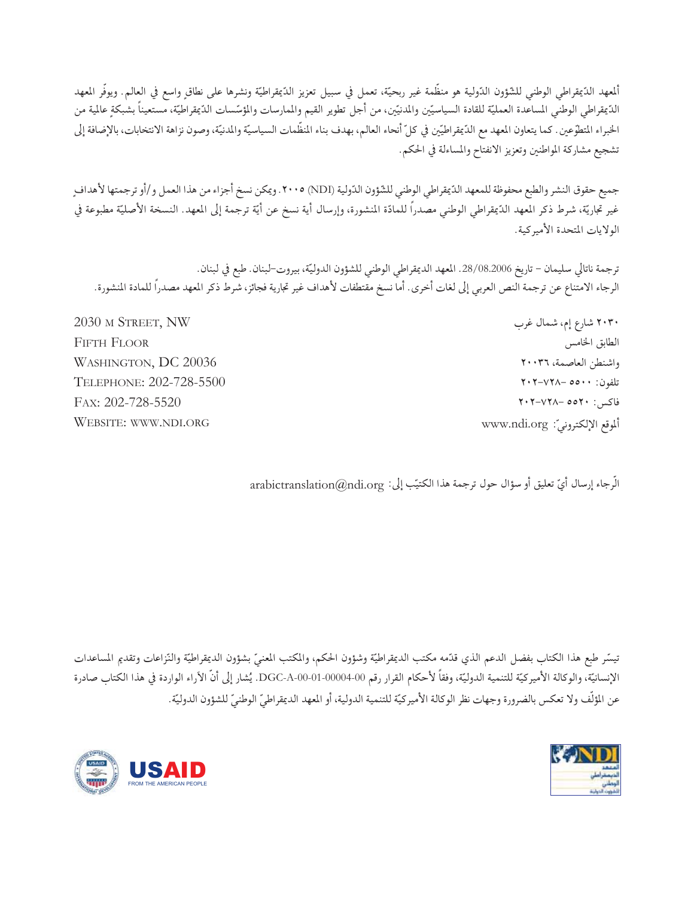ألمعهد الدّيمقراطي الوطني للشؤون الدّولية هو منظّمة غير ربحيّة، تعمل في سبيل تعزيز الدّيمقراطيّة ونشرها على نطاقٍ واسع في العالم. ويوفّر المعهد الدّيمقراطي الوطني المساعدة العمليّة للقادة السياسيّين والمدنيّين، من أجل تطوير القيم والممارسات والمؤسّسات الدّيمقراطيّة، مستعيناً بشبكةٍ عالمية من الخبراء المتطوّعين. كما يتعاون المعهد مع الدّيمقراطيّين في كلّ أنحاء العالم، بهدف بناء المنظّمات السياسيّة والمدنيّة، وصون نزاهة الانتخابات، بالإضافة إلى تشجيع مشاركة المواطنين وتعزيز الانفتاح والمساءلة في الحكم.

جميع حقوق النشر والطبع محفوظة للمعهد الدّيمقراطي الوطني للشؤون الدّولية (NDI) ٢٠٠٥. ويمكن نسخ أجزاء من هذا العمل و/أو ترجمتها لأهدافٍ غير تجاريّة، شرط ذكر المعهد الدّيمقراطي الوطني مصدراً للمادّة المنشورة، وإرسال أية نسخ عن أيّة ترجمة إلى المعهد. النسخة الأصليّة مطبوعة في الولايات المتحدة الأميركية.

ترجمة ناتالي سليمان – تاريخ 28/08.2006. المعهد الديمقراطي الوطني للشؤون الدوليّة، بيروت–لبنان. طبع في لبنان.
الرجاء الامتناع عن ترجمة النص العربي إلى لغات أخرى. أما نسخ مقتطفات لأهداف غير تجارية فجائز، شرط ذكر المعهد مصدراً للمادة المنشورة.

٢٠٣٠ شارع إم، شمال غرب
الطابق الخامس
واشنطن العاصمة، ٢٠٠٣٦
تلفون: ٥٥٠٠ –٧٢٨–٢٠٢
فاكس: ٥٥٢٠ –٧٢٨–٢٠٢
ألموقع الإلكترونيّ: www.ndi.org

2030 M Street, NW
Fifth Floor
Washington, DC 20036
Telephone: 202-728-5500
Fax: 202-728-5520
Website: www.ndi.org

الرّجاء إرسال أيّ تعليق أو سؤال حول ترجمة هذا الكتيّب إلى: arabictranslation@ndi.org

تيسّر طبع هذا الكتاب بفضل الدعم الذي قدّمه مكتب الديمقراطيّة وشؤون الحكم، والمكتب المعنيّ بشؤون الديمقراطيّة والنّزاعات وتقديم المساعدات الإنسانيّة، والوكالة الأميركيّة للتنمية الدوليّة، وفقاً لأحكام القرار رقم DGC-A-00-01-00004-00. يُشار إلى أنّ الآراء الواردة في هذا الكتاب صادرة عن المؤلّف ولا تعكس بالضرورة وجهات نظر الوكالة الأميركيّة للتنمية الدولية، أو المعهد الديمقراطيّ الوطنيّ للشؤون الدوليّة.

USAID
FROM THE AMERICAN PEOPLE

NDI
المعهد الديمقراطي الوطني للشؤون الدولية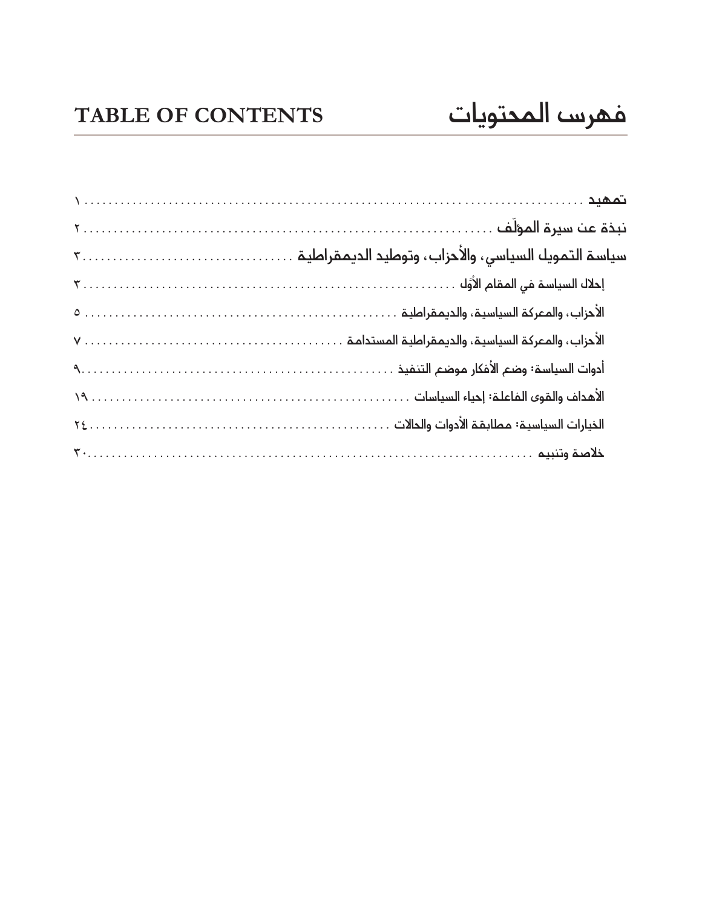# TABLE OF CONTENTS

# فهرس المحتويات

تمهيد ........................................................................ ١

نبذة عن سيرة المؤلّف ................................................................ ٢

سياسة التمويل السياسي، والأحزاب، وتوطيد الديمقراطية ..................................... ٣

إحلال السياسة في المقام الأوّل ........................................................... ٣

الأحزاب، والمعركة السياسية، والديمقراطية ................................................... ٥

الأحزاب، والمعركة السياسية، والديمقراطية المستدامة ........................................... ٧

أدوات السياسة: وضع الأفكار موضع التنفيذ .................................................. ٩

الأهداف والقوى الفاعلة: إحياء السياسات .................................................... ١٩

الخيارات السياسية: مطابقة الأدوات والحالات ................................................ ٢٤

خلاصة وتنبيه ................................................................... ٣٠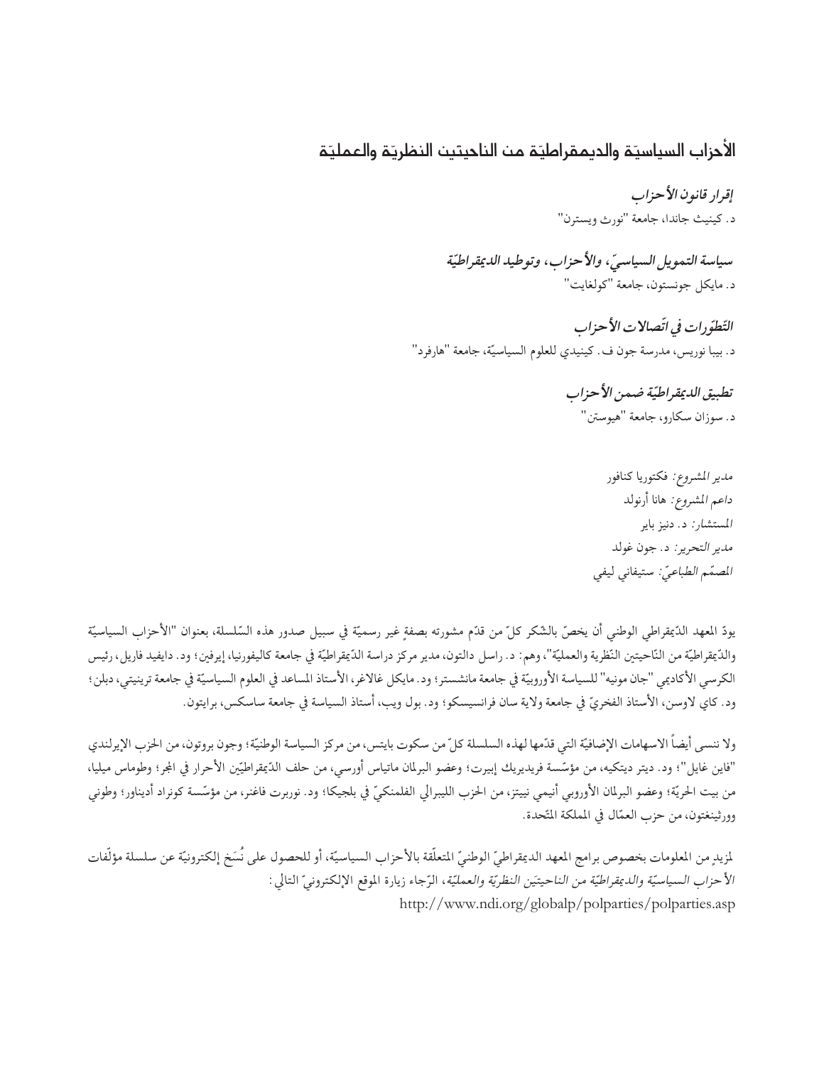## الأحزاب السياسيّة والديمقراطيّة من الناحيتين النظريّة والعمليّة

***إقرار قانون الأحزاب***

د. كينيث جاندا، جامعة "نورث ويسترن"

***سياسة التمويل السياسيّ، والأحزاب، وتوطيد الديمقراطيّة***

د. مايكل جونستون، جامعة "كولغايت"

***التطوّرات في اتّصالات الأحزاب***

د. بيبا نوريس، مدرسة جون ف. كينيدي للعلوم السياسيّة، جامعة "هارفرد"

***تطبيق الديمقراطيّة ضمن الأحزاب***

د. سوزان سكارو، جامعة "هيوستن"

*مدير المشروع:* فكتوريا كنافور
*داعم المشروع:* هانا أرنولد
*المستشار:* د. دنيز باير
*مدير التحرير:* د. جون غولد
*المصمّم الطباعيّ:* ستيفاني ليفي

يودّ المعهد الدّيمقراطي الوطني أن يخصّ بالشّكر كلّ من قدّم مشورته بصفةٍ غير رسميّة في سبيل صدور هذه السّلسلة، بعنوان "الأحزاب السياسيّة والدّيمقراطيّة من النّاحيتين النّظرية والعمليّة"، وهم: د. راسل دالتون، مدير مركز دراسة الدّيمقراطيّة في جامعة كاليفورنيا، إيرفين؛ ود. دايفيد فاريل، رئيس الكرسي الأكاديمي "جان مونيه" للسياسة الأوروبيّة في جامعة مانشستر؛ ود. مايكل غالاغر، الأستاذ المساعد في العلوم السياسيّة في جامعة ترينيتي، دبلن؛ ود. كاي لاوسن، الأستاذ الفخريّ في جامعة ولاية سان فرانسيسكو؛ ود. بول ويب، أستاذ السياسة في جامعة ساسكس، برايتون.

ولا ننسى أيضاً الاسهامات الإضافيّة التي قدّمها لهذه السلسلة كلّ من سكوت بايتس، من مركز السياسة الوطنيّة؛ وجون بروتون، من الحزب الإيرلندي "فاين غايل"؛ ود. ديتر ديتكيه، من مؤسّسة فريديريك إيبرت؛ وعضو البرلمان ماتياس أورسي، من حلف الدّيمقراطيّين الأحرار في المجر؛ وطوماس ميليا، من بيت الحريّة؛ وعضو البرلمان الأوروبي أنيمي نيتز، من الحزب الليبرالي الفلمنكيّ في بلجيكا؛ ود. نوربرت فاغنر، من مؤسّسة كونراد أديناور؛ وطوني وورثينغتون، من حزب العمّال في المملكة المتّحدة.

لمزيدٍ من المعلومات بخصوص برامج المعهد الديمقراطيّ الوطنيّ المتعلّقة بالأحزاب السياسيّة، أو للحصول على نُسَخ إلكترونيّة عن سلسلة مؤلّفات *الأحزاب السياسيّة والديمقراطيّة من الناحيتَين النظريّة والعمليّة*، الرّجاء زيارة الموقع الإلكترونيّ التالي:
http://www.ndi.org/globalp/polparties/polparties.asp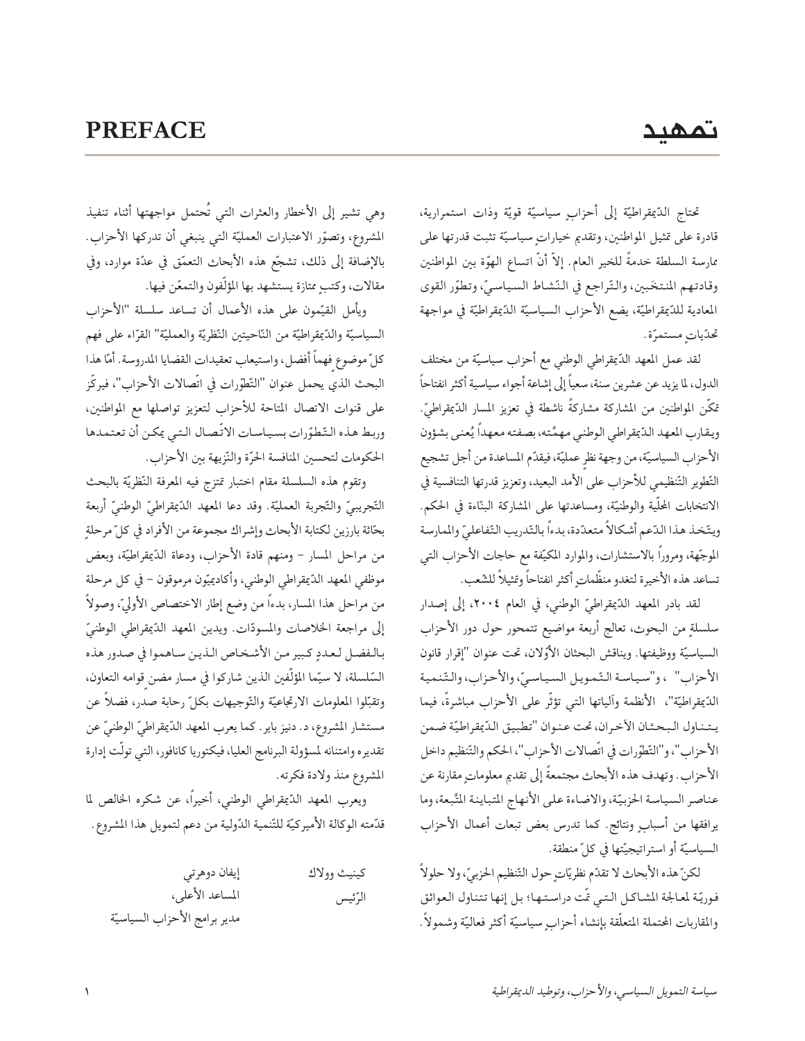# تمهيد

## PREFACE

تحتاج الدّيمقراطيّة إلى أحزابٍ سياسيّة قويّة وذات استمرارية، قادرة على تمثيل المواطنين، وتقديم خياراتٍ سياسيّة تثبت قدرتها على ممارسة السلطة خدمةً للخير العام. إلاّ أنّ اتساع الهوّة بين المواطنين وقادتهم المنتخَبين، والتّراجع في النّشاط السياسيّ، وتطوّر القوى المعادية للدّيمقراطيّة، يضع الأحزاب السياسيّة الدّيمقراطيّة في مواجهة تحدّياتٍ مستمرّة.

لقد عمل المعهد الدّيمقراطي الوطني مع أحزاب سياسيّة من مختلف الدول، لما يزيد عن عشرين سنة، سعياً إلى إشاعة أجواء سياسية أكثر انفتاحاً تمكّن المواطنين من المشاركة مشاركةً ناشطة في تعزيز المسار الدّيمقراطيّ. ويقارب المعهد الدّيمقراطي الوطني مهمّته، بصفته معهداً يُعنى بشؤون الأحزاب السياسيّة، من وجهة نظرٍ عمليّة، فيقدّم المساعدة من أجل تشجيع التّطوير التّنظيمي للأحزاب على الأمد البعيد، وتعزيز قدرتها التنافسية في الانتخابات المحلّية والوطنيّة، ومساعدتها على المشاركة البنّاءة في الحكم. ويتّخذ هذا الدّعم أشكالاً متعدّدة، بدءاً بالتّدريب التّفاعليّ والممارسة الموجّهة، ومروراً بالاستشارات، والموارد المكيّفة مع حاجات الأحزاب التي تساعد هذه الأخيرة لتغدو منظّماتٍ أكثر انفتاحاً وتمثيلاً للشّعب.

لقد بادر المعهد الدّيمقراطيّ الوطنيّ، في العام ٢٠٠٤، إلى إصدار سلسلةٍ من البحوث، تعالج أربعة مواضيع تتمحور حول دور الأحزاب السياسيّة ووظيفتها. ويناقش البحثان الأوّلان، تحت عنوان "إقرار قانون الأحزاب" ، و"سياسة التّمويل السياسيّ، والأحزاب، والتّنمية الدّيمقراطيّة"، الأنظمة وآلياتها التي تؤثّر على الأحزاب مباشرةً، فيما يتناول البحثان الآخران، تحت عنوان "تطبيق الدّيمقراطيّة ضمن الأحزاب"، و"التّطوّرات في اتّصالات الأحزاب"، الحكم والتّنظيم داخل الأحزاب. وتهدف هذه الأبحاث مجتمعةً إلى تقديم معلوماتٍ مقارنة عن عناصر السياسة الحزبيّة، والاضاءة على الأنهاج المتباينة المتّبعة، وما يرافقها من أسبابٍ ونتائج. كما تدرس بعض تبعات أعمال الأحزاب السياسيّة أو استراتيجيّتها في كلّ منطقة.

لكنّ هذه الأبحاث لا تقدّم نظريّاتٍ حول التّنظيم الحزبيّ، ولا حلولاً فوريّة لمعالجة المشاكل التي تمّت دراستها؛ بل إنها تتناول العوائق والمقاربات المحتملة المتعلّقة بإنشاء أحزابٍ سياسيّة أكثر فعاليّة وشمولاً. وهي تشير إلى الأخطار والعثرات التي تُحتمل مواجهتها أثناء تنفيذ المشروع، وتصوّر الاعتبارات العمليّة التي ينبغي أن تدركها الأحزاب. بالإضافة إلى ذلك، تشجّع هذه الأبحاث التعمّق في عدّة موارد، وفي مقالات، وكتبٍ ممتازة يستشهد بها المؤلّفون والتمعّن فيها.

ويأمل القيّمون على هذه الأعمال أن تساعد سلسلة "الأحزاب السياسيّة والدّيمقراطيّة من النّاحيتين النّظريّة والعمليّة" القرّاء على فهم كلّ موضوعٍ فهماً أفضل، واستيعاب تعقيدات القضايا المدروسة. أمّا هذا البحث الذي يحمل عنوان "التّطوّرات في اتّصالات الأحزاب"، فيركّز على قنوات الاتصال المتاحة للأحزاب لتعزيز تواصلها مع المواطنين، وربط هذه التّطوّرات بسياسات الاتّصال التي يمكن أن تعتمدها الحكومات لتحسين المنافسة الحرّة والنّزيهة بين الأحزاب.

وتقوم هذه السلسلة مقام اختبار تمتزج فيه المعرفة النّظريّة بالبحث التّجريبيّ والتّجربة العمليّة. وقد دعا المعهد الدّيمقراطيّ الوطنيّ أربعة بحّاثة بارزين لكتابة الأبحاث وإشراك مجموعة من الأفراد في كلّ مرحلةٍ من مراحل المسار – ومنهم قادة الأحزاب، ودعاة الدّيمقراطيّة، وبعض موظفي المعهد الدّيمقراطي الوطني، وأكاديميّون مرموقون – في كل مرحلة من مراحل هذا المسار، بدءاً من وضع إطار الاختصاص الأوليّ، وصولاً إلى مراجعة الخلاصات والمسودّات. ويدين المعهد الدّيمقراطي الوطنيّ بالفضل لعددٍ كبيرٍ من الأشخاص الذين ساهموا في صدور هذه السّلسلة، لا سيّما المؤلّفين الذين شاركوا في مسار مضمن قوامه التعاون، وتقبّلوا المعلومات الارتجاعيّة والتّوجيهات بكلّ رحابة صدرٍ، فضلاً عن مستشار المشروع، د. دنيز باير. كما يعرب المعهد الدّيمقراطيّ الوطنيّ عن تقديره وامتنانه لمسؤولة البرنامج العليا، فيكتوريا كانافور، التي تولّت إدارة المشروع منذ ولادة فكرته.

ويعرب المعهد الدّيمقراطيّ الوطني، أخيراً، عن شكره الخالص لما قدّمته الوكالة الأميركيّة للتّنمية الدّولية من دعم لتمويل هذا المشروع.

كينيث وولاك
الرّئيس

إيفان دوهرتي
المساعد الأعلى،
مدير برامج الأحزاب السياسيّة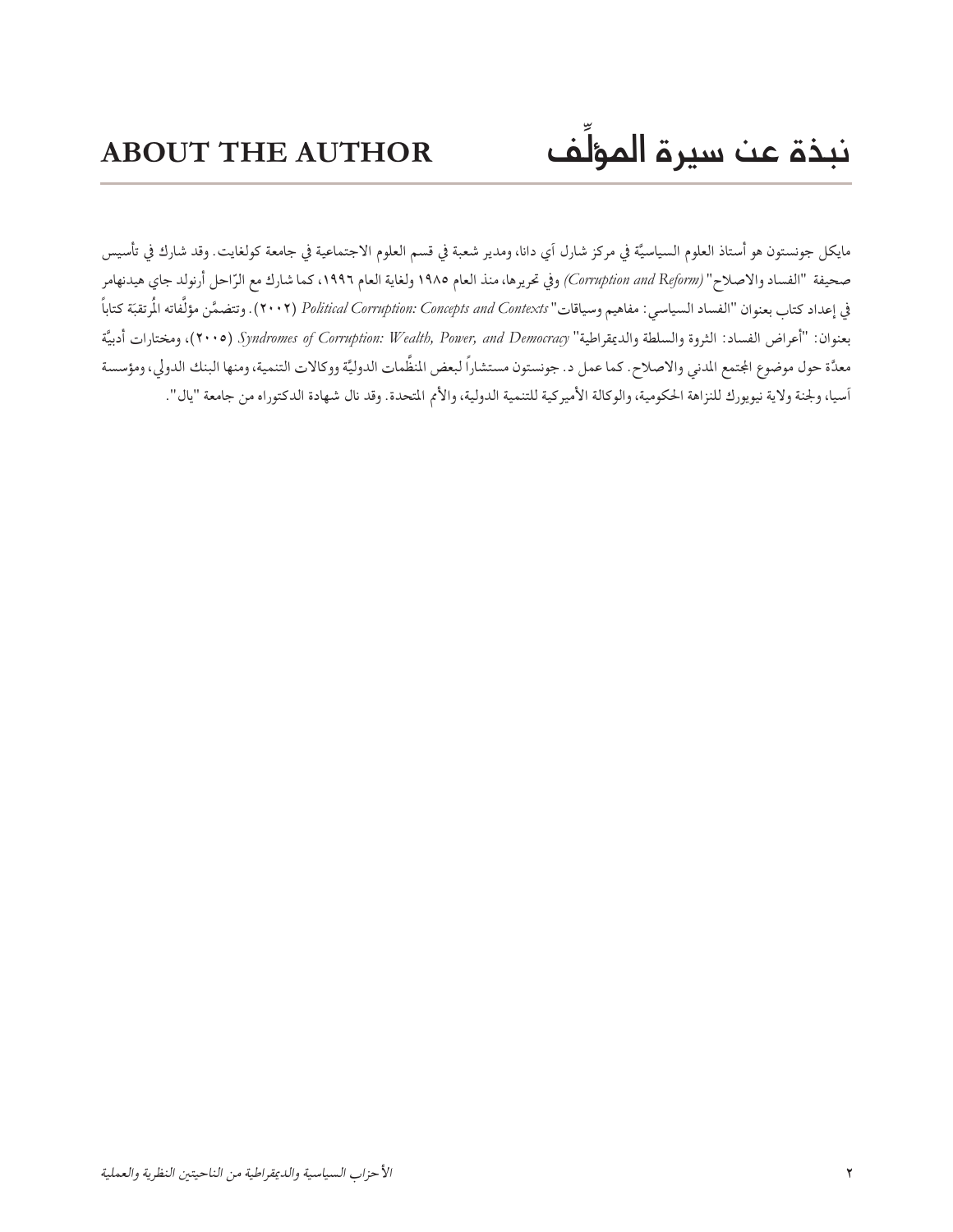# نبذة عن سيرة المؤلِّف ABOUT THE AUTHOR

مايكل جونستون هو أستاذ العلوم السياسيّة في مركز شارل آي دانا، ومدير شعبة في قسم العلوم الاجتماعية في جامعة كولغايت. وقد شارك في تأسيس صحيفة "الفساد والاصلاح" *(Corruption and Reform)* وفي تحريرها، منذ العام ١٩٨٥ ولغاية العام ١٩٩٦، كما شارك مع الرّاحل أرنولد جاي هيدنهامر في إعداد كتاب بعنوان "الفساد السياسي: مفاهيم وسياقات" *Political Corruption: Concepts and Contexts* (٢٠٠٢). وتتضمَّن مؤلَّفاته المُرتقبَة كتاباً بعنوان: "أعراض الفساد: الثروة والسلطة والديمقراطية" *Syndromes of Corruption: Wealth, Power, and Democracy.* (٢٠٠٥)، ومختارات أدبيَّة معدَّة حول موضوع المجتمع المدني والاصلاح. كما عمل د. جونستون مستشاراً لبعض المنظَّمات الدوليَّة ووكالات التنمية، ومنها البنك الدولي، ومؤسسة آسيا، ولجنة ولاية نيويورك للنزاهة الحكومية، والوكالة الأميركية للتنمية الدولية، والأمم المتحدة. وقد نال شهادة الدكتوراه من جامعة "يال".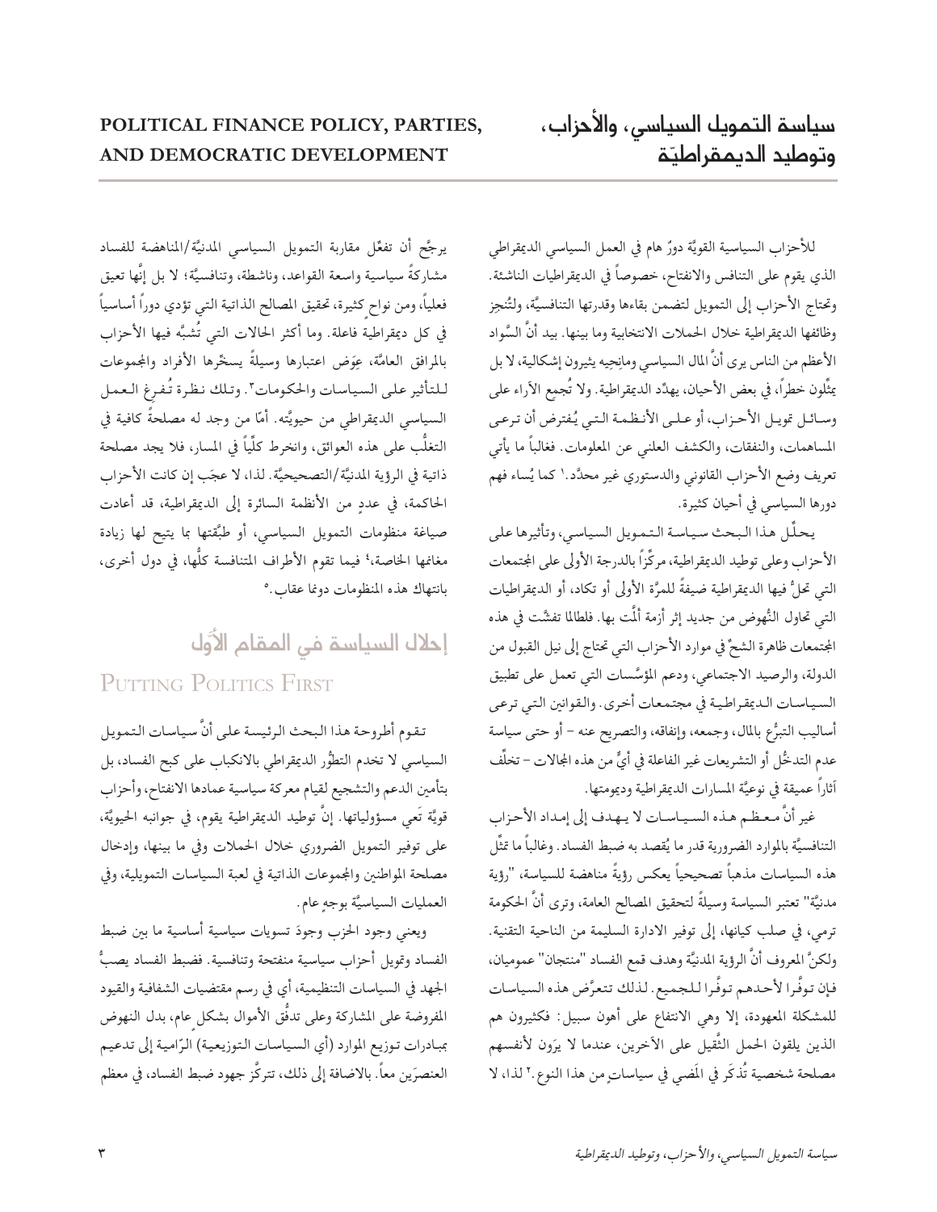# سياسة التمويل السياسي، والأحزاب، وتوطيد الديمقراطيّة

# POLITICAL FINANCE POLICY, PARTIES, AND DEMOCRATIC DEVELOPMENT

للأحزاب السياسية القويَّة دورٌ هام في العمل السياسي الديمقراطي الذي يقوم على التنافس والانفتاح، خصوصاً في الديمقراطيات الناشئة. وتحتاج الأحزاب إلى التمويل لتضمن بقاءها وقدرتها التنافسيَّة، ولتُنجز وظائفها الديمقراطية خلال الحملات الانتخابية وما بينها. بيد أنَّ السَّواد الأعظم من الناس يرى أنَّ المال السياسي ومانحيه يثيرون إشكالية، لا بل يمثِّلون خطراً، في بعض الأحيان، يهدِّد الديمقراطية. ولا تُجمع الآراء على وسائل تمويل الأحزاب، أو على الأنظمة التي يُفترض أن ترعى المساهمات، والنفقات، والكشف العلني عن المعلومات. فغالباً ما يأتي تعريف وضع الأحزاب القانوني والدستوري غير محدَّد.[١] كما يُساء فهم دورها السياسي في أحيان كثيرة.

يحلِّل هذا البحث سياسة التمويل السياسي، وتأثيرها على الأحزاب وعلى توطيد الديمقراطية، مركِّزاً بالدرجة الأولى على المجتمعات التي تحلُّ فيها الديمقراطية ضيفةً للمرَّة الأولى أو تكاد، أو الديمقراطيات التي تحاول النُّهوض من جديد إثر أزمة ألمَّت بها. فلطالما تفشَّت في هذه المجتمعات ظاهرة الشحِّ في موارد الأحزاب التي تحتاج إلى نيل القبول من الدولة، والرصيد الاجتماعي، ودعم المؤسَّسات التي تعمل على تطبيق السياسات الديمقراطية في مجتمعات أخرى. والقوانين التي ترعى أساليب التبرُّع بالمال، وجمعه، وإنفاقه، والتصريح عنه – أو حتى سياسة عدم التدخُّل أو التشريعات غير الفاعلة في أيٍّ من هذه المجالات – تخلِّف آثاراً عميقة في نوعيَّة المسارات الديمقراطية وديمومتها.

غير أنَّ معظم هذه السياسات لا يهدف إلى إمداد الأحزاب التنافسيَّة بالموارد الضرورية قدر ما يُقصد به ضبط الفساد. وغالباً ما تمثِّل هذه السياسات مذهباً تصحيحياً يعكس رؤيةً مناهضة للسياسة، "رؤية مدنيَّة" تعتبر السياسة وسيلةً لتحقيق المصالح العامة، وترى أنَّ الحكومة ترمي، في صلب كيانها، إلى توفير الادارة السليمة من الناحية التقنية. ولكنَّ المعروف أنَّ الرؤية المدنيَّة وهدف قمع الفساد "منتجان" عموميان، فإن توفَّرا لأحدهم توفَّرا للجميع. لذلك تتعرَّض هذه السياسات للمشكلة المعهودة، إلا وهي الانتفاع على أهون سبيل: فكثيرون هم الذين يلقون الحمل الثَّقيل على الآخرين، عندما لا يرَون لأنفسهم مصلحة شخصية تُذكَر في المَضي في سياساتٍ من هذا النوع.[٢] لذا، لا يرجَّح أن تفعِّل مقاربة التمويل السياسي المدنيَّة/المناهضة للفساد مشاركةً سياسية واسعة القواعد، وناشطة، وتنافسيَّة؛ لا بل إنَّها تعيق فعلياً، ومن نواحٍ كثيرة، تحقيق المصالح الذاتية التي تؤدي دوراً أساسياً في كل ديمقراطية فاعلة. وما أكثر الحالات التي تُشبَّه فيها الأحزاب بالمرافق العامَّة، عوَض اعتبارها وسيلةً يسخِّرها الأفراد والمجموعات للتأثير على السياسات والحكومات[٣]. وتلك نظرة تُفرغ العمل السياسي الديمقراطي من حيويَّته. أمّا من وجد له مصلحةً كافية في التغلُّب على هذه العوائق، وانخرط كلِّياً في المسار، فلا يجد مصلحة ذاتية في الرؤية المدنيَّة/التصحيحيَّة. لذا، لا عجَب إن كانت الأحزاب الحاكمة، في عددٍ من الأنظمة السائرة إلى الديمقراطية، قد أعادت صياغة منظومات التمويل السياسي، أو طبَّقتها بما يتيح لها زيادة مغانمها الخاصة،[٤] فيما تقوم الأطراف المتنافسة كلُّها، في دول أخرى، بانتهاك هذه المنظومات دونما عقاب.[٥]

## إحلال السياسة في المقام الأوَّل

## Putting Politics First

تقوم أطروحة هذا البحث الرئيسة على أنَّ سياسات التمويل السياسي لا تخدم التطوُّر الديمقراطي بالانكباب على كبح الفساد، بل بتأمين الدعم والتشجيع لقيام معركة سياسية عمادها الانفتاح، وأحزاب قويَّة تَعي مسؤولياتها. إنَّ توطيد الديمقراطية يقوم، في جوانبه الحيويَّة، على توفير التمويل الضروري خلال الحملات وفي ما بينها، وإدخال مصلحة المواطنين والمجموعات الذاتية في لعبة السياسات التمويلية، وفي العمليات السياسيَّة بوجهٍ عام.

ويعني وجود الحزب وجودَ تسويات سياسية أساسية ما بين ضبط الفساد وتمويل أحزاب سياسية منفتحة وتنافسية. فضبط الفساد يصبُّ الجهد في السياسات التنظيمية، أي في رسم مقتضيات الشفافية والقيود المفروضة على المشاركة وعلى تدفُّق الأموال بشكلٍ عام، بدل النهوض بمبادرات توزيع الموارد (أي السياسات التوزيعية) الرّامية إلى تدعيم العنصرَين معاً. بالاضافة إلى ذلك، تتركَّز جهود ضبط الفساد، في معظم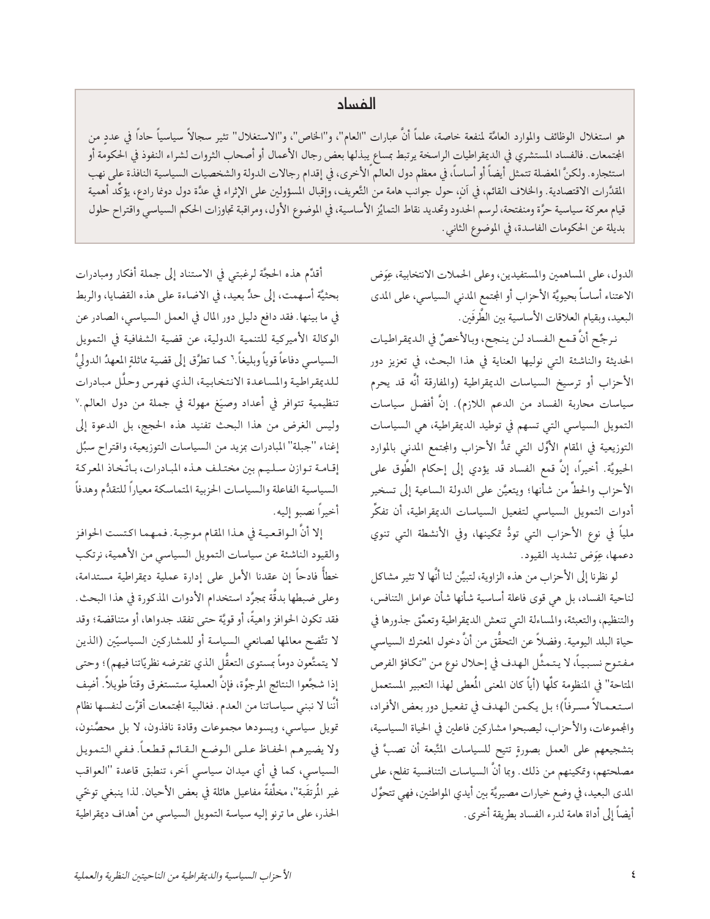## الفساد

هو استغلال الوظائف والموارد العامّة لمنفعة خاصة، علماً أنّ عبارات "العام"، و"الخاص"، و"الاستغلال" تثير سجالاً سياسياً حاداً في عددٍ من المجتمعات. فالفساد المستشري في الديمقراطيات الراسخة يرتبط بمساعٍ يبذلها بعض رجال الأعمال أو أصحاب الثروات لشراء النفوذ في الحكومة أو استئجاره. ولكنّ المعضلة تتمثل أيضاً أو أساساً، في معظم دول العالم الأخرى، في إقدام رجالات الدولة والشخصيات السياسية النافذة على نهب المقدَّرات الاقتصادية. والخلاف القائم، في آنٍ، حول جوانب هامة من التّعريف، وإقبال المسؤولين على الإثراء في عدّة دول دونما رادع، يؤكّد أهمية قيام معركة سياسية حرّة ومنفتحة، لرسم الحدود وتحديد نقاط التمايُز الأساسية، في الموضوع الأول، ومراقبة تجاوزات الحكم السياسي واقتراح حلول بديلة عن الحكومات الفاسدة، في الموضوع الثاني.

الدول، على المساهمين والمستفيدين، وعلى الحملات الانتخابية، عِوَض الاعتناء أساساً بحيويّة الأحزاب أو المجتمع المدني السياسي، على المدى البعيد، وبقيام العلاقات الأساسية بين الطَّرفَين.

نرجّح أنّ قمع الفساد لن ينجح، وبالأخصّ في الديمقراطيات الحديثة والناشئة التي نوليها العناية في هذا البحث، في تعزيز دور الأحزاب أو ترسيخ السياسات الديمقراطية (والمفارقة أنّه قد يحرم سياسات محاربة الفساد من الدعم اللازم). إنّ أفضل سياسات التمويل السياسي التي تسهم في توطيد الديمقراطية، هي السياسات التوزيعية في المقام الأوّل التي تمدّ الأحزاب والمجتمع المدني بالموارد الحيويّة. أخيراً، إنّ قمع الفساد قد يؤدي إلى إحكام الطُّوق على الأحزاب والحطّ من شأنها؛ ويتعيَّن على الدولة الساعية إلى تسخير أدوات التمويل السياسي لتفعيل السياسات الديمقراطية، أن تفكِّر ملياً في نوع الأحزاب التي تودّ تمكينها، وفي الأنشطة التي تنوي دعمها، عِوَض تشديد القيود.

لو نظرنا إلى الأحزاب من هذه الزاوية، لتبيَّن لنا أنّها لا تثير مشاكل لناحية الفساد، بل هي قوى فاعلة أساسية شأنها شأن عوامل التنافس، والتنظيم، والتعبئة، والمساءلة التي تنعش الديمقراطية وتعمِّق جذورها في حياة البلد اليومية. وفضلاً عن التحقُّق من أنّ دخول المعترك السياسي مفتوح نسبياً، لا يتمثَّل الهدف في إحلال نوع من "تكافؤ الفرص المتاحة" في المنظومة كلِّها (أياً كان المعنى المُعطى لهذا التعبير المستعمل استعمالاً مسرفاً)؛ بل يكمن الهدف في تفعيل دور بعض الأفراد، والمجموعات، والأحزاب، ليصبحوا مشاركين فاعلين في الحياة السياسية، بتشجيعهم على العمل بصورةٍ تتيح للسياسات المتّبعة أن تصبّ في مصلحتهم، وتمكينهم من ذلك. وبما أنّ السياسات التنافسية تفلح، على المدى البعيد، في وضع خيارات مصيريّة بين أيدي المواطنين، فهي تتحوّل أيضاً إلى أداة هامة لدرء الفساد بطريقة أخرى.

أقدِّم هذه الحجّة لرغبتي في الاستناد إلى جملة أفكار ومبادرات بحثيّة أسهمت، إلى حدٍّ بعيد، في الاضاءة على هذه القضايا، والربط في ما بينها. فقد دافع دليل دور المال في العمل السياسي، الصادر عن الوكالة الأميركية للتنمية الدولية، عن قضية الشفافية في التمويل السياسي دفاعاً قوياً وبليغاً.[٦] كما تطرَّق إلى قضية مماثلة المعهدُ الدوليُّ للديمقراطية والمساعدة الانتخابية، الذي فهرس وحلَّل مبادرات تنظيمية تتوافر في أعداد وصيَغ مهولة في جملة من دول العالم.[٧] وليس الغرض من هذا البحث تفنيد هذه الحجج، بل الدعوة إلى إغناء "جبلة" المبادرات بمزيد من السياسات التوزيعية، واقتراح سبُل إقامة توازن سليم بين مختلف هذه المبادرات، باتِّخاذ المعركة السياسية الفاعلة والسياسات الحزبية المتماسكة معياراً للتقدُّم وهدفاً أخيراً نصبو إليه.

إلا أنّ الواقعية في هذا المقام موجبة. فمهما اكتست الحوافز والقيود الناشئة عن سياسات التمويل السياسي من الأهمية، نرتكب خطأً فادحاً إن عقدنا الأمل على إدارة عملية ديمقراطية مستدامة، وعلى ضبطها بدقّة بمجرَّد استخدام الأدوات المذكورة في هذا البحث. فقد تكون الحوافز واهية، أو قويَّة حتى تفقد جدواها، أو متناقضة؛ وقد لا تتَّضح معالمها لصانعي السياسة أو للمشاركين السياسيّين (الذين لا يتمتَّعون دوماً بمستوى التعقُّل الذي تفترضه نظريّاتنا فيهم)؛ وحتى إذا شجّعوا النتائج المرجوّة، فإنّ العملية ستستغرق وقتاً طويلاً. أضِف أنّنا لا نبني سياساتنا من العدم. فغالبية المجتمعات أقرَّت لنفسها نظام تمويل سياسي، ويسودها مجموعات وقادة نافذون، لا بل محصَّنون، ولا يضيرهم الحفاظ على الوضع القائم قطعاً. ففي التمويل السياسي، كما في أي ميدان سياسي آخر، تنطبق قاعدة "العواقب غير المُرتقَبة"، مخلِّفةً مفاعيل هائلة في بعض الأحيان. لذا ينبغي توخّي الحذر، على ما ترنو إليه سياسة التمويل السياسي من أهداف ديمقراطية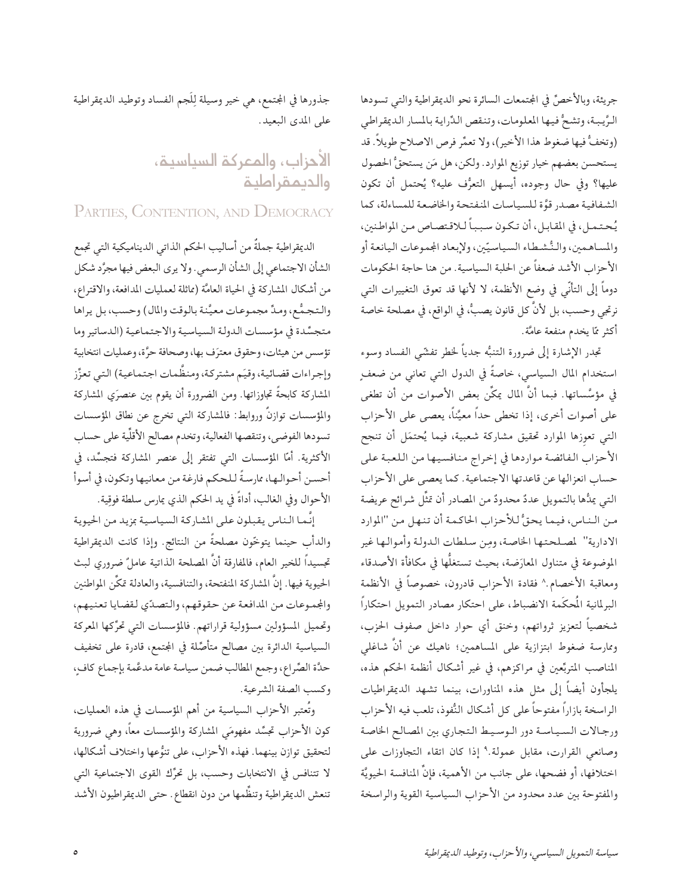جريئة، وبالأخصّ في المجتمعات السائرة نحو الديمقراطية والتي تسودها الرِّيبة، وتشحُّ فيها المعلومات، وتنقص الدِّراية بالمسار الديمقراطي (وتخفُّ فيها ضغوط هذا الأخير)، ولا تعمِّر فرص الاصلاح طويلاً. قد يستحسن بعضهم خيار توزيع الموارد. ولكن، هل مَن يستحقُّ الحصول عليها؟ وفي حال وجوده، أيسهل التعرُّف عليه؟ يُحتمل أن تكون الشفافية مصدر قوَّة للسياسات المنفتحة والخاضعة للمساءلة، كما يُحتمل، في المقابل، أن تكون سبباً للاقتصاص من المواطنين، والمساهمين، والنُّشطاء السياسيّين، ولإبعاد المجموعات اليانعة أو الأحزاب الأشد ضعفاً عن الحلبة السياسية. من هنا حاجة الحكومات دوماً إلى التأنِّي في وضع الأنظمة، لا لأنها قد تعوق التغييرات التي نرتجي وحسب، بل لأنَّ كل قانون يصبُّ، في الواقع، في مصلحة خاصة أكثر ممّا يخدم منفعة عامَّة.

تجدر الإشارة إلى ضرورة التنبُّه جدياً لخطر تفشّي الفساد وسوء استخدام المال السياسي، خاصةً في الدول التي تعاني من ضعفٍ في مؤسَّساتها. فبما أنَّ المال يمكِّن بعض الأصوات من أن تطغى على أصوات أخرى، إذا تخطى حداً معيَّناً، يعصى على الأحزاب التي تعوزها الموارد تحقيق مشاركة شعبية، فيما يُحتمَل أن تنجح الأحزاب الفائضة مواردها في إخراج منافسيها من اللعبة على حساب انعزالها عن قاعدتها الاجتماعية. كما يعصى على الأحزاب التي يمدُّها بالتمويل عددٌ محدودٌ من المصادر أن تمثِّل شرائح عريضة من الناس، فيما يحقُّ للأحزاب الحاكمة أن تنهل من "الموارد الادارية" لمصلحتها الخاصة، ومِن سلطات الدولة وأموالها غير الموضوعة في متناول المعارَضة، بحيث تستغلُّها في مكافأة الأصدقاء ومعاقبة الأخصام.[8] فقادة الأحزاب قادرون، خصوصاً في الأنظمة البرلمانية المُحكَمة الانضباط، على احتكار مصادر التمويل احتكاراً شخصياً لتعزيز ثرواتهم، وخنق أي حوار داخل صفوف الحزب، وممارسة ضغوط ابتزازية على المساهمين؛ ناهيك عن أنَّ شاغلي المناصب المتربِّعين في مراكزهم، في غير أشكال أنظمة الحكم هذه، يلجأون أيضاً إلى مثل هذه المناورات، بينما تشهد الديمقراطيات الراسخة بازاراً مفتوحاً على كل أشكال النُّفوذ، تلعب فيه الأحزاب ورجالات السياسة دور الوسيط التجاري بين المصالح الخاصة وصانعي القرارت، مقابل عمولة.[9] إذا كان اتقاء التجاوزات على اختلافها، أو فضحها، على جانب من الأهمية، فإنَّ المنافسة الحيويَّة والمفتوحة بين عدد محدود من الأحزاب السياسية القوية والراسخة جذورها في المجتمع، هي خير وسيلة لِلَجم الفساد وتوطيد الديمقراطية على المدى البعيد.

## الأحزاب، والمعركة السياسية، والديمقراطية

## Parties, Contention, and Democracy

الديمقراطية جملةٌ من أساليب الحكم الذاتي الديناميكية التي تجمع الشأن الاجتماعي إلى الشأن الرسمي. ولا يرى البعض فيها مجرَّد شكل من أشكال المشاركة في الحياة العامَّة (مماثلة لعمليات المدافعة، والاقتراع، والتجمُّع، ومدِّ مجموعات معيَّنة بالوقت والمال) وحسب، بل يراها متجسِّدة في مؤسسات الدولة السياسية والاجتماعية (الدساتير وما تؤسس من هيئات، وحقوق معترَف بها، وصحافة حرَّة، وعمليات انتخابية وإجراءات قضائية، وقيَم مشتركة، ومنظَّمات اجتماعية) التي تعزِّز المشاركة كابحةً تجاوزاتها. ومن الضرورة أن يقوم بين عنصرَي المشاركة والمؤسسات توازنٌ وروابط: فالمشاركة التي تخرج عن نطاق المؤسسات تسودها الفوضى، وتنقصها الفعالية، وتخدم مصالح الأقلِّية على حساب الأكثرية. أمّا المؤسسات التي تفتقر إلى عنصر المشاركة فتجسِّد، في أحسن أحوالها، ممارسةً للحكم فارغة من معانيها وتكون، في أسوأ الأحوال وفي الغالب، أداةً في يد الحكم الذي يمارس سلطة فوقية.

إنَّما الناس يقبلون على المشاركة السياسية بمزيد من الحيوية والدأب حينما يتوخّون مصلحةً من النتائج. وإذا كانت الديمقراطية تجسيداً للخير العام، فالمفارقة أنَّ المصلحة الذاتية عاملٌ ضروري لبث الحيوية فيها. إنَّ المشاركة المنفتحة، والتنافسية، والعادلة تمكِّن المواطنين والمجموعات من المدافعة عن حقوقهم، والتصدّي لقضايا تعنيهم، وتحميل المسؤولين مسؤولية قراراتهم. فالمؤسسات التي تحرِّكها المعركة السياسية الدائرة بين مصالح متأصِّلة في المجتمع، قادرة على تخفيف حدَّة الصِّراع، وجمع المطالب ضمن سياسة عامة مدعَّمة بإجماع كافٍ، وكسب الصفة الشرعية.

وتُعتبر الأحزاب السياسية من أهم المؤسسات في هذه العمليات، كون الأحزاب تجسِّد مفهومَي المشاركة والمؤسسات معاً، وهي ضرورية لتحقيق توازن بينهما. فهذه الأحزاب، على تنوُّعها واختلاف أشكالها، لا تتنافس في الانتخابات وحسب، بل تحرِّك القوى الاجتماعية التي تنعش الديمقراطية وتنظِّمها من دون انقطاع. حتى الديمقراطيون الأشد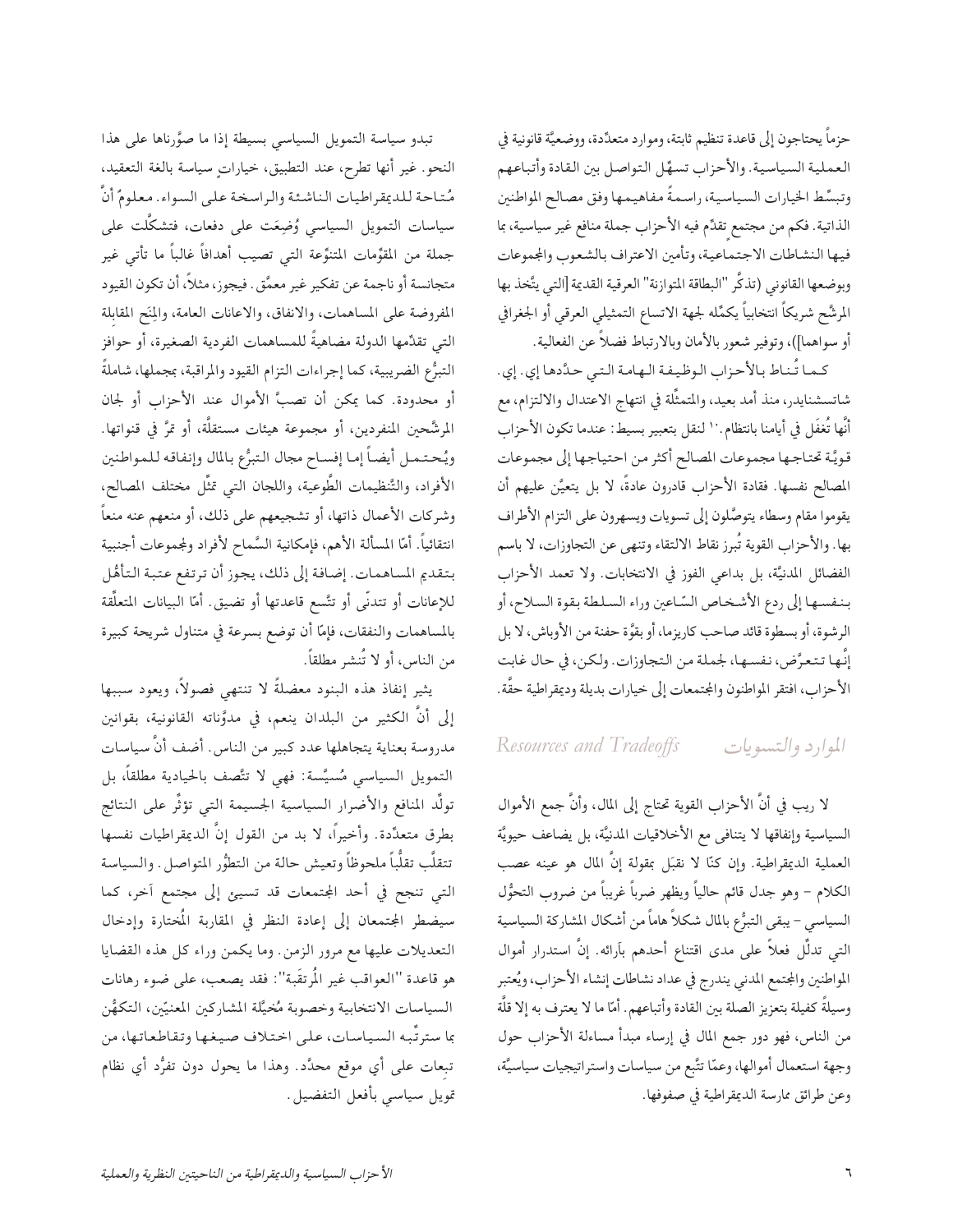حزماً يحتاجون إلى قاعدة تنظيم ثابتة، وموارد متعدّدة، ووضعيَّة قانونية في العملية السياسية. والأحزاب تسهِّل التواصل بين القادة وأتباعهم وتبسّط الخيارات السياسية، راسمةً مفاهيمها وفق مصالح المواطنين الذاتية. فكم من مجتمعٍ تقدِّم فيه الأحزاب جملة منافع غير سياسية، بما فيها النشاطات الاجتماعية، وتأمين الاعتراف بالشعوب والمجموعات وبوضعها القانوني (تذكَّر "البطاقة المتوازنة" العرقية القديمة [التي يتَّخذ بها المرشَّح شريكاً انتخابياً يكمِّله لجهة الاتساع التمثيلي العرقي أو الجغرافي أو سواهما])، وتوفير شعور بالأمان وبالارتباط فضلاً عن الفعالية.

كما تُناط بالأحزاب الوظيفة الهامة التي حدّدها إي. إي. شاتسشنايدر، منذ أمد بعيد، والمتمثِّلة في انتهاج الاعتدال والالتزام، مع أنَّها تُغفَل في أيامنا بانتظام.[١٠] لنقل بتعبير بسيط: عندما تكون الأحزاب قويَّة تحتاجها مجموعات المصالح أكثر من احتياجها إلى مجموعات المصالح نفسها. فقادة الأحزاب قادرون عادةً، لا بل يتعيَّن عليهم أن يقوموا مقام وسطاء يتوصَّلون إلى تسويات ويسهرون على التزام الأطراف بها. والأحزاب القوية تُبرز نقاط الالتقاء وتنهى عن التجاوزات، لا باسم الفضائل المدنيَّة، بل بداعي الفوز في الانتخابات. ولا تعمد الأحزاب بنفسها إلى ردع الأشخاص السّاعين وراء السلطة بقوة السلاح، أو الرشوة، أو بسطوة قائد صاحب كاريزما، أو بقوَّة حفنة من الأوباش، لا بل إنَّها تتعرَّض، نفسها، لجملة من التجاوزات. ولكن، في حال غابت الأحزاب، افتقر المواطنون والمجتمعات إلى خيارات بديلة وديمقراطية حقَّة.

## الموارد والتسويات *Resources and Tradeoffs*

لا ريب في أنَّ الأحزاب القوية تحتاج إلى المال، وأنَّ جمع الأموال السياسية وإنفاقها لا يتنافى مع الأخلاقيات المدنيَّة، بل يضاعف حيويَّة العملية الديمقراطية. وإن كنّا لا نقبَل بمقولة إنَّ المال هو عينه عصب الكلام – وهو جدل قائم حالياً ويظهر ضرباً غريباً من ضروب التحوُّل السياسي – يبقى التبرُّع بالمال شكلاً هاماً من أشكال المشاركة السياسية التي تدلّل فعلاً على مدى اقتناع أحدهم بآرائه. إنَّ استدرار أموال المواطنين والمجتمع المدني يندرج في عداد نشاطات إنشاء الأحزاب، ويُعتبر وسيلةً كفيلة بتعزيز الصلة بين القادة وأتباعهم. أمّا ما لا يعترف به إلا قلَّة من الناس، فهو دور جمع المال في إرساء مبدأ مساءلة الأحزاب حول وجهة استعمال أموالها، وعمّا تتَّبع من سياسات واستراتيجيات سياسيَّة، وعن طرائق ممارسة الديمقراطية في صفوفها.

تبدو سياسة التمويل السياسي بسيطة إذا ما صوَّرناها على هذا النحو. غير أنها تطرح، عند التطبيق، خياراتٍ سياسة بالغة التعقيد، مُتاحة للديمقراطيات الناشئة والراسخة على السواء. معلومٌ أنَّ سياسات التمويل السياسي وُضِعَت على دفعات، فتشكَّلت على جملة من المقوِّمات المتنوِّعة التي تصيب أهدافاً غالباً ما تأتي غير متجانسة أو ناجمة عن تفكير غير معمَّق. فيجوز، مثلاً، أن تكون القيود المفروضة على المساهمات، والانفاق، والاعانات العامة، والمِنَح المقابِلة التي تقدِّمها الدولة مضاهيةً للمساهمات الفردية الصغيرة، أو حوافز التبرُّع الضريبية، كما إجراءات التزام القيود والمراقبة، بمجملها، شاملةً أو محدودة. كما يمكن أن تصبَّ الأموال عند الأحزاب أو لجان المرشَّحين المنفردين، أو مجموعة هيئات مستقلَّة، أو تمرَّ في قنواتها. ويُحتمل أيضاً إما إفساح مجال التبرُّع بالمال وإنفاقه للمواطنين الأفراد، والتَّنظيمات الطَّوعية، واللجان التي تمثِّل مختلف المصالح، وشركات الأعمال ذاتها، أو تشجيعهم على ذلك، أو منعهم عنه منعاً انتقائياً. أمّا المسألة الأهم، فإمكانية السَّماح لأفراد ولمجموعات أجنبية بتقديم المساهمات. إضافة إلى ذلك، يجوز أن ترتفع عتبة التأهُّل للإعانات أو تتدنّى أو تتَّسع قاعدتها أو تضيق. أمّا البيانات المتعلّقة بالمساهمات والنفقات، فإمّا أن توضع بسرعة في متناول شريحة كبيرة من الناس، أو لا تُنشر مطلقاً.

يثير إنفاذ هذه البنود معضلةً لا تنتهي فصولاً، ويعود سببها إلى أنَّ الكثير من البلدان ينعم، في مدوَّناته القانونية، بقوانين مدروسة بعناية يتجاهلها عدد كبير من الناس. أضف أنَّ سياسات التمويل السياسي مُسيَّسة: فهي لا تتَّصف بالحيادية مطلقاً، بل تولِّد المنافع والأضرار السياسية الجسيمة التي تؤثِّر على النتائج بطرق متعدِّدة. وأخيراً، لا بد من القول إنَّ الديمقراطيات نفسها تتقلَّب تقلُّباً ملحوظاً وتعيش حالة من التطوُّر المتواصل. والسياسة التي تنجح في أحد المجتمعات قد تسيئ إلى مجتمع آخر، كما سيضطر المجتمعان إلى إعادة النظر في المقاربة المُختارة وإدخال التعديلات عليها مع مرور الزمن. وما يكمن وراء كل هذه القضايا هو قاعدة "العواقب غير المُرتقَبة": فقد يصعب، على ضوء رهانات السياسات الانتخابية وخصوبة مُخيِّلة المشاركين المعنيّين، التكهُّن بما سترتِّبه السياسات، على اختلاف صيغها وتقاطعاتها، من تبعات على أي موقع محدَّد. وهذا ما يحول دون تفرُّد أي نظام تمويل سياسي بأفعل التفصيل.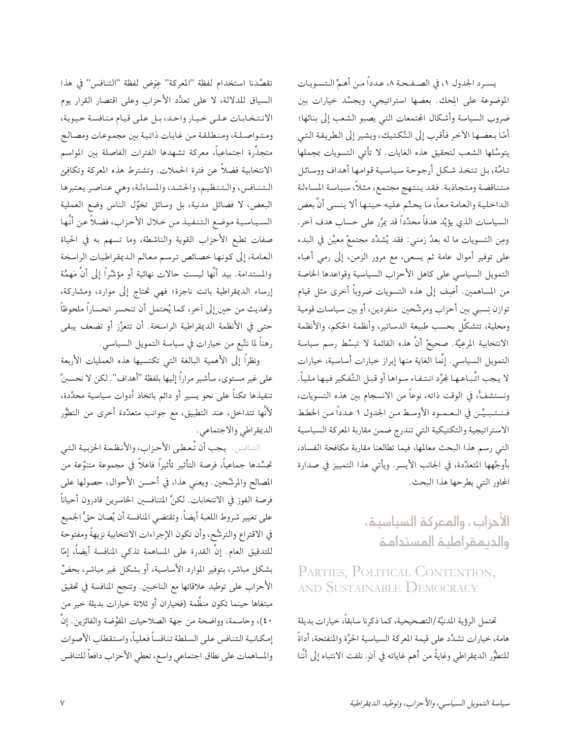يسرد الجدول ١، في الصفحة ٨، عدداً من أهمِّ التسويات الموضوعة على المِحك. بعضها استراتيجي، ويجسِّد خيارات بين ضروب السياسة وأشكال المجتمعات التي يصبو الشعب إلى بنائها؛ أمّا بعضها الآخر فأقرب إلى التَّكتيك، ويشير إلى الطريقة التي يتوسَّلها الشعب لتحقيق هذه الغايات. لا تأتي التسويات بمجملها تامَّة، بل تتخذ شكل أرجوحة سياسية قوامها أهداف ووسائل متناقضة ومتجاذبة. فقد ينتهج مجتمع، مثلاً، سياسة المساءلة الداخلية والعامة معاً، ما يحتِّم عليه حينها ألا ينسى أنَّ بعض السياسات الذي يؤيِّد هدفاً محدَّداً قد يَمُرُّ على حساب هدف آخر. ومن التسويات ما له بعدٌ زمني: فقد يُشدِّد مجتمعٌ معيَّن في البدء على توفير أموال عامة ثم يسعى، مع مرور الزمن، إلى رمي أعباء التمويل السياسي على كاهل الأحزاب السياسية وقواعدها الخاصة من المساهمين. أضِف إلى هذه التسويات ضروباً أخرى مثل قيام توازن نسبي بين أحزاب ومرشَّحين منفردين، أو بين سياسات قومية ومحلية، تتشكَّل بحسب طبيعة الدساتير، وأنظمة الحكم، والأنظمة الانتخابية المرعيَّة. صحيحٌ أنَّ هذه القائمة لا تبسِّط رسم سياسة التمويل السياسي. إنَّما الغاية منها إبراز خيارات أساسية، خيارات لا يجب اتِّباعها لمجرَّد انتفاء سواها أو قبل التَّفكير فيها ملياً. ونستشفُّ، في الوقت ذاته، نوعاً من الانسجام بين هذه التسويات، فنتبيَّن في العمود الأوسط من الجدول ١ عدداً من الخطط الاستراتيجية والتكتيكية التي تندرج ضمن مقاربة المعركة السياسية التي رسم هذا البحث معالمها، فيما تطالعنا مقاربة مكافحة الفساد، بأوجُهها المتعدِّدة، في الجانب الأيسر. ويأتي هذا التمييز في صدارة المحاور التي يطرحها هذا البحث.

## الأحزاب، والمعركة السياسية، والديمقراطية المستدامة

## Parties, Political Contention, and Sustainable Democracy

تحتمل الرؤية المدنيَّة/التصحيحية، كما ذكرنا سابقاً، خيارات بديلة هامة، خيارات تشدِّد على قيمة المعركة السياسية الحرَّة والمنفتحة، أداةً للتطوُّر الديمقراطي وغايةً من أهم غاياته في آنٍ. نلفت الانتباه إلى أنَّنا تقصَّدنا استخدام لفظة "المعركة" عِوَض لفظة "التنافس" في هذا السياق للدلالة، لا على تعدُّد الأحزاب وعلى اقتصار القرار يوم الانتخابات على خيار واحد، بل على قيام منافسة حيوية، ومتواصلة، ومنطلقة من غايات ذاتية بين مجموعات ومصالح متجذِّرة اجتماعياً، معركة تشهدها الفترات الفاصلة بين المواسم الانتخابية فضلاً عن فترة الحملات. وتشترط هذه المعركة وتكافِئ التنافس، والتنظيم، والحشد، والمساءلة، وهي عناصر يعتبرها البعض، لا فضائل مدنية، بل وسائل تخوِّل الناس وضع العملية السياسية موضع التنفيذ من خلال الأحزاب، فضلاً عن أنَّها صفات تطبع الأحزاب القوية والناشطة، وما تسهم به في الحياة العامة، إلى كونها خصائص ترسم معالم الديمقراطيات الراسخة والمستدامة. بيد أنَّها ليست حالات نهائية أو مؤشِّراً إلى أنَّ مَهمَّة إرساء الديمقراطية باتت ناجزة؛ فهي تحتاج إلى موارد، ومشاركة، وتحديث من حينٍ إلى آخر، كما يُحتمل أن تنحسر انحساراً ملحوظاً حتى في الأنظمة الديمقراطية الراسخة. أن تتعزَّز أو تضعف يبقى رهناً لما نتَّبع من خيارات في سياسة التمويل السياسي.

ونظراً إلى الأهمية البالغة التي تكتسبها هذه العمليات الأربعة على غير مستوى، سأشير مراراً إليها بلفظة "أهداف". لكن لا نحسبنَّ تنفيذها ممكناً على نحو يسير أو دائم باتخاذ أدوات سياسية محدَّدة، لأنَّها تتداخل، عند التطبيق، مع جوانب متعدِّدة أخرى من التطوُّر الديمقراطي والاجتماعي.

*التنافس.* يجب أن تُعطى الأحزاب، والأنظمة الحزبية التي تجسِّدها جماعياً، فرصة التأثير تأثيراً فاعلاً في مجموعة متنوِّعة من المصالح والمرشَّحين. ويعني هذا، في أحسن الأحوال، حصولها على فرصة الفوز في الانتخابات. لكنَّ المتنافسين الخاسرين قادرون أحياناً على تغيير شروط اللعبة أيضاً. وتقتضي المنافسة أن يُصان حقُّ الجميع في الاقتراع والترشُّح، وأن تكون الإجراءات الانتخابية نزيهةً ومفتوحة للتدقيق العام. إنَّ القدرة على المساهمة تذكي المنافسة أيضاً، إمّا بشكل مباشر، بتوفير الموارد الأساسية، أو بشكل غير مباشر، بحضِّ الأحزاب على توطيد علاقاتها مع الناخبين. وتنجح المنافسة في تحقيق مبتغاها حينما تكون منظَّمة (فخياران أو ثلاثة خيارات بديلة خير من ٤٠)، وحاسمة، وواضحة من جهة الصلاحيات المفوَّضة والفائزين. إنَّ إمكانية التنافس على السلطة تنافساً فعلياً، واستقطاب الأصوات والمساهمات على نطاق اجتماعي واسع، تعطي الأحزاب دافعاً للتنافس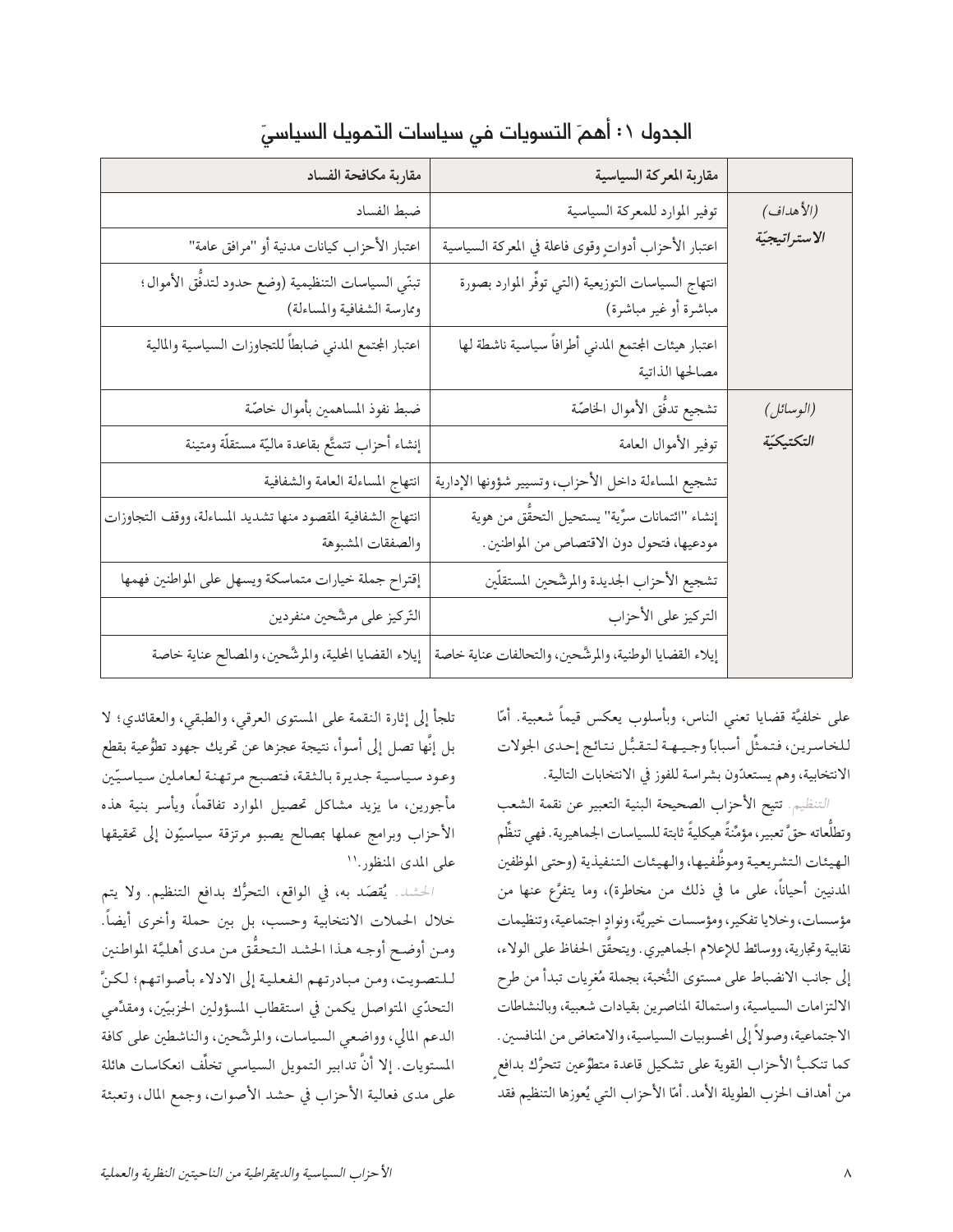## الجدول ١: أهمّ التسويات في سياسات التّمويل السياسيّ

| | مقاربة المعركة السياسية | مقاربة مكافحة الفساد |
|---|---|---|
| *(الأهداف)* **الاستراتيجيّة** | توفير الموارد للمعركة السياسية | ضبط الفساد |
| | اعتبار الأحزاب أدواتٍ وقوى فاعلة في المعركة السياسية | اعتبار الأحزاب كيانات مدنية أو "مرافق عامة" |
| | انتهاج السياسات التوزيعية (التي توفّر الموارد بصورة مباشرة أو غير مباشرة) | تبنّي السياسات التنظيمية (وضع حدود لتدفّق الأموال؛ وممارسة الشفافية والمساءلة) |
| | اعتبار هيئات المجتمع المدني أطرافاً سياسية ناشطة لها مصالحها الذاتية | اعتبار المجتمع المدني ضابطاً للتجاوزات السياسية والمالية |
| *(الوسائل)* **التكتيكيّة** | تشجيع تدفُّق الأموال الخاصّة | ضبط نفوذ المساهمين بأموال خاصّة |
| | توفير الأموال العامة | إنشاء أحزاب تتمتّع بقاعدة ماليّة مستقلّة ومتينة |
| | تشجيع المساءلة داخل الأحزاب، وتسيير شؤونها الإدارية | انتهاج المساءلة العامة والشفافية |
| | إنشاء "ائتمانات سرّية" يستحيل التحقُّق من هوية مودعيها، فتحول دون الاقتصاص من المواطنين. | انتهاج الشفافية المقصود منها تشديد المساءلة، ووقف التجاوزات والصفقات المشبوهة |
| | تشجيع الأحزاب الجديدة والمرشّحين المستقلّين | إقتراح جملة خيارات متماسكة ويسهل على المواطنين فهمها |
| | التركيز على الأحزاب | التّركيز على مرشّحين منفردين |
| | إيلاء القضايا الوطنية، والمرشّحين، والتحالفات عناية خاصة | إيلاء القضايا المحلية، والمرشّحين، والمصالح عناية خاصة |

على خلفيَّة قضايا تعني الناس، وبأسلوب يعكس قيماً شعبية. أمّا للخاسرين، فتمثّل أسباباً وجيهة لتقبُّل نتائج إحدى الجولات الانتخابية، وهم يستعدّون بشراسة للفوز في الانتخابات التالية.

*التنظيم.* تتيح الأحزاب الصحيحة البنية التعبير عن نقمة الشعب وتطلُّعاته حقّ تعبير، مؤمّنةً هيكليةً ثابتة للسياسات الجماهيرية. فهي تنظّم الهيئات التشريعية وموظّفيها، والهيئات التنفيذية (وحتى الموظفين المدنيين أحياناً، على ما في ذلك من مخاطرة)، وما يتفرَّع عنها من مؤسسات، وخلايا تفكير، ومؤسسات خيريَّة، ونوادٍ اجتماعية، وتنظيمات نقابية وتجارية، ووسائط للإعلام الجماهيري. ويتحقّق الحفاظ على الولاء، إلى جانب الانضباط على مستوى النُّخبة، بجملة مُغريات تبدأ من طرح الالتزامات السياسية، واستمالة المناصرين بقيادات شعبية، وبالنشاطات الاجتماعية، وصولاً إلى المحسوبيات السياسية، والامتعاض من المنافسين. كما تنكبُّ الأحزاب القوية على تشكيل قاعدة متطوّعين تتحرَّك بدافعٍ من أهداف الحزب الطويلة الأمد. أمّا الأحزاب التي يُعوزها التنظيم فقد تلجأ إلى إثارة النقمة على المستوى العرقي، والطبقي، والعقائدي؛ لا بل إنّها تصل إلى أسوأ، نتيجة عجزها عن تحريك جهود تطوُّعية بقطع وعود سياسية جديرة بالثقة، فتصبح مرتهنة لعاملين سياسيّين مأجورين، ما يزيد مشاكل تحصيل الموارد تفاقماً، ويأسر بنية هذه الأحزاب وبرامج عملها بمصالح يصبو مرتزقة سياسيّون إلى تحقيقها على المدى المنظور.[١١]

*الحشد.* يُقصَد به، في الواقع، التحرُّك بدافع التنظيم. ولا يتم خلال الحملات الانتخابية وحسب، بل بين حملة وأخرى أيضاً. ومن أوضح أوجه هذا الحشد التحقُّق من مدى أهليَّة المواطنين للتصويت، ومن مبادرتهم الفعلية إلى الادلاء بأصواتهم؛ لكنّ التحدّي المتواصل يكمن في استقطاب المسؤولين الحزبيّين، ومقدّمي الدعم المالي، وواضعي السياسات، والمرشّحين، والناشطين على كافة المستويات. إلا أنّ تدابير التمويل السياسي تخلّف انعكاسات هائلة على مدى فعالية الأحزاب في حشد الأصوات، وجمع المال، وتعبئة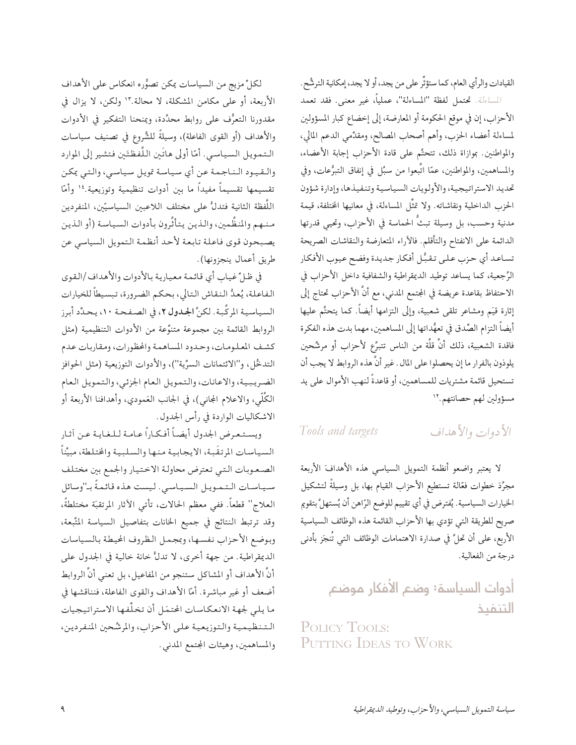القيادات والرأي العام، كما ستؤثّر على من يجد، أو لا يجد، إمكانية الترشُّح.

*المساءلة.* تحتمل لفظة "المساءلة"، عملياً، غير معنى. فقد تعمد الأحزاب، إن في موقع الحكومة أو المعارضة، إلى إخضاع كبار المسؤولين لمساءلة أعضاء الحزب، وأهم أصحاب المصالح، ومقدّمي الدعم المالي، والمواطنين. بموازاة ذلك، تتحتَّم على قادة الأحزاب إجابة الأعضاء، والمساهمين، والمواطنين، عمّا اتَّبعوا من سبُل في إنفاق التبرُّعات، وفي تحديد الاستراتيجية، والأولويات السياسية وتنفيذها، وإدارة شؤون الحزب الداخلية ونقاشاته. ولا تمثِّل المساءلة، في معانيها المختلفة، قيمة مدنية وحسب، بل وسيلة تبثُّ الحماسة في الأحزاب، وتحيي قدرتها الدائمة على الانفتاح والتأقلم. فالآراء المتعارضة والنقاشات الصريحة تساعد أي حزب على تقبُّل أفكار جديدة وفضح عيوب الأفكار الرَّجعية، كما يساعد توطيد الديمقراطية والشفافية داخل الأحزاب في الاحتفاظ بقاعدة عريضة في المجتمع المدني، مع أنَّ الأحزاب تحتاج إلى إثارة قيَم ومشاعر تلقى شعبية، وإلى التزامها أيضاً. كما يتحتَّم عليها أيضاً التزام الصّدق في تعهُّداتها إلى المساهمين، مهما بدت هذه الفكرة فاقدة الشعبية، ذلك أنَّ قلَّة من الناس تتبرَّع لأحزاب أو مرشَّحين يلوذون بالفرار ما إن يحصلوا على المال. غير أنَّ هذه الروابط لا يجب أن تستحيل قائمة مشتريات للمساهمين، أو قاعدةً لنهب الأموال على يد مسؤولين لهم حصانتهم.[١٢]

## الأدوات والأهداف — Tools and targets

لا يعتبر واضعو أنظمة التمويل السياسي هذه الأهدافَ الأربعة مجرَّد خطوات فعّالة تستطيع الأحزاب القيام بها، بل وسيلةً لتشكيل الخيارات السياسية. يُفترض في أي تقييم للوضع الرّاهن أن يُستهلَّ بتقويم صريح للطريقة التي تؤدي بها الأحزاب القائمة هذه الوظائف السياسية الأربع، على أن تحلَّ في صدارة الاهتمامات الوظائف التي تُنجَز بأدنى درجة من الفعالية.

## أدوات السياسة: وضع الأفكار موضع التنفيذ — Policy Tools: Putting Ideas to Work

لكلٍّ مزيج من السياسات يمكن تصوُّره انعكاس على الأهداف الأربعة، أو على مكامن المشكلة، لا محالة.[١٣] ولكن، لا يزال في مقدورنا التعرُّف على روابط محدَّدة، ويمنحنا التفكير في الأدوات والأهداف (أو القوى الفاعلة)، وسيلةً للشُّروع في تصنيف سياسات التمويل السياسي. أمّا أولى هاتَين اللَّفظتَين فتشير إلى الموارد والقيود الناجمة عن أي سياسة تمويل سياسي، والتي يمكن تقسيمها تقسيماً مفيداً ما بين أدوات تنظيمية وتوزيعية.[١٤] وأمّا اللَّفظة الثانية فتدلُّ على مختلف اللاعبين السياسيّين، المنفردين منهم والمنظَّمين، والذين يتأثَّرون بأدوات السياسة (أو الذين يصبحون قوى فاعلة تابعة لأحد أنظمة التمويل السياسي عن طريق أعمال ينجزونها).

في ظلِّ غياب أي قائمة معيارية بالأدوات والأهداف/القوى الفاعلة، يُعدُّ النقاش التالي، بحكم الضرورة، تبسيطاً للخيارات السياسية المركَّبة. لكنَّ **الجدول ٢**، في الصفحة ١٠، يحدِّد أبرز الروابط القائمة بين مجموعة متنوِّعة من الأدوات التنظيمية (مثل كشف المعلومات، وحدود المساهمة والمحظورات، ومقاربات عدم التدخُّل، و"الائتمانات السرّية")، والأدوات التوزيعية (مثل الحوافز الضريبية، والاعانات، والتمويل العام الجزئي، والتمويل العام الكُلّي، والاعلام المجاني)، في الجانب العَمودي، وأهدافنا الأربعة أو الاشكاليات الواردة في رأس الجدول.

ويستعرض الجدول أيضاً أفكاراً عامة للغاية عن آثار السياسات المرتقَبة، الايجابية منها والسلبية والمختلطة، مبيِّناً الصعوبات التي تعترض محاولة الاختيار والجمع بين مختلف سياسات التمويل السياسي. ليست هذه قائمةً بـ"وسائل العلاج" قطعاً. ففي معظم الحالات، تأتي الآثار المرتقبَة مختلطةً، وقد ترتبط النتائج في جميع الخانات بتفاصيل السياسة المتَّبعة، وبوضع الأحزاب نفسها، وبمجمل الظروف المحيطة بالسياسات الديمقراطية. من جهة أخرى، لا تدلُّ خانة خالية في الجدول على أنَّ الأهداف أو المشاكل ستنجو من المفاعيل، بل تعني أنَّ الروابط أضعف أو غير مباشرة. أمّا الأهداف والقوى الفاعلة، فنناقشها في ما يلي لجهة الانعكاسات المحتمَل أن تخلِّفها الاستراتيجيات التنظيمية والتوزيعية على الأحزاب، والمرشَّحين المنفردين، والمساهمين، وهيئات المجتمع المدني.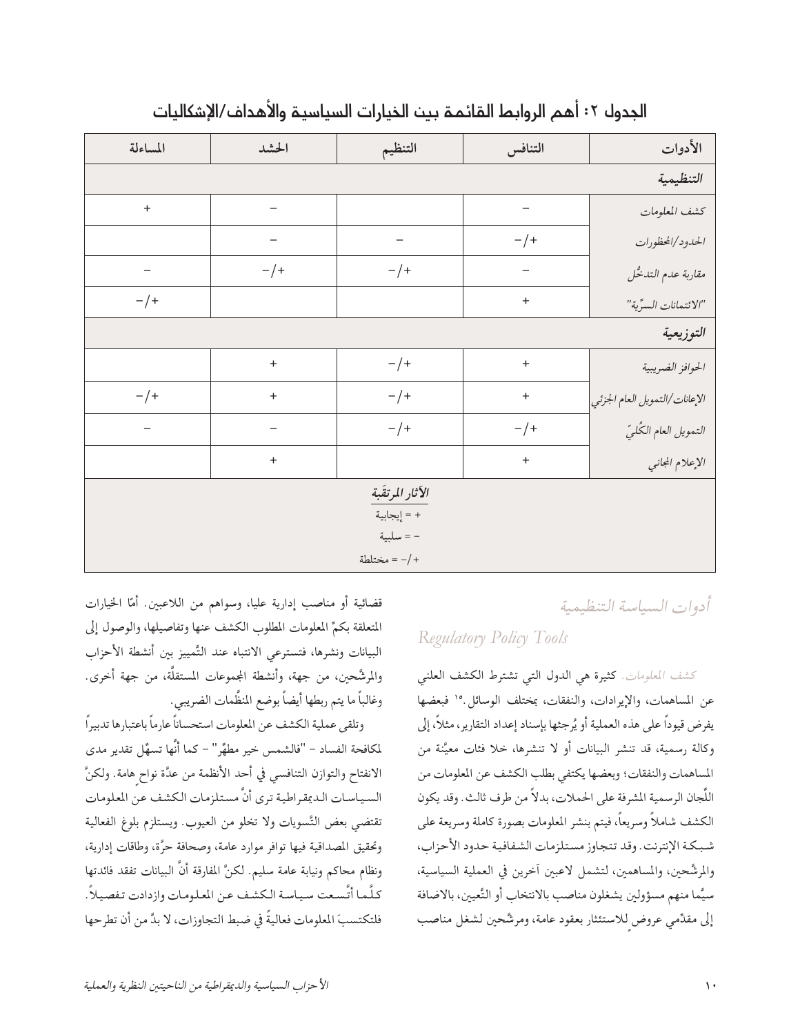## الجدول ٢: أهم الروابط القائمة بين الخيارات السياسية والأهداف/الإشكاليات

| الأدوات | التنافس | التنظيم | الحشد | المساءلة |
|---|---|---|---|---|
| ***التنظيمية*** | | | | |
| *كشف المعلومات* | – | | – | + |
| *الحدود/المحظورات* | +/– | – | – | |
| *مقاربة عدم التدخُّل* | – | +/– | +/– | – |
| *"الائتمانات السرِّية"* | + | | | +/– |
| ***التوزيعية*** | | | | |
| *الحوافز الضريبية* | + | +/– | + | |
| *الإعانات/التمويل العام الجزئي* | + | +/– | + | +/– |
| *التمويل العام الكُليّ* | +/– | +/– | – | – |
| *الإعلام المجاني* | + | | + | |

***الأثار المرتقَبة***

+ = إيجابية

– = سلبية

+/– = مختلطة

### *أدوات السياسة التنظيمية*

### *Regulatory Policy Tools*

*كشف المعلومات.* كثيرة هي الدول التي تشترط الكشف العلني عن المساهمات، والإيرادات، والنفقات، بمختلف الوسائل.[١٥] فبعضها يفرض قيوداً على هذه العملية أو يُجزئها بإسناد إعداد التقارير، مثلاً، إلى وكالة رسمية، قد تنشر البيانات أو لا تنشرها، خلا فئات معيَّنة من المساهمات والنفقات؛ وبعضها يكتفي بطلب الكشف عن المعلومات من اللِّجان الرسمية المشرفة على الحملات، بدلاً من طرف ثالث. وقد يكون الكشف شاملاً وسريعاً، فيتم بنشر المعلومات بصورة كاملة وسريعة على شبكة الإنترنت. وقد تتجاوز مستلزمات الشفافية حدود الأحزاب، والمرشَّحين، والمساهمين، لتشمل لاعبين آخرين في العملية السياسية، سيَّما منهم مسؤولين يشغلون مناصب بالانتخاب أو التَّعيين، بالاضافة إلى مقدِّمي عروضٍ للاستئثار بعقود عامة، ومرشَّحين لشغل مناصب قضائية أو مناصب إدارية عليا، وسواهم من اللاعبين. أمّا الخيارات المتعلقة بكمٍّ المعلومات المطلوب الكشف عنها وتفاصيلها، والوصول إلى البيانات ونشرها، فتسترعي الانتباه عند التَّمييز بين أنشطة الأحزاب والمرشَّحين، من جهة، وأنشطة المجموعات المستقلَّة، من جهة أخرى. وغالباً ما يتم ربطها أيضاً بوضع المنظَّمات الضريبي.

وتلقى عملية الكشف عن المعلومات استحساناً عارماً باعتبارها تدبيراً لمكافحة الفساد – "فالشمس خير مطهِّر" – كما أنَّها تسهِّل تقدير مدى الانفتاح والتوازن التنافسي في أحد الأنظمة من عدَّة نواحٍ هامة. ولكنَّ السياسات الديمقراطية ترى أنَّ مستلزمات الكشف عن المعلومات تقتضي بعض التَّسويات ولا تخلو من العيوب. ويستلزم بلوغ الفعالية وتحقيق المصداقية فيها توافر موارد عامة، وصحافة حرَّة، وطاقات إدارية، ونظام محاكم ونيابة عامة سليم. لكنَّ المفارقة أنَّ البيانات تفقد فائدتها كلَّما أتَّسعت سياسة الكشف عن المعلومات وازدادت تفصيلاً. فلتكتسبَ المعلومات فعاليةً في ضبط التجاوزات، لا بدَّ من أن تطرحها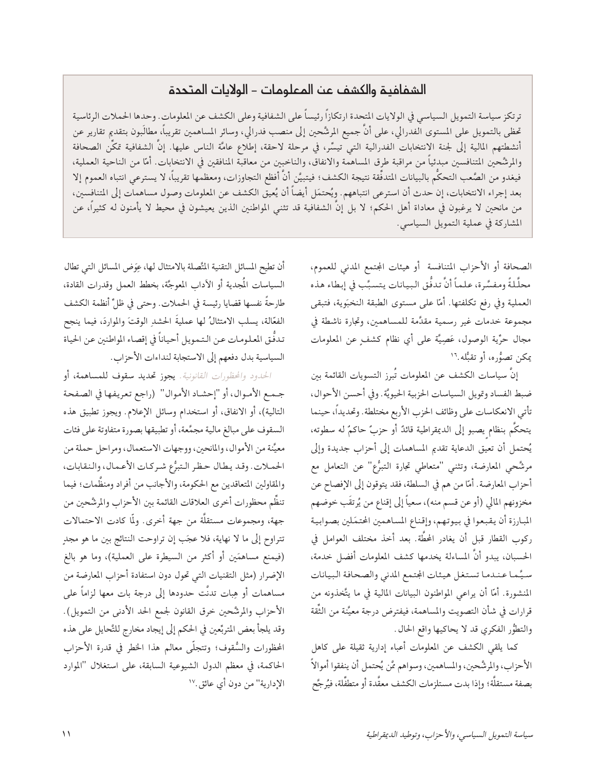## الشفافية والكشف عن المعلومات - الولايات المتحدة

ترتكز سياسة التمويل السياسي في الولايات المتحدة ارتكازاً رئيساً على الشفافية وعلى الكشف عن المعلومات. وحدها الحملات الرئاسية تحظى بالتمويل على المستوى الفدرالي، على أنَّ جميع المرشَّحين إلى منصب فدرالي، وسائر المساهمين تقريباً، مطالَبون بتقديم تقارير عن أنشطتهم المالية إلى لجنة الانتخابات الفدرالية التي تيسِّر، في مرحلة لاحقة، إطلاع عامَّة الناس عليها. إنَّ الشفافية تمكِّن الصحافة والمرشَّحين المتنافسين مبدئياً من مراقبة طرق المساهمة والانفاق، والناخبين من معاقبة المنافقين في الانتخابات. أمّا من الناحية العملية، فيغدو من الصَّعب التحكُّم بالبيانات المتدفِّقة نتيجة الكشف؛ فيتبيَّن أنَّ أفظع التجاوزات، ومعظمها تقريباً، لا يسترعي انتباه العموم إلا بعد إجراء الانتخابات، إن حدث أن استرعى انتباههم. ويُحتمَل أيضاً أن يُعيق الكشف عن المعلومات وصول مساهمات إلى المتنافسين، من مانحين لا يرغبون في معاداة أهل الحكم؛ لا بل إنَّ الشفافية قد تثني المواطنين الذين يعيشون في محيط لا يأمنون له كثيراً، عن المشاركة في عملية التمويل السياسي.

الصحافة أو الأحزاب المتنافسة أو هيئات المجتمع المدني للعموم، محلَّلةً ومفسَّرة، علماً أنَّ تدفُّق البيانات يتسبَّب في إبطاء هذه العملية وفي رفع تكلفتها. أمّا على مستوى الطبقة النخبَوية، فتبقى مجموعة خدمات غير رسمية مقدَّمة للمساهمين، وتجارة ناشطة في مجال حرِّية الوصول، عَصِيَّة على أي نظام كشفٍ عن المعلومات يمكن تصوُّره، أو تقبُّله.[16]

إنَّ سياسات الكشف عن المعلومات تُبرز التسويات القائمة بين ضبط الفساد وتمويل السياسات الحزبية الحيويَّة. وفي أحسن الأحوال، تأتي الانعكاسات على وظائف الحزب الأربع مختلطة. وتحديداً، حينما يتحكَّم بنظام يصبو إلى الديمقراطية قائدٌ أو حزبٌ حاكمٌ له سطوته، يُحتمل أن تعيق الدعاية تقديم المساهمات إلى أحزاب جديدة وإلى مرشَّحي المعارضة، وتثني "متعاطي تجارة التبرُّع" عن التعامل مع أحزاب المعارضة. أمّا من هم في السلطة، فقد يتوقون إلى الإفصاح عن مخزونهم المالي (أو عن قسم منه)، سعياً إلى إقناع من يُرتقَب خوضهم المبارزة أن يقبعوا في بيوتهم، وإقناع المساهمين المحتمَلين بصوابية ركوب القطار قبل أن يغادر المحطَّة. بعد أخذ مختلف العوامل في الحسبان، يبدو أنَّ المساءلة يخدمها كشف المعلومات أفضل خدمة، سيَّما عندما تستغل هيئات المجتمع المدني والصحافة البيانات المنشورة. أمّا أن يراعي المواطنون البيانات المالية في ما يتَّخذونه من قرارات في شأن التصويت والمساهمة، فيفترض درجة معيَّنة من الثِّقة والتطوُّر الفكري قد لا يحاكيها واقع الحال.

كما يلقي الكشف عن المعلومات أعباء إدارية ثقيلة على كاهل الأحزاب، والمرشَّحين، والمساهمين، وسواهم ممَّن يُحتمل أن ينفقوا أموالاً بصفة مستقلَّة؛ وإذا بدت مستلزمات الكشف معقَّدة أو متطفِّلة، فيُرجَّح أن تطيح المسائل التقنية المتَّصلة بالامتثال لها، عِوَض المسائل التي تطال السياسات المُجدية أو الآداب المعوجَّة، بخطط العمل وقدرات القادة، طارحةً نفسها قضايا رئيسة في الحملات. وحتى في ظلِّ أنظمة الكشف الفعّالة، يسلب الامتثالُ لها عمليةَ الحشدِ الوقتَ والمواردَ، فيما ينجح تدفُّق المعلومات عن التمويل أحياناً في إقصاء المواطنين عن الحياة السياسية بدل دفعهم إلى الاستجابة لنداءات الأحزاب.

*الحدود والمحظورات القانونية.* يجوز تحديد سقوف للمساهمة، أو جمع الأموال، أو "إحشاد الأموال" (راجع تعريفها في الصفحة التالية)، أو الانفاق، أو استخدام وسائل الإعلام. ويجوز تطبيق هذه السقوف على مبالغ مالية مجمَّعة، أو تطبيقها بصورة متفاوتة على فئات معيَّنة من الأموال، والمانحين، ووجهات الاستعمال، ومراحل حملة من الحملات. وقد يطال حظر التبرُّع شركات الأعمال، والنقابات، والمقاولين المتعاقدين مع الحكومة، والأجانب من أفراد ومنظَّمات؛ فيما تنظِّم محظورات أخرى العلاقات القائمة بين الأحزاب والمرشَّحين من جهة، ومجموعات مستقلَّة من جهة أخرى. ولَّما كادت الاحتمالات تتراوح إلى ما لا نهاية، فلا عجَب إن تراوحت النتائج بين ما هو مجدٍ (فيمنع مساهمَين أو أكثر من السيطرة على العملية)، وما هو بالغ الإضرار (مثل التقنيات التي تحول دون استفادة أحزاب المعارضة من مساهمات أو هِبات تدنَّت حدودها إلى درجة بات معها لزاماً على الأحزاب والمرشَّحين خرق القانون لجمع الحد الأدنى من التمويل). وقد يلجأ بعض المتربِّعين في الحكم إلى إيجاد مخارج للتَّحايل على هذه المحظورات والسُّقوف؛ وتتجلّى معالم هذا الخطر في قدرة الأحزاب الحاكمة، في معظم الدول الشيوعية السابقة، على استغلال "الموارد الإدارية" من دون أي عائق.[17]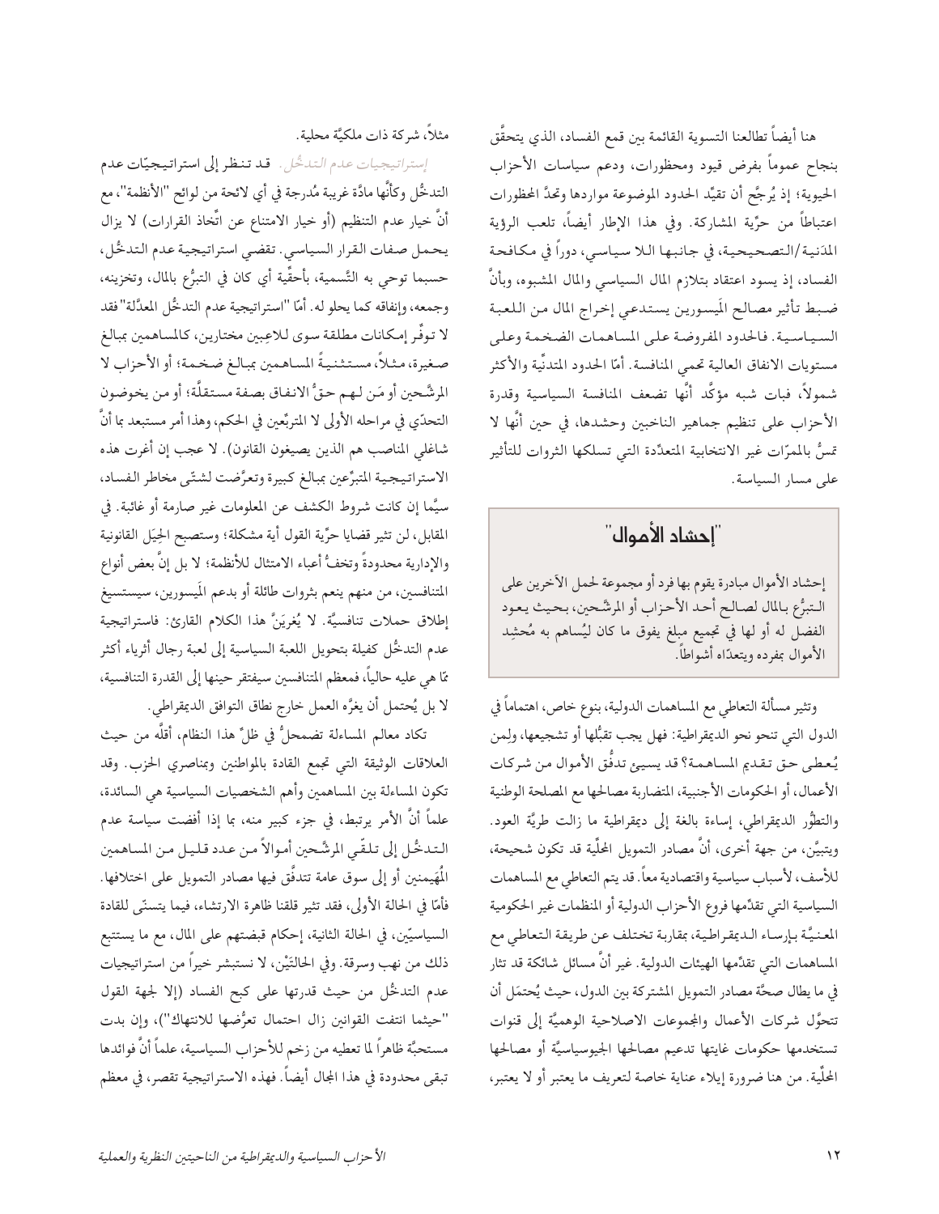هنا أيضاً تطالعنا التسوية القائمة بين قمع الفساد، الذي يتحقَّق بنجاح عموماً بفرض قيود ومحظورات، ودعم سياسات الأحزاب الحيوية؛ إذ يُرجَّح أن تقيِّد الحدود الموضوعة مواردها وتحدَّ المحظورات اعتباطاً من حرِّية المشاركة. وفي هذا الإطار أيضاً، تلعب الرؤية المدَنية/التصحيحية، في جانبها اللا سياسي، دوراً في مكافحة الفساد، إذ يسود اعتقاد بتلازم المال السياسي والمال المشبوه، وبأنَّ ضبط تأثير مصالح الميسورين يستدعي إخراج المال من اللعبة السياسية. فالحدود المفروضة على المساهمات الضخمة وعلى مستويات الانفاق العالية تحمي المنافسة. أمّا الحدود المتدنِّية والأكثر شمولاً، فبات شبه مؤكَّد أنَّها تضعف المنافسة السياسية وقدرة الأحزاب على تنظيم جماهير الناخبين وحشدها، في حين أنَّها لا تمسُّ بالممرّات غير الانتخابية المتعدِّدة التي تسلكها الثروات للتأثير على مسار السياسة.

## "إحشاد الأموال"

إحشاد الأموال مبادرة يقوم بها فرد أو مجموعة لحمل الآخرين على التبرُّع بالمال لصالح أحد الأحزاب أو المرشَّحين، بحيث يعود الفضل له أو لها في تجميع مبلغ يفوق ما كان ليُساهم به مُحشِد الأموال بمفرده ويتعدّاه أشواطاً.

وتثير مسألة التعاطي مع المساهمات الدولية، بنوع خاص، اهتماماً في الدول التي تنحو نحو الديمقراطية: فهل يجب تقبُّلها أو تشجيعها، ولمن يُعطى حق تقديم المساهمة؟ قد يسيئ تدفُّق الأموال من شركات الأعمال، أو الحكومات الأجنبية، المتضاربة مصالحها مع المصلحة الوطنية والتطوُّر الديمقراطي، إساءة بالغة إلى ديمقراطية ما زالت طريَّة العود. ويتبيَّن، من جهة أخرى، أنَّ مصادر التمويل المحلِّية قد تكون شحيحة، للأسف، لأسباب سياسية واقتصادية معاً. قد يتم التعاطي مع المساهمات السياسية التي تقدِّمها فروع الأحزاب الدولية أو المنظمات غير الحكومية المعنيَّة بإرساء الديمقراطية، بمقاربة تختلف عن طريقة التعاطي مع المساهمات التي تقدِّمها الهيئات الدولية. غير أنَّ مسائل شائكة قد تثار في ما يطال صحَّة مصادر التمويل المشتركة بين الدول، حيث يُحتمَل أن تتحوَّل شركات الأعمال والمجموعات الاصلاحية الوهميَّة إلى قنوات تستخدمها حكومات غايتها تدعيم مصالحها الجيوسياسيَّة أو مصالحها المحلِّية. من هنا ضرورة إيلاء عناية خاصة لتعريف ما يعتبر أو لا يعتبر، مثلاً، شركة ذات ملكيَّة محلية.

*إستراتيجيات عدم التدخُّل.* قد تنظر إلى استراتيجيّات عدم التدخُّل وكأنَّها مادَّة غريبة مُدرجة في أي لائحة من لوائح "الأنظمة"، مع أنَّ خيار عدم التنظيم (أو خيار الامتناع عن اتِّخاذ القرارات) لا يزال يحمل صفات القرار السياسي. تقضي استراتيجية عدم التدخُّل، حسبما توحي به التَّسمية، بأحقِّية أي كان في التبرُّع بالمال، وتخزينه، وجمعه، وإنفاقه كما يحلو له. أمّا "استراتيجية عدم التدخُّل المعدَّلة" فقد لا توفِّر إمكانات مطلقة سوى للاعِبين مختارين، كالمساهمين بمبالغ صغيرة، مثلاً، مستثنيةً المساهمين بمبالغ ضخمة؛ أو الأحزاب لا المرشَّحين أو مَن لهم حقُّ الانفاق بصفة مستقلَّة؛ أو من يخوضون التحدّي في مراحله الأولى لا المتربِّعين في الحكم، وهذا أمر مستبعد بما أنَّ شاغلي المناصب هم الذين يصيغون القانون). لا عجب إن أغرت هذه الاستراتيجية المتبرِّعين بمبالغ كبيرة وتعرَّضت لشتّى مخاطر الفساد، سيَّما إن كانت شروط الكشف عن المعلومات غير صارمة أو غائبة. في المقابل، لن تثير قضايا حرِّية القول أية مشكلة؛ وستصبح الحِيَل القانونية والإدارية محدودةً وتخفُّ أعباء الامتثال للأنظمة؛ لا بل إنَّ بعض أنواع المتنافسين، من منهم ينعم بثروات طائلة أو بدعم المَيسورين، سيستسيغ إطلاق حملات تنافسيَّة. لا يُغرِيَنَّ هذا الكلام القارئ: فاستراتيجية عدم التدخُّل كفيلة بتحويل اللعبة السياسية إلى لعبة رجال أثرياء أكثر ممّا هي عليه حالياً، فمعظم المتنافسين سيفتقر حينها إلى القدرة التنافسية، لا بل يُحتمل أن يغرُّه العمل خارج نطاق التوافق الديمقراطي.

تكاد معالم المساءلة تضمحلُّ في ظلِّ هذا النظام، أقلَّه من حيث العلاقات الوثيقة التي تجمع القادة بالمواطنين وبمناصري الحزب. وقد تكون المساءلة بين المساهمين وأهم الشخصيات السياسية هي السائدة، علماً أنَّ الأمر يرتبط، في جزء كبير منه، بما إذا أفضت سياسة عدم التدخُّل إلى تلقّي المرشَّحين أموالاً من عدد قليل من المساهمين المُهَيمنين أو إلى سوق عامة تتدفَّق فيها مصادر التمويل على اختلافها. فأمّا في الحالة الأولى، فقد تثير قلقنا ظاهرة الارتشاء، فيما يتسنّى للقادة السياسيّين، في الحالة الثانية، إحكام قبضتهم على المال، مع ما يستتبع ذلك من نهب وسرقة. وفي الحالتَيْن، لا نستبشر خيراً من استراتيجيات عدم التدخُّل من حيث قدرتها على كبح الفساد (إلا لجهة القول "حيثما انتفت القوانين زال احتمال تعرُّضها للانتهاك")، وإن بدت مستحبَّة ظاهراً لما تعطيه من زخم للأحزاب السياسية، علماً أنَّ فوائدها تبقى محدودة في هذا المجال أيضاً. فهذه الاستراتيجية تقصر، في معظم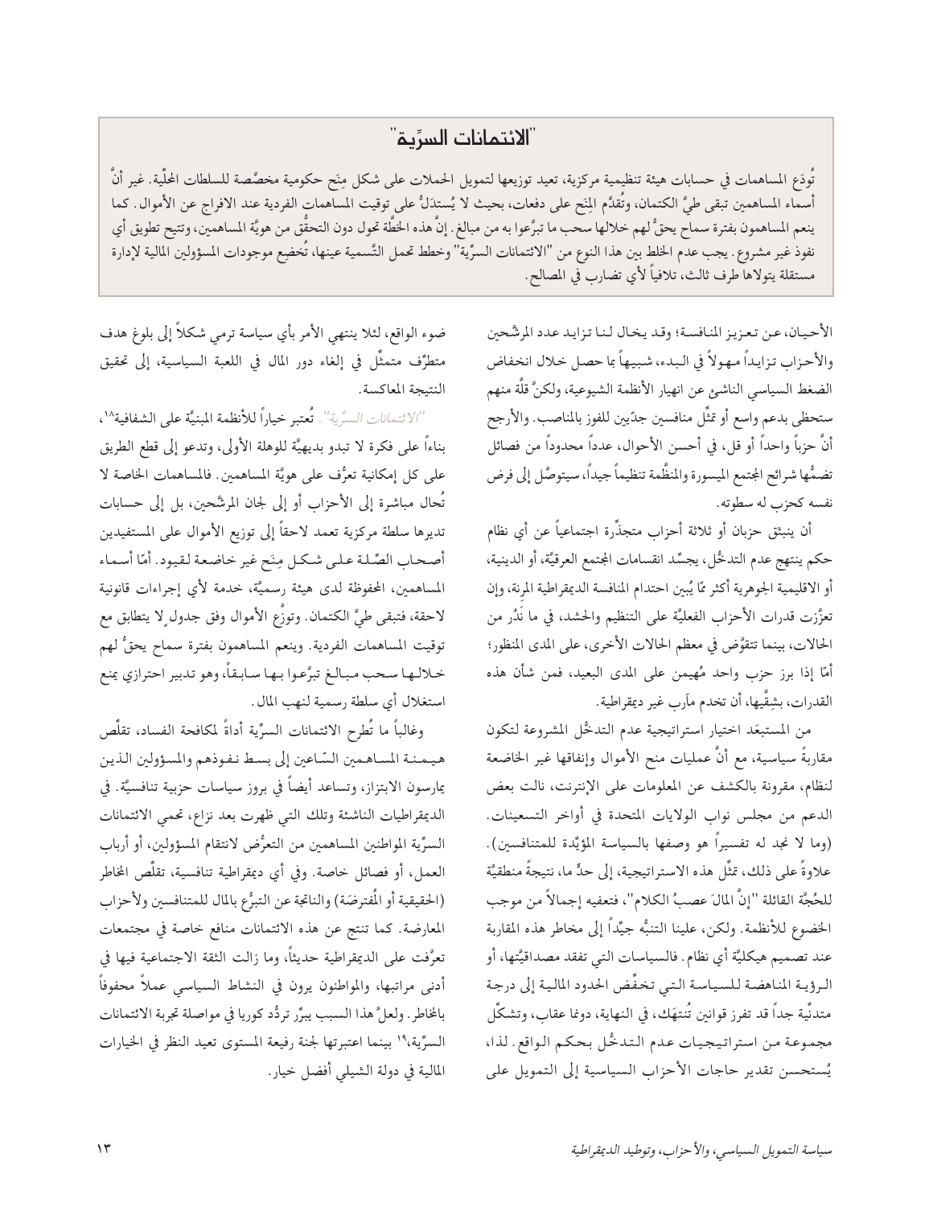## "الائتمانات السرِّية"

تُودَع المساهمات في حسابات هيئة تنظيمية مركزية، تعيد توزيعها لتمويل الحملات على شكل مِنَح حكومية مخصَّصة للسلطات المحلِّية. غير أنَّ أسماء المساهمين تبقى طيَّ الكتمان، وتُقدَّم المِنَح على دفعات، بحيث لا يُستدَلُّ على توقيت المساهمات الفردية عند الافراج عن الأموال. كما ينعم المساهمون بفترة سماح يحقُّ لهم خلالها سحب ما تبرَّعوا به من مبالغ. إنَّ هذه الخطَّة تحول دون التحقُّق من هويَّة المساهمين، وتتيح تطويق أي نفوذ غير مشروع. يجب عدم الخلط بين هذا النوع من "الائتمانات السرِّية" وخطط تحمل التَّسمية عينها، تُخضِع موجودات المسؤولين المالية لإدارة مستقلة يتولاها طرف ثالث، تلافياً لأي تضارب في المصالح.

الأحيان، عن تعزيز المنافسة؛ وقد يخال لنا تزايد عدد المرشَّحين والأحزاب تزايداً مهولاً في البدء، شبيهاً بما حصل خلال انخفاض الضغط السياسي الناشئ عن انهيار الأنظمة الشيوعية، ولكنَّ قلَّة منهم ستحظى بدعم واسع أو تمثِّل منافسين جدِّيين للفوز بالمناصب. والأرجح أنَّ حزباً واحداً أو قل، في أحسن الأحوال، عدداً محدوداً من فصائل تضمُّها شرائح المجتمع الميسورة والمنظَّمة تنظيماً جيداً، سيتوصَّل إلى فرض نفسه كحزب له سطوته.

أن ينبثق حزبان أو ثلاثة أحزاب متجذِّرة اجتماعياً عن أي نظام حكم ينتهج عدم التدخُّل، يجسِّد انقسامات المجتمع العرقيَّة، أو الدينية، أو الاقليمية الجوهرية أكثر ممّا يُبين احتدام المنافسة الديمقراطية المرِنة، وإن تعزَّزت قدرات الأحزاب الفعليَّة على التنظيم والحشد، في ما نَدُر من الحالات، بينما تتقوَّض في معظم الحالات الأخرى، على المدى المنظور؛ أمّا إذا برز حزب واحد مُهيمن على المدى البعيد، فمن شأن هذه القدرات، بشِقَّيها، أن تخدم مآرب غير ديمقراطية.

من المستبعَد اختيار استراتيجية عدم التدخُّل المشروعة لتكون مقاربةً سياسية، مع أنَّ عمليات منح الأموال وإنفاقها غير الخاضعة لنظام، مقرونة بالكشف عن المعلومات على الإنترنت، نالت بعض الدعم من مجلس نواب الولايات المتحدة في أواخر التسعينات. (وما لا نجد له تفسيراً هو وصفها بالسياسة المؤيِّدة للمتنافسين). علاوةً على ذلك، تمثِّل هذه الاستراتيجية، إلى حدٍّ ما، نتيجةً منطقيَّة للحُجَّة القائلة "إنَّ المالَ عصبُ الكلام"، فتعفيه إجمالاً من موجب الخضوع للأنظمة. ولكن، علينا التنبُّه جيِّداً إلى مخاطر هذه المقاربة عند تصميم هيكليَّة أي نظام. فالسياسات التي تفقد مصداقيَّتها، أو الرؤية المناهضة للسياسة التي تخفِّض الحدود المالية إلى درجة متدنِّية جداً قد تفرز قوانين تُنتهَك، في النهاية، دونما عقاب، وتشكِّل مجموعة من استراتيجيات عدم التدخُّل بحكم الواقع. لذا، يُستحسن تقدير حاجات الأحزاب السياسية إلى التمويل على ضوء الواقع، لئلا ينتهي الأمر بأي سياسة ترمي شكلاً إلى بلوغ هدف متطرِّف متمثِّل في إلغاء دور المال في اللعبة السياسية، إلى تحقيق النتيجة المعاكسة.

*"الائتمانات السرِّية"*. تُعتبر خياراً للأنظمة المبنيَّة على الشفافية[18]، بناءاً على فكرة لا تبدو بديهيَّة للوهلة الأولى، وتدعو إلى قطع الطريق على كل إمكانية تعرُّف على هويَّة المساهمين. فالمساهمات الخاصة لا تُحال مباشرة إلى الأحزاب أو إلى لجان المرشَّحين، بل إلى حسابات تديرها سلطة مركزية تعمد لاحقاً إلى توزيع الأموال على المستفيدين أصحاب الصِّلة على شكل مِنَح غير خاضعة لقيود. أمّا أسماء المساهمين، المحفوظة لدى هيئة رسميَّة، خدمة لأي إجراءات قانونية لاحقة، فتبقى طيَّ الكتمان. وتوزَّع الأموال وفق جدول لا يتطابق مع توقيت المساهمات الفردية. وينعم المساهمون بفترة سماح يحقُّ لهم خلالها سحب مبالغ تبرَّعوا بها سابقاً، وهو تدبير احترازي يمنع استغلال أي سلطة رسمية لنهب المال.

وغالباً ما تُطرح الائتمانات السرِّية أداةً لمكافحة الفساد، تقلِّص هيمنة المساهمين السّاعين إلى بسط نفوذهم والمسؤولين الذين يمارسون الابتزاز، وتساعد أيضاً في بروز سياسات حزبية تنافسيَّة. في الديمقراطيات الناشئة وتلك التي ظهرت بعد نزاع، تحمي الائتمانات السرِّية المواطنين المساهمين من التعرُّض لانتقام المسؤولين، أو أرباب العمل، أو فصائل خاصة. وفي أي ديمقراطية تنافسية، تقلِّص المخاطر (الحقيقية أو المُفترضَة) والناتجة عن التبرُّع بالمال للمتنافسين ولأحزاب المعارضة. كما تنتج عن هذه الائتمانات منافع خاصة في مجتمعات تعرَّفت على الديمقراطية حديثاً، وما زالت الثقة الاجتماعية فيها في أدنى مراتبها، والمواطنون يرون في النشاط السياسي عملاً محفوفاً بالمخاطر. ولعلَّ هذا السبب يبرِّر تردُّد كوريا في مواصلة تجربة الائتمانات السرِّية،[19] بينما اعتبرتها لجنة رفيعة المستوى تعيد النظر في الخيارات المالية في دولة الشيلي أفضل خيار.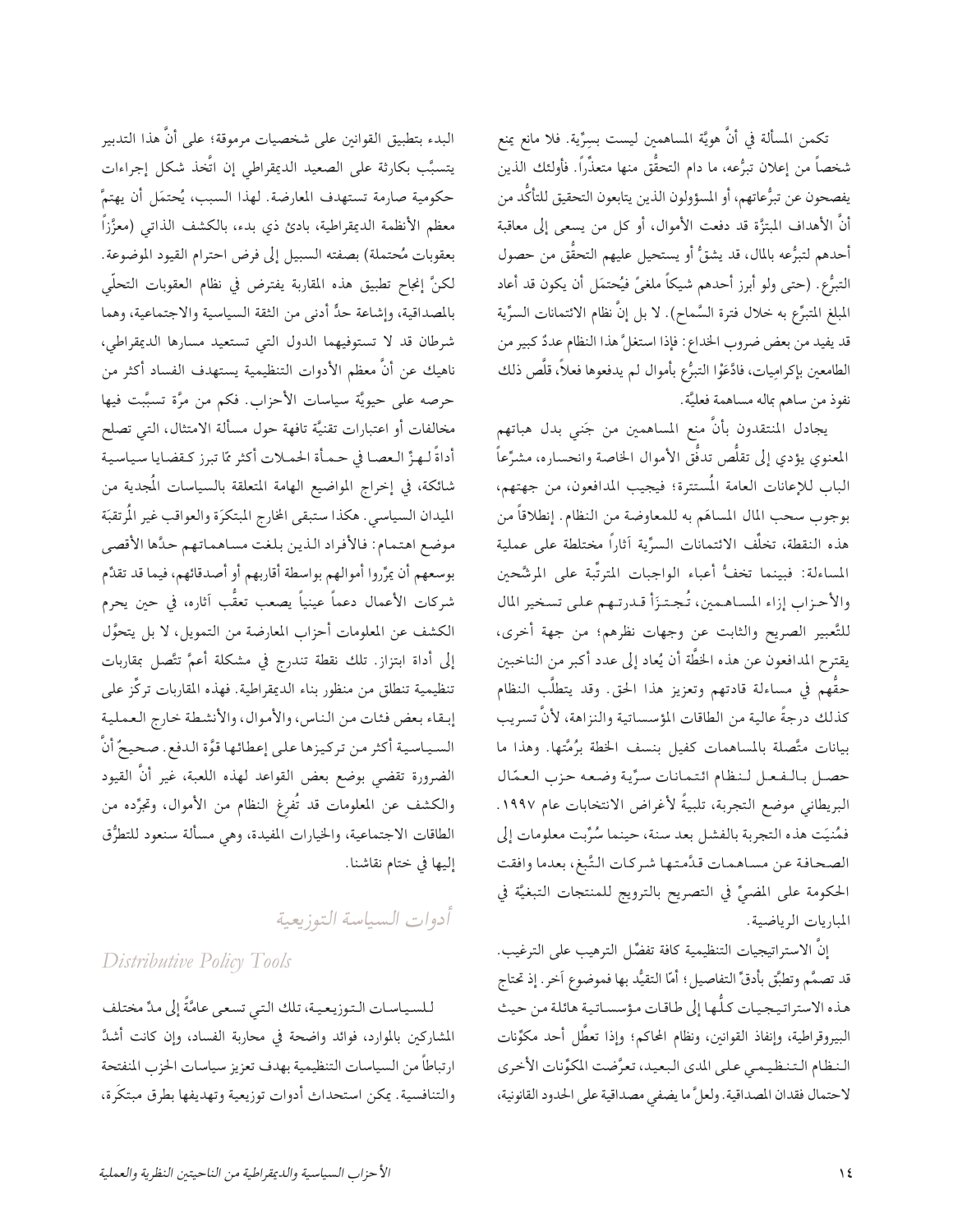تكمن المسألة في أنَّ هويَّة المساهمين ليست بسرِّية. فلا مانع يمنع شخصاً من إعلان تبرُّعه، ما دام التحقُّق منها متعذِّراً. فأولئك الذين يفصحون عن تبرُّعاتهم، أو المسؤولون الذين يتابعون التحقيق للتأكُّد من أنَّ الأهداف المبتزَّة قد دفعت الأموال، أو كل من يسعى إلى معاقبة أحدهم لتبرُّعه بالمال، قد يشقّ أو يستحيل عليهم التحقُّق من حصول التبرُّع. (حتى ولو أبرز أحدهم شيكاً ملغىً فيُحتمَل أن يكون قد أعاد المبلغ المتبرَّع به خلال فترة السَّماح). لا بل إنَّ نظام الائتمانات السرِّية قد يفيد من بعض ضروب الخداع: فإذا استغلَّ هذا النظام عددٌ كبير من الطامعين بإكراميات، فادَّعَوْا التبرُّع بأموال لم يدفعوها فعلاً، قلَّص ذلك نفوذ من ساهم بماله مساهمة فعليَّة.

يجادل المنتقدون بأنَّ منع المساهمين من جَني بدل هباتهم المعنوي يؤدي إلى تقلُّص تدفُّق الأموال الخاصة وانحساره، مشرِّعاً الباب للإعانات العامة المُستترة؛ فيجيب المدافعون، من جهتهم، بوجوب سحب المال المساهَم به للمعاوضة من النظام. إنطلاقاً من هذه النقطة، تخلِّف الائتمانات السرِّية آثاراً مختلطة على عملية المساءلة: فبينما تخفُّ أعباء الواجبات المترتِّبة على المرشَّحين والأحزاب إزاء المساهمين، تُجتزَأ قدرتهم على تسخير المال للتَّعبير الصريح والثابت عن وجهات نظرهم؛ من جهة أخرى، يقترح المدافعون عن هذه الخطَّة أن يُعاد إلى عدد أكبر من الناخبين حقُّهم في مساءلة قادتهم وتعزيز هذا الحق. وقد يتطلَّب النظام كذلك درجةً عالية من الطاقات المؤسساتية والنزاهة، لأنَّ تسريب بيانات متَّصلة بالمساهمات كفيل بنسف الخطة برُمَّتها. وهذا ما حصل بالفعل لنظام ائتمانات سرِّية وضعه حزب العمّال البريطاني موضع التجربة، تلبيةً لأغراض الانتخابات عام ١٩٩٧. فمُنيَت هذه التجربة بالفشل بعد سنة، حينما سُرِّبت معلومات إلى الصحافة عن مساهمات قدَّمتها شركات التَّبغ، بعدما وافقت الحكومة على المضيِّ في التصريح بالترويج للمنتجات التبغيَّة في المباريات الرياضية.

إنَّ الاستراتيجيات التنظيمية كافة تفضِّل الترهيب على الترغيب. قد تصمَّم وتطبَّق بأدقِّ التفاصيل؛ أمّا التقيُّد بها فموضوع آخر. إذ تحتاج هذه الاستراتيجيات كلُّها إلى طاقات مؤسساتية هائلة من حيث البيروقراطية، وإنفاذ القوانين، ونظام المحاكم؛ وإذا تعطَّل أحد مكوِّنات النظام التنظيمي على المدى البعيد، تعرَّضت المكوِّنات الأخرى لاحتمال فقدان المصداقية. ولعلَّ ما يضفي مصداقية على الحدود القانونية، البدء بتطبيق القوانين على شخصيات مرموقة؛ على أنَّ هذا التدبير يتسبَّب بكارثة على الصعيد الديمقراطي إن اتَّخذ شكل إجراءات حكومية صارمة تستهدف المعارضة. لهذا السبب، يُحتمَل أن يهتمَّ معظم الأنظمة الديمقراطية، بادئ ذي بدء، بالكشف الذاتي (معزَّزاً بعقوبات مُحتملة) بصفته السبيل إلى فرض احترام القيود الموضوعة. لكنَّ إنجاح تطبيق هذه المقاربة يفترض في نظام العقوبات التحلّي بالمصداقية، وإشاعة حدٍّ أدنى من الثقة السياسية والاجتماعية، وهما شرطان قد لا تستوفيهما الدول التي تستعيد مسارها الديمقراطي، ناهيك عن أنَّ معظم الأدوات التنظيمية يستهدف الفساد أكثر من حرصه على حيويَّة سياسات الأحزاب. فكم من مرَّة تسبَّبت فيها مخالفات أو اعتبارات تقنيَّة تافهة حول مسألة الامتثال، التي تصلح أداةً لهزِّ العصا في حمأة الحملات أكثر ممّا تبرز كقضايا سياسية شائكة، في إخراج المواضيع الهامة المتعلقة بالسياسات المُجدية من الميدان السياسي. هكذا ستبقى المخارج المبتكرَة والعواقب غير المُرتقبَة موضع اهتمام: فالأفراد الذين بلغت مساهماتهم حدَّها الأقصى بوسعهم أن يمرِّروا أموالهم بواسطة أقاربهم أو أصدقائهم، فيما قد تقدِّم شركات الأعمال دعماً عينياً يصعب تعقُّب آثاره، في حين يحرم الكشف عن المعلومات أحزاب المعارضة من التمويل، لا بل يتحوَّل إلى أداة ابتزاز. تلك نقطة تندرج في مشكلة أعمَّ تتَّصل بمقاربات تنظيمية تنطلق من منظور بناء الديمقراطية. فهذه المقاربات تركِّز على إبقاء بعض فئات من الناس، والأموال، والأنشطة خارج العملية السياسية أكثر من تركيزها على إعطائها قوَّة الدفع. صحيحٌ أنَّ الضرورة تقضي بوضع بعض القواعد لهذه اللعبة، غير أنَّ القيود والكشف عن المعلومات قد تُفرِغ النظام من الأموال، وتجرِّده من الطاقات الاجتماعية، والخيارات المفيدة، وهي مسألة سنعود للتطرُّق إليها في ختام نقاشنا.

## أدوات السياسة التوزيعية

## *Distributive Policy Tools*

للسياسات التوزيعية، تلك التي تسعى عامَّةً إلى مدِّ مختلف المشاركين بالموارد، فوائد واضحة في محاربة الفساد، وإن كانت أشدَّ ارتباطاً من السياسات التنظيمية بهدف تعزيز سياسات الحزب المنفتحة والتنافسية. يمكن استحداث أدوات توزيعية وتهديفها بطرق مبتكَرة،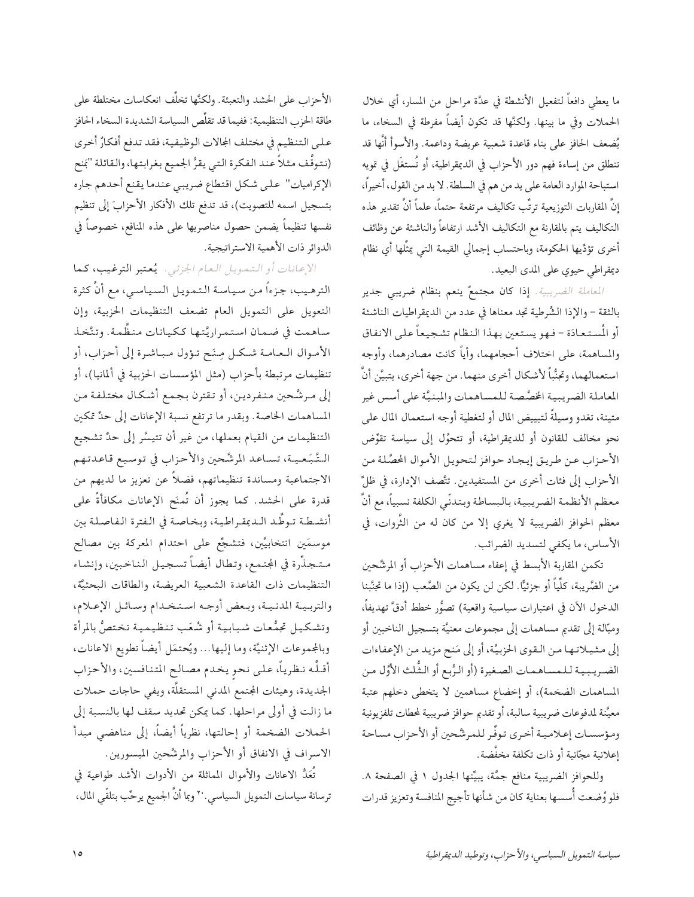ما يعطي دافعاً لتفعيل الأنشطة في عدّة مراحل من المسار، أي خلال الحملات وفي ما بينها. ولكنّها قد تكون أيضاً مفرطة في السخاء، ما يُضعف الحافز على بناء قاعدة شعبية عريضة وداعمة. والأسوأ أنّها قد تنطلق من إساءة فهم دور الأحزاب في الديمقراطية، أو تُستغَل في تمويه استباحة الموارد العامة على يد من هم في السلطة. لا بد من القول، أخيراً، إنّ المقاربات التوزيعية ترتّب تكاليف مرتفعة حتماً، علماً أنّ تقدير هذه التكاليف يتم بالمقارنة مع التكاليف الأشد ارتفاعاً والناشئة عن وظائف أخرى تؤدّيها الحكومة، وباحتساب إجمالي القيمة التي يمثّلها أي نظام ديمقراطي حيوي على المدى البعيد.

*المعاملة الضريبية.* إذا كان مجتمعٌ ينعم بنظام ضريبي جدير بالثقة – والإذا الشَّرطية تجد معناها في عدد من الديمقراطيات الناشئة أو المُستعادة – فهو يستعين بهذا النظام تشجيعاً على الانفاق والمساهمة، على اختلاف أحجامهما، وأياً كانت مصادرهما، وأوجه استعمالهما، وتجنُّباً لأشكال أخرى منهما. من جهة أخرى، يتبيَّن أنّ المعاملة الضريبية المخصَّصة للمساهمات والمبنيَّة على أسس غير متينة، تغدو وسيلةً لتبييض المال أو لتغطية أوجه استعمال المال على نحو مخالف للقانون أو للديمقراطية، أو تتحوَّل إلى سياسة تقوِّض الأحزاب عن طريق إيجاد حوافز لتحويل الأموال المحصَّلة من الأحزاب إلى فئات أخرى من المستفيدين. تتَّصف الإدارة، في ظلّ معظم الأنظمة الضريبية، بالبساطة وبتدنّي الكلفة نسبياً، مع أنّ معظم الحوافز الضريبية لا يغري إلا من كان له من الثَّروات، في الأساس، ما يكفي لتسديد الضرائب.

تكمن المقاربة الأبسط في إعفاء مساهمات الأحزاب أو المرشَّحين من الضَّريبة، كلّياً أو جزئيًّا. لكن لن يكون من الصَّعب (إذا ما تجنَّبنا الدخول الآن في اعتبارات سياسية واقعية) تصوُّر خطط أدقّ تهديفاً، وميّالة إلى تقديم مساهمات إلى مجموعات معنيَّة بتسجيل الناخبين أو إلى مثيلاتها من القوى الحزبيَّة، أو إلى مَنح مزيد من الإعفاءات الضريبية للمساهمات الصغيرة (أو الرُّبع أو الثُّلث الأوَّل من المساهمات الضخمة)، أو إخضاع مساهمين لا يتخطى دخلهم عتبة معيَّنة لمدفوعات ضريبية سالبة، أو تقديم حوافز ضريبية لمحطات تلفزيونية ومؤسسات إعلامية أخرى توفّر للمرشَّحين أو الأحزاب مساحة إعلانية مجّانية أو ذات تكلفة مخفَّضة.

وللحوافز الضريبية منافع جمَّة، يبيِّنها الجدول ١ في الصفحة ٨. فلو وُضعت أُسسها بعناية كان من شأنها تأجيج المنافسة وتعزيز قدرات الأحزاب على الحشد والتعبئة. ولكنَّها قد تخلِّف انعكاسات مختلطة على طاقة الحزب التنظيمية: ففيما قد تقلِّص السياسة الشديدة السخاء الحافز على التنظيم في مختلف المجالات الوظيفية، فقد تدفع أفكارٌ أخرى (نتوقَّف مثلاً عند الفكرة التي يقرُّ الجميع بغرابتها، والقائلة "بمنح الإكراميات" على شكل اقتطاع ضريبي عندما يقنع أحدهم جاره بتسجيل اسمه للتصويت)، قد تدفع تلك الأفكار الأحزابَ إلى تنظيم نفسها تنظيماً يضمن حصول مناصريها على هذه المنافع، خصوصاً في الدوائر ذات الأهمية الاستراتيجية.

*الإعانات أو التمويل العام الجزئي.* يُعتبر الترغيب، كما الترهيب، جزءاً من سياسة التمويل السياسي، مع أنّ كثرة التعويل على التمويل العام قد تضعف التنظيمات الحزبية، وإن ساهمت في ضمان استمراريَّتها ككيانات منظَّمة. وتتَّخذ الأموال العامة شكل مِنَح تؤول مباشرة إلى أحزاب، أو تنظيمات مرتبطة بأحزاب (مثل المؤسسات الحزبية في ألمانيا)، أو إلى مرشَّحين منفردين، أو تقترن بجمع أشكال مختلفة من المساهمات الخاصة. وبقدر ما ترتفع نسبة الإعانات إلى حدٍّ تمكين التنظيمات من القيام بعملها، من غير أن تتيسَّر إلى حدٍّ تشجيع التَّبَعية، تساعد المرشَّحين والأحزاب في توسيع قاعدتهم الاجتماعية ومساندة تنظيماتهم، فضلاً عن تعزيز ما لديهم من قدرة على الحشد. كما يجوز أن تُمنَح الإعانات مكافأةً على أنشطة توطِّد الديمقراطية، وبخاصة في الفترة الفاصلة بين موسمَين انتخابيَّين، فتشجِّع على احتدام المعركة بين مصالح متجذِّرة في المجتمع، وتطال أيضاً تسجيل الناخبين، وإنشاء التنظيمات ذات القاعدة الشعبية العريضة، والطاقات البحثيَّة، والتربية المدنية، وبعض أوجه استخدام وسائل الإعلام، وتشكيل تجمُّعات شبابية أو شُعَب تنظيمية تختصُّ بالمرأة وبالمجموعات الإثنيَّة، وما إليها... ويُحتمَل أيضاً تطويع الاعانات، أقلَّه نظرياً، على نحو يخدم مصالح المتنافسين، والأحزاب الجديدة، وهيئات المجتمع المدني المستقلَّة، ويفي حاجات حملات ما زالت في أولى مراحلها. كما يمكن تحديد سقف لها بالنسبة إلى الحملات الضخمة أو إحالتها، نظرياً أيضاً، إلى مناهضي مبدأ الاسراف في الانفاق أو الأحزاب والمرشَّحين الميسورين.

تُعَدُّ الاعانات والأموال المماثلة من الأدوات الأشد طواعية في ترسانة سياسات التمويل السياسي.[٢٠] وبما أنّ الجميع يرحّب بتلقّي المال،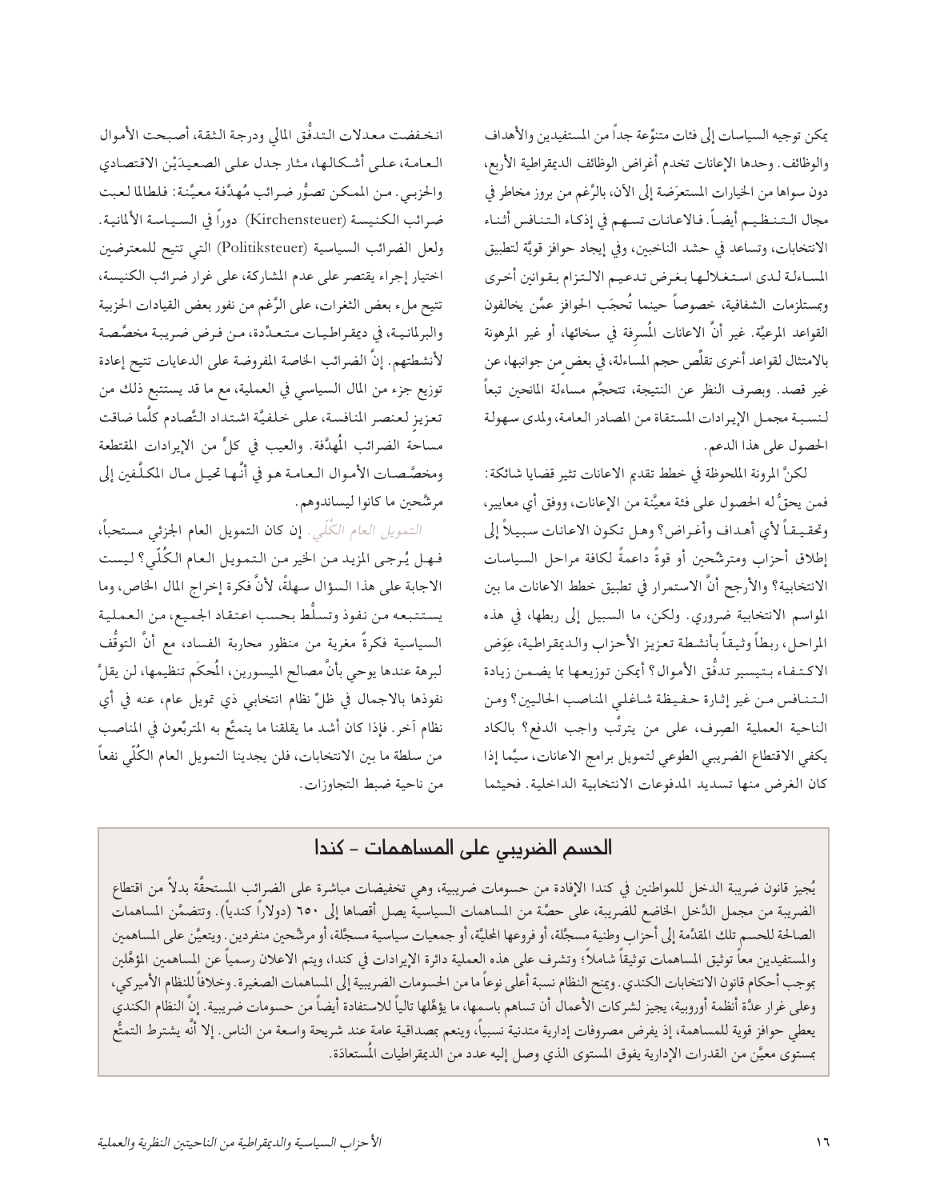يمكن توجيه السياسات إلى فئات متنوِّعة جداً من المستفيدين والأهداف والوظائف. وحدها الإعانات تخدم أغراض الوظائف الديمقراطية الأربع، دون سواها من الخيارات المستعرَضة إلى الآن، بالرُّغم من بروز مخاطر في مجال التنظيم أيضاً. فالاعانات تسهم في إذكاء التنافس أثناء الانتخابات، وتساعد في حشد الناخبين، وفي إيجاد حوافز قويَّة لتطبيق المساءلة لدى استغلالها بغرض تدعيم الالتزام بقوانين أخرى وبمستلزمات الشفافية، خصوصاً حينما تُحجَب الحوافز عمَّن يخالفون القواعد المرعيَّة. غير أنَّ الاعانات المُسرِفة في سخائها، أو غير المرهونة بالامتثال لقواعد أخرى تقلِّص حجم المساءلة، في بعض من جوانبها، عن غير قصد. وبصرف النظر عن النتيجة، تتحجَّم مساءلة المانحين تبعاً لنسبة مجمل الإيرادات المستقاة من المصادر العامة، ولمدى سهولة الحصول على هذا الدعم.

لكنَّ المرونة الملحوظة في خطط تقديم الاعانات تثير قضايا شائكة: فمن يحقُّ له الحصول على فئة معيَّنة من الإعانات، ووفق أي معايير، وتحقيقاً لأي أهداف وأغراض؟ وهل تكون الاعانات سبيلاً إلى إطلاق أحزاب ومترشّحين أو قوةً داعمةً لكافة مراحل السياسات الانتخابية؟ والأرجح أنَّ الاستمرار في تطبيق خطط الاعانات ما بين المواسم الانتخابية ضروري. ولكن، ما السبيل إلى ربطها، في هذه المراحل، ربطاً وثيقاً بأنشطة تعزيز الأحزاب والديمقراطية، عِوَض الاكتفاء بتيسير تدفُّق الأموال؟ أيمكن توزيعها بما يضمن زيادة التنافس من غير إثارة حفيظة شاغلي المناصب الحاليين؟ ومن الناحية العملية الصِرف، على من يترتَّب واجب الدفع؟ بالكاد يكفي الاقتطاع الضريبي الطوعي لتمويل برامج الاعانات، سيَّما إذا كان الغرض منها تسديد المدفوعات الانتخابية الداخلية. فحيثما انخفضت معدلات التدفُّق المالي ودرجة الثقة، أصبحت الأموال العامة، على أشكالها، مثار جدل على الصعيدَيْن الاقتصادي والحزبي. من الممكن تصوُّر ضرائب مُهدَّفة معيَّنة: فلطالما لعبت ضرائب الكنيسة (Kirchensteuer) دوراً في السياسة الألمانية. ولعل الضرائب السياسية (Politiksteuer) التي تتيح للمعترضين اختيار إجراء يقتصر على عدم المشاركة، على غرار ضرائب الكنيسة، تتيح ملء بعض الثغرات، على الرُّغم من نفور بعض القيادات الحزبية والبرلمانية، في ديمقراطيات متعدِّدة، من فرض ضريبة مخصَّصة لأنشطتهم. إنَّ الضرائب الخاصة المفروضة على الدعايات تتيح إعادة توزيع جزء من المال السياسي في العملية، مع ما قد يستتبع ذلك من تعزيز لعنصر المنافسة، على خلفيَّة اشتداد التَّصادم كلَّما ضاقت مساحة الضرائب المُهدَّفة. والعيب في كلٍّ من الإيرادات المقتطعة ومخصَّصات الأموال العامة هو في أنَّها تحيل مال المكلَّفين إلى مرشَّحين ما كانوا ليساندوهم.

*التمويل العام الكُلِّي.* إن كان التمويل العام الجزئي مستحباً، فهل يُرجى المزيد من الخير من التمويل العام الكُلِّي؟ ليست الاجابة على هذا السؤال سهلةً، لأنَّ فكرة إخراج المال الخاص، وما يستتبعه من نفوذ وتسلُّط بحسب اعتقاد الجميع، من العملية السياسية فكرةٌ مغرية من منظور محاربة الفساد، مع أنَّ التوقُّف لبرهة عندها يوحي بأنَّ مصالح الميسورين، المُحكَم تنظيمها، لن يقلَّ نفوذها بالاجمال في ظلِّ نظام انتخابي ذي تمويل عام، عنه في أي نظام آخر. فإذا كان أشد ما يقلقنا ما يتمتَّع به المتربِّعون في المناصب من سلطة ما بين الانتخابات، فلن يجدينا التمويل العام الكُلِّي نفعاً من ناحية ضبط التجاوزات.

## الحسم الضريبي على المساهمات – كندا

يُجيز قانون ضريبة الدخل للمواطنين في كندا الإفادة من حسومات ضريبية، وهي تخفيضات مباشرة على الضرائب المستحقَّة بدلاً من اقتطاع الضريبة من مجمل الدَّخل الخاضع للضريبة، على حصَّة من المساهمات السياسية يصل أقصاها إلى ٦٥٠ (دولاراً كندياً). وتتضمَّن المساهمات الصالحة للحسم تلك المقدَّمة إلى أحزاب وطنية مسجَّلة، أو فروعها المحليَّة، أو جمعيات سياسية مسجَّلة، أو مرشَّحين منفردين. ويتعيَّن على المساهمين والمستفيدين معاً توثيق المساهمات توثيقاً شاملاً؛ وتشرف على هذه العملية دائرة الإيرادات في كندا، ويتم الاعلان رسمياً عن المساهمين المؤهَّلين بموجب أحكام قانون الانتخابات الكندي. ويمنح النظام نسبة أعلى نوعاً ما من الحسومات الضريبية إلى المساهمات الصغيرة. وخلافاً للنظام الأميركي، وعلى غرار عدَّة أنظمة أوروبية، يجيز لشركات الأعمال أن تساهم باسمها، ما يؤهِّلها تالياً للاستفادة أيضاً من حسومات ضريبية. إنَّ النظام الكندي يعطي حوافز قوية للمساهمة، إذ يفرض مصروفات إدارية متدنية نسبياً، وينعم بمصداقية عامة عند شريحة واسعة من الناس. إلا أنَّه يشترط التمتُّع بمستوى معيَّن من القدرات الإدارية يفوق المستوى الذي وصل إليه عدد من الديمقراطيات المُستعادَة.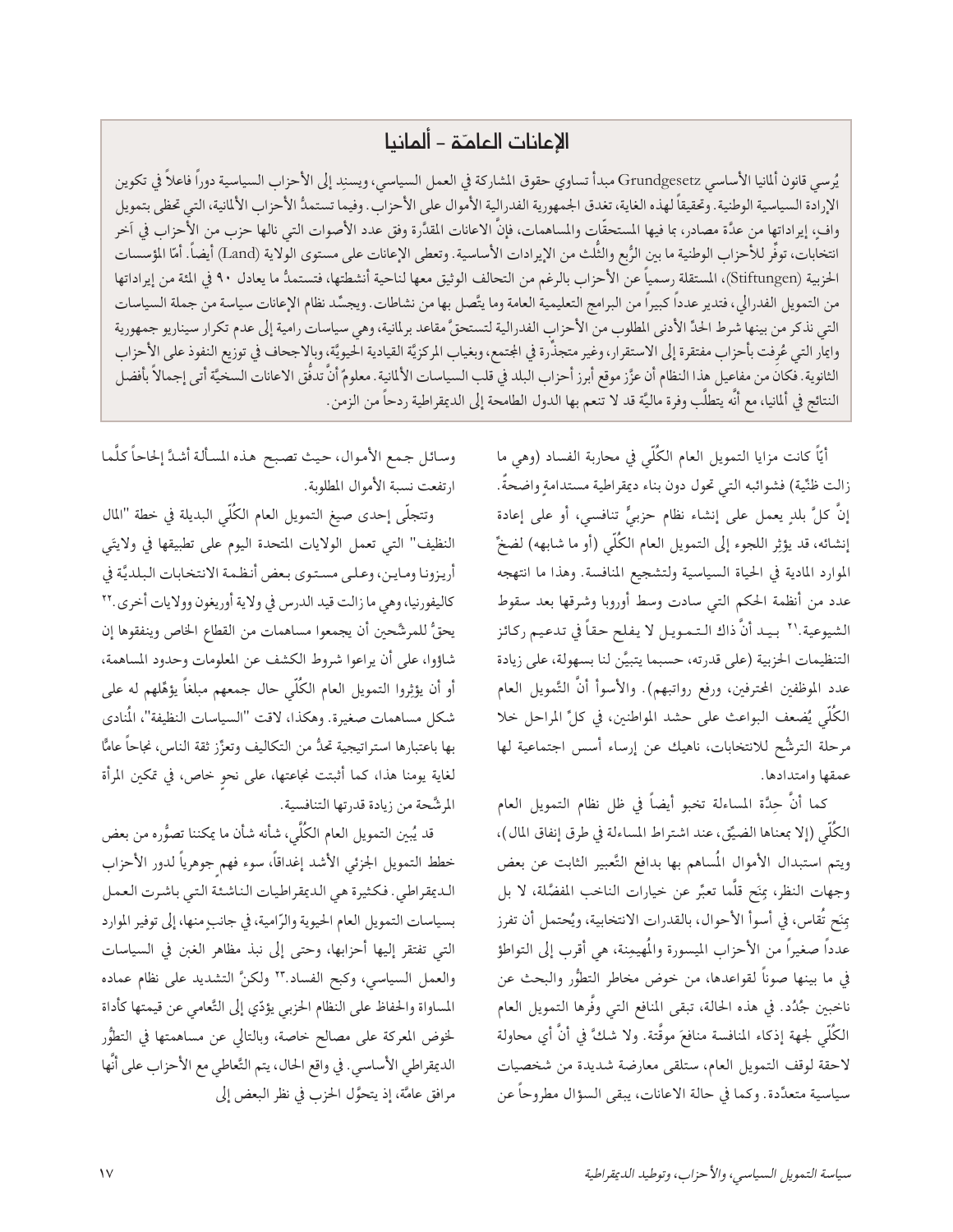## الإعانات العامّة - ألمانيا

يُرسي قانون ألمانيا الأساسي Grundgesetz مبدأ تساوي حقوق المشاركة في العمل السياسي، ويسنِد إلى الأحزاب السياسية دوراً فاعلاً في تكوين الإرادة السياسية الوطنية. وتحقيقاً لهذه الغاية، تغدق الجمهورية الفدرالية الأموال على الأحزاب. وفيما تستمدُّ الأحزاب الألمانية، التي تحظى بتمويل وافٍ، إيراداتها من عدَّة مصادر، بما فيها المستحقّات والمساهمات، فإنَّ الاعانات المقدَّرة وفق عدد الأصوات التي نالها حزب من الأحزاب في آخر انتخابات، توفِّر للأحزاب الوطنية ما بين الرُّبع والثُّلث من الإيرادات الأساسية. وتعطى الإعانات على مستوى الولاية (Land) أيضاً. أمّا المؤسسات الحزبية (Stiftungen)، المستقلة رسمياً عن الأحزاب بالرغم من التحالف الوثيق معها لناحية أنشطتها، فتستمدُّ ما يعادل ٩٠ في المئة من إيراداتها من التمويل الفدرالي، فتدير عدداً كبيراً من البرامج التعليمية العامة وما يتَّصل بها من نشاطات. ويجسِّد نظام الإعانات سياسة من جملة السياسات التي نذكر من بينها شرط الحدِّ الأدنى المطلوب من الأحزاب الفدرالية لتستحقَّ مقاعد برلمانية، وهي سياسات رامية إلى عدم تكرار سيناريو جمهورية وايمار التي عُرِفت بأحزاب مفتقرة إلى الاستقرار، وغير متجذِّرة في المجتمع، وبغياب المركزيَّة القيادية الحيويَّة، وبالاجحاف في توزيع النفوذ على الأحزاب الثانوية. فكان من مفاعيل هذا النظام أن عزَّز موقع أبرز أحزاب البلد في قلب السياسات الألمانية. معلومٌ أنَّ تدفُّق الاعانات السخيَّة أتى إجمالاً بأفضل النتائج في ألمانيا، مع أنَّه يتطلَّب وفرة ماليَّة قد لا تنعم بها الدول الطامحة إلى الديمقراطية ردحاً من الزمن.

أيّاً كانت مزايا التمويل العام الكُلّي في محاربة الفساد (وهي ما زالت ظنّية) فشوائبه التي تحول دون بناء ديمقراطية مستدامة واضحةٌ. إنَّ كلَّ بلدٍ يعمل على إنشاء نظام حزبيٍّ تنافسي، أو على إعادة إنشائه، قد يؤثِر اللجوء إلى التمويل العام الكُلّي (أو ما شابهه) لضخِّ الموارد المادية في الحياة السياسية ولتشجيع المنافسة. وهذا ما انتهجه عدد من أنظمة الحكم التي سادت وسط أوروبا وشرقها بعد سقوط الشيوعية.[٢١] بيد أنَّ ذاك التمويل لا يفلح حقاً في تدعيم ركائز التنظيمات الحزبية (على قدرته، حسبما يتبيَّن لنا بسهولة، على زيادة عدد الموظفين المحترفين، ورفع رواتبهم). والأسوأ أنَّ التَّمويل العام الكُلّي يُضعف البواعث على حشد المواطنين، في كلِّ المراحل خلا مرحلة الترشُّح للانتخابات، ناهيك عن إرساء أسس اجتماعية لها عمقها وامتدادها.

كما أنَّ حِدَّة المساءلة تخبو أيضاً في ظل نظام التمويل العام الكُلّي (إلا بمعناها الضيِّق، عند اشتراط المساءلة في طرق إنفاق المال)، ويتم استبدال الأموال المُساهم بها بدافع التَّعبير الثابت عن بعض وجهات النظر، بمِنَح قلَّما تعبِّر عن خيارات الناخب المفضَّلة، لا بل بمِنَح تُقاس، في أسوأ الأحوال، بالقدرات الانتخابية، ويُحتمل أن تفرز عدداً صغيراً من الأحزاب الميسورة والمُهيمِنة، هي أقرب إلى التواطؤ في ما بينها صوناً لقواعدها، من خوض مخاطر التطوُّر والبحث عن ناخبين جُدُد. في هذه الحالة، تبقى المنافع التي وفَّرها التمويل العام الكُلّي لجهة إذكاء المنافسة منافعَ موقَّتة. ولا شكَّ في أنَّ أي محاولة لاحقة لوقف التمويل العام، ستلقى معارضة شديدة من شخصيات سياسية متعدِّدة. وكما في حالة الاعانات، يبقى السؤال مطروحاً عن وسائل جمع الأموال، حيث تصبح هذه المسألة أشدَّ إلحاحاً كلَّما ارتفعت نسبة الأموال المطلوبة.

وتتجلّى إحدى صيغ التمويل العام الكُلّي البديلة في خطة "المال النظيف" التي تعمل الولايات المتحدة اليوم على تطبيقها في ولايتَي أريزونا وماين، وعلى مستوى بعض أنظمة الانتخابات البلديَّة في كاليفورنيا، وهي ما زالت قيد الدرس في ولاية أوريغون وولايات أخرى.[٢٢] يحقُّ للمرشَّحين أن يجمعوا مساهمات من القطاع الخاص وينفقوها إن شاؤوا، على أن يراعوا شروط الكشف عن المعلومات وحدود المساهمة، أو أن يؤثِروا التمويل العام الكُلّي حال جمعهم مبلغاً يؤهِّلهم له على شكل مساهمات صغيرة. وهكذا، لاقت "السياسات النظيفة"، المُنادى بها باعتبارها استراتيجية تحدُّ من التكاليف وتعزِّز ثقة الناس، نجاحاً عامًّا لغاية يومنا هذا، كما أثبتت نجاعتها، على نحوٍ خاص، في تمكين المرأة المرشَّحة من زيادة قدرتها التنافسية.

قد يُبين التمويل العام الكُلّي، شأنه شأن ما يمكننا تصوُّره من بعض خطط التمويل الجزئي الأشد إغداقاً، سوء فهمٍ جوهرياً لدور الأحزاب الديمقراطي. فكثيرة هي الديمقراطيات الناشئة التي باشرت العمل بسياسات التمويل العام الحيوية والرّامية، في جانبٍ منها، إلى توفير الموارد التي تفتقر إليها أحزابها، وحتى إلى نبذ مظاهر الغبن في السياسات والعمل السياسي، وكبح الفساد.[٢٣] ولكنَّ التشديد على نظام عماده المساواة والحفاظ على النظام الحزبي يؤدّي إلى التَّعامي عن قيمتها كأداة لخوض المعركة على مصالح خاصة، وبالتالي عن مساهمتها في التطوُّر الديمقراطي الأساسي. في واقع الحال، يتم التَّعاطي مع الأحزاب على أنَّها مرافق عامَّة، إذ يتحوَّل الحزب في نظر البعض إلى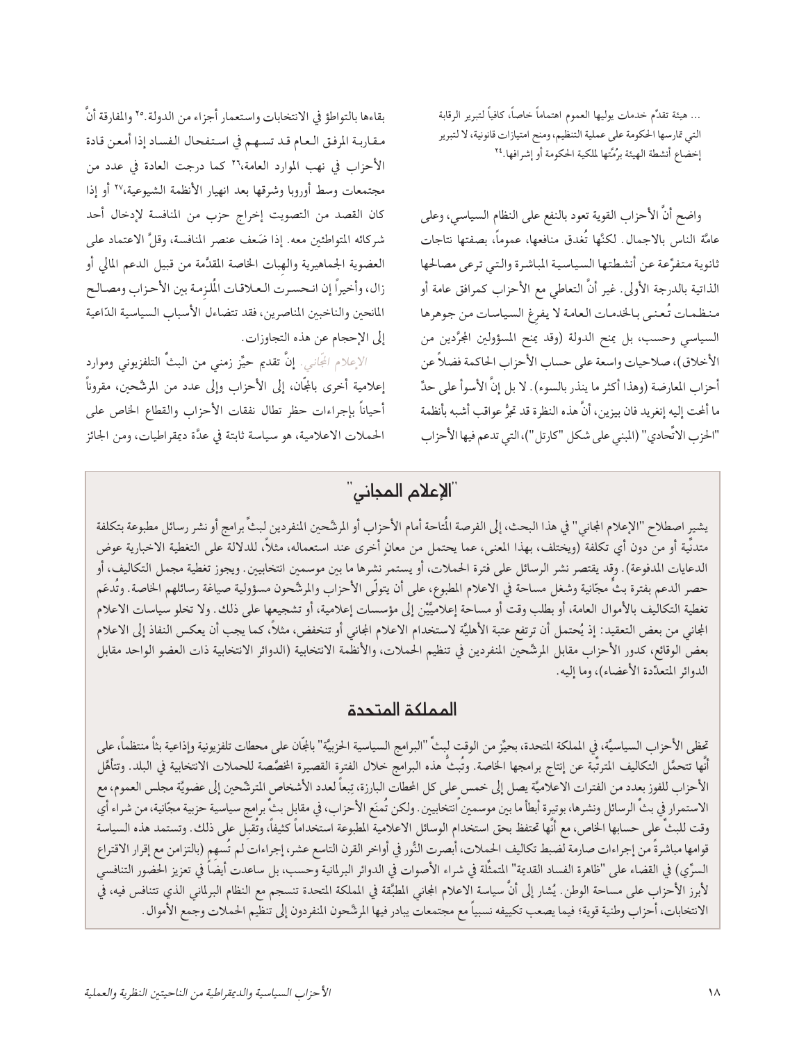... هيئة تقدّم خدمات يوليها العموم اهتماماً خاصاً، كافياً لتبرير الرقابة التي تمارسها الحكومة على عملية التنظيم، ومنح امتيازات قانونية، لا لتبرير إخضاع أنشطة الهيئة برُمّتها لملكية الحكومة أو إشرافها.[٢٤]

واضح أنَّ الأحزاب القوية تعود بالنفع على النظام السياسي، وعلى عامَّة الناس بالاجمال. لكنَّها تُغدق منافعها، عموماً، بصفتها نتاجات ثانوية متفرّعة عن أنشطتها السياسية المباشرة والتي ترعى مصالحها الذاتية بالدرجة الأولى. غير أنَّ التعاطي مع الأحزاب كمرافق عامة أو منظمات تُعنى بالخدمات العامة لا يفرغ السياسات من جوهرها السياسي وحسب، بل يمنح الدولة (وقد يمنح المسؤولين المجرَّدين من الأخلاق)، صلاحيات واسعة على حساب الأحزاب الحاكمة فضلاً عن أحزاب المعارضة (وهذا أكثر ما ينذر بالسوء). لا بل إنَّ الأسوأ على حدِّ ما ألمحَ إليه إنغريد فان بيزين، أنَّ هذه النظرة قد تجرُّ عواقب أشبه بأنظمة "الحزب الاتّحادي" (المبني على شكل "كارتل")، التي تدعم فيها الأحزاب بقاءها بالتواطؤ في الانتخابات واستعمار أجزاء من الدولة.[٢٥] والمفارقة أنَّ مقاربة المرفق العام قد تسهم في استفحال الفساد إذا أمعن قادة الأحزاب في نهب الموارد العامة،[٢٦] كما درجت العادة في عدد من مجتمعات وسط أوروبا وشرقها بعد انهيار الأنظمة الشيوعية،[٢٧] أو إذا كان القصد من التصويت إخراج حزب من المنافسة لإدخال أحد شركائه المتواطئين معه. إذا ضَعف عنصر المنافسة، وقلَّ الاعتماد على العضوية الجماهيرية والهبات الخاصة المقدَّمة من قبيل الدعم المالي أو زال، وأخيراً إن انحسرت العلاقات المُلزِمة بين الأحزاب ومصالح المانحين والناخبين المناصرين، فقد تتضاءل الأسباب السياسية الدّاعية إلى الإحجام عن هذه التجاوزات.

*الإعلام المجّاني.* إنَّ تقديم حيِّز زمني من البثِّ التلفزيوني وموارد إعلامية أخرى بالمجّان، إلى الأحزاب وإلى عدد من المرشَّحين، مقروناً أحياناً بإجراءات حظر تطال نفقات الأحزاب والقطاع الخاص على الحملات الاعلامية، هو سياسة ثابتة في عدَّة ديمقراطيات، ومن الجائز

## "الإعلام المجاني"

يشير اصطلاح "الإعلام المجاني" في هذا البحث، إلى الفرصة المُتاحة أمام الأحزاب أو المرشَّحين المنفردين لبثِّ برامج أو نشر رسائل مطبوعة بتكلفة متدنِّية أو من دون أي تكلفة (ويختلف، بهذا المعنى، عما يحتمل من معانٍ أخرى عند استعماله، مثلاً، للدلالة على التغطية الاخبارية عوض الدعايات المدفوعة). وقد يقتصر نشر الرسائل على فترة الحملات، أو يستمر نشرها ما بين موسمين انتخابيين. ويجوز تغطية مجمل التكاليف، أو حصر الدعم بفترة بثٍّ مجّانية وشغل مساحة في الاعلام المطبوع، على أن يتولّى الأحزاب والمرشَّحون مسؤولية صياغة رسائلهم الخاصة. وتُدعَم تغطية التكاليف بالأموال العامة، أو بطلب وقت أو مساحة إعلاميَّيْن إلى مؤسسات إعلامية، أو تشجيعها على ذلك. ولا تخلو سياسات الاعلام المجاني من بعض التعقيد: إذ يُحتمل أن ترتفع عتبة الأهليَّة لاستخدام الاعلام المجاني أو تنخفض، مثلاً، كما يجب أن يعكس النفاذ إلى الاعلام بعض الوقائع، كدور الأحزاب مقابل المرشَّحين المنفردين في تنظيم الحملات، والأنظمة الانتخابية (الدوائر الانتخابية ذات العضو الواحد مقابل الدوائر المتعدِّدة الأعضاء)، وما إليه.

## المملكة المتحدة

تحظى الأحزاب السياسيَّة، في المملكة المتحدة، بحيِّز من الوقت لبثِّ "البرامج السياسية الحزبيَّة" بالمجّان على محطات تلفزيونية وإذاعية بثاً منتظماً، على أنَّها تتحمَّل التكاليف المترتِّبة عن إنتاج برامجها الخاصة. وتُبثُّ هذه البرامج خلال الفترة القصيرة المخصَّصة للحملات الانتخابية في البلد. وتتأهَّل الأحزاب للفوز بعدد من الفترات الاعلاميَّة يصل إلى خمس على كل المحطات البارزة، تبعاً لعدد الأشخاص المترشّحين إلى عضويَّة مجلس العموم، مع الاستمرار في بثّ الرسائل ونشرها، بوتيرة أبطأ ما بين موسمين انتخابيين. ولكن تُمنَع الأحزاب، في مقابل بثٍّ برامج سياسية حزبية مجّانية، من شراء أي وقت للبثِّ على حسابها الخاص، مع أنَّها تحتفظ بحق استخدام الوسائل الاعلامية المطبوعة استخداماً كثيفاً، وتُقبِل على ذلك. وتستمد هذه السياسة قوامها مباشرةً من إجراءات صارمة لضبط تكاليف الحملات، أبصرت النُّور في أواخر القرن التاسع عشر، إجراءات لم تُسهِم (بالتزامن مع إقرار الاقتراع السرِّي) في القضاء على "ظاهرة الفساد القديمة" المتمثِّلة في شراء الأصوات في الدوائر البرلمانية وحسب، بل ساعدت أيضاً في تعزيز الحضور التنافسي لأبرز الأحزاب على مساحة الوطن. يُشار إلى أنَّ سياسة الاعلام المجاني المطبَّقة في المملكة المتحدة تنسجم مع النظام البرلماني الذي تتنافس فيه، في الانتخابات، أحزاب وطنية قوية؛ فيما يصعب تكييفه نسبياً مع مجتمعات يبادر فيها المرشَّحون المنفردون إلى تنظيم الحملات وجمع الأموال.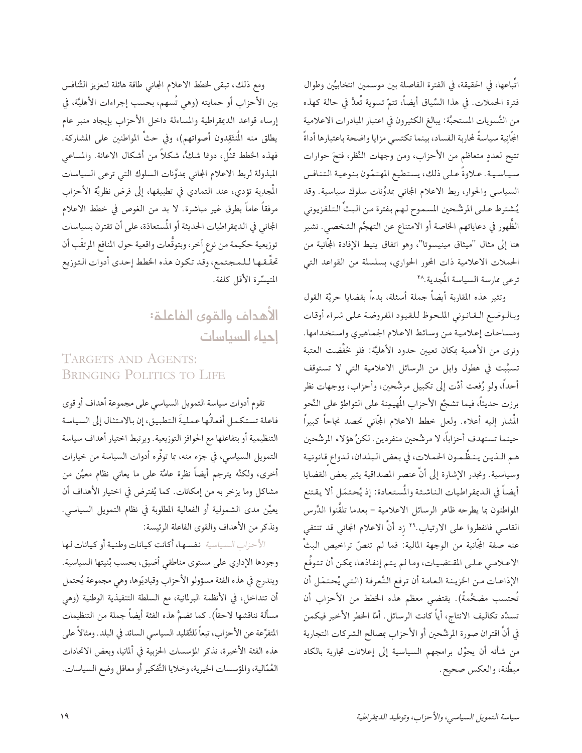اتّباعها، في الحقيقة، في الفترة الفاصلة بين موسمين انتخابيَّين وطوال فترة الحملات. في هذا السِّياق أيضاً، تتمّ تسوية تُعدُّ في حالة كهذه من التَّسويات المستحبَّة: يبالغ الكثيرون في اعتبار المبادرات الاعلامية المجّانية سياسةً لمحاربة الفساد، بينما تكتسي مزايا واضحة باعتبارها أداةً تتيح لعددٍ متعاظم من الأحزاب، ومن وجهات النَّظر، فتحَ حوارات سياسية. علاوةً على ذلك، يستطيع المهتمّون بنوعية التنافس السياسي والحوار، ربط الاعلام المجاني بمدوَّنات سلوك سياسية. وقد يُشترط على المرشَّحين المسموح لهم بفترة من البثّ التلفزيوني الظُّهور في دعاياتهم الخاصة أو الامتناع عن التهجُّم الشخصي. نشير هنا إلى مثال "ميثاق مينيسوتا"، وهو اتفاق ينيط الإفادة المجّانية من الحملات الاعلامية ذات المحور الحواري، بسلسلة من القواعد التي ترعى ممارسة السياسة المُجدية.[٢٨]

وتثير هذه المقاربة أيضاً جملة أسئلة، بدءاً بقضايا حريَّة القول وبالوضع القانوني الملحوظ للقيود المفروضة على شراء أوقات ومساحات إعلامية من وسائط الاعلام الجماهيري واستخدامها. ونرى من الأهمية بمكان تعيين حدود الأهليَّة: فلو خُفِّضت العتبة تسبَّبت في هطول وابل من الرسائل الاعلامية التي لا تستوقف أحداً، ولو رُفعت أدَّت إلى تكبيل مرشَّحين، وأحزاب، ووجهات نظر برزت حديثاً، فيما تشجِّع الأحزاب المُهيمِنة على التواطؤ على النَّحو المُشار إليه أعلاه. ولعل خطط الاعلام المجّاني تحصد نجاحاً كبيراً حينما تستهدف أحزاباً، لا مرشَّحين منفردين. لكنَّ هؤلاء المرشَّحين هم الذين ينظِّمون الحملات، في بعض البلدان، لدواعٍ قانونية وسياسية. وتجدر الإشارة إلى أنَّ عنصر المصداقية يثير بعض القضايا أيضاً في الديمقراطيات الناشئة والمُستعادة: إذ يُحتمَل ألا يقتنع المواطنون بما يطرحه ظاهر الرسائل الاعلامية – بعدما تلقَّنوا الدَّرس القاسي فانفطروا على الارتياب.[٢٩] زِد أنَّ الاعلام المجاني قد تنتفي عنه صفة المجّانية من الوجهة المالية: فما لم تنصّ تراخيص البثّ الاعلامي على المقتضيات، وما لم يتم إنفاذها، يمكن أن تتوقَّع الإذاعات من الخزينة العامة أن ترفع التَّعرفة (التي يُحتمَل أن تُحتسب مضخَّمةً). يقتضي معظم هذه الخطط من الأحزاب أن تسدِّد تكاليف الانتاج، أياً كانت الرسائل. أمّا الخطر الأخير فيكمن في أنَّ اقتران صورة المرشَّحين أو الأحزاب بمصالح الشركات التجارية من شأنه أن يحوِّل برامجهم السياسية إلى إعلانات تجارية بالكاد مبطَّنة، والعكس صحيح.

ومع ذلك، تبقى لخطط الاعلام المجاني طاقة هائلة لتعزيز التَّنافس بين الأحزاب أو حمايته (وهي تُسهم، بحسب إجراءات الأهليَّة، في إرساء قواعد الديمقراطية والمساءلة داخل الأحزاب بإيجاد منبر عام يطلق منه المُنتَقِدون أصواتهم)، وفي حثّ المواطنين على المشاركة. فهذه الخطط تمثِّل، دونما شكٍّ، شكلاً من أشكال الاعانة. والمساعي المبذولة لربط الاعلام المجاني بمدوَّنات السلوك التي ترعى السياسات المُجدية تؤدي، عند التمادي في تطبيقها، إلى فرض نظريَّة الأحزاب مرفقاً عاماً بطرق غير مباشرة. لا بد من الغوص في خطط الاعلام المجاني في الديمقراطيات الحديثة والمُستعادَة، على أن تقترن بسياسات توزيعية حكيمة من نوع آخر، وبتوقُّعات واقعية حول المنافع المرتقَب أن تحقِّقها للمجتمع، وقد تكون هذه الخطط إحدى أدوات التوزيع المتيسِّرة الأقل كلفة.

## الأهداف والقوى الفاعلة: إحياء السياسات

## Targets and Agents: Bringing Politics to Life

تقوم أدوات سياسة التمويل السياسي على مجموعة أهداف أو قوى فاعلة تستكمل أفعالُها عمليةَ التطبيق، إن بالامتثال إلى السياسة التنظيمية أو بتفاعلها مع الحوافز التوزيعية. ويرتبط اختيار أهداف سياسة التمويل السياسي، في جزء منه، بما توفِّره أدوات السياسة من خيارات أخرى، ولكنَّه يترجم أيضاً نظرة عامَّة على ما يعاني نظام معيَّن من مشاكل وما يزخر به من إمكانات. كما يُفترض في اختيار الأهداف أن يعيِّن مدى الشمولية أو الفعالية المطلوبة في نظام التمويل السياسي. ونذكر من الأهداف والقوى الفاعلة الرئيسة:

*الأحزاب السياسية* نفسها، أكانت كيانات وطنية أو كيانات لها وجودها الإداري على مستوى مناطقي أضيق، بحسب بُنيتها السياسية. ويندرج في هذه الفئة مسؤولو الأحزاب وقياديّوها، وهي مجموعة يُحتمل أن تتداخل، في الأنظمة البرلمانية، مع السلطة التنفيذية الوطنية (وهي مسألة نناقشها لاحقاً). كما تضمُّ هذه الفئة أيضاً جملة من التنظيمات المتفرِّعة عن الأحزاب، تبعاً للتَّقليد السياسي السائد في البلد. ومثالاً على هذه الفئة الأخيرة، نذكر المؤسسات الحزبية في ألمانيا، وبعض الاتحادات العُمّالية، والمؤسسات الخيرية، وخلايا التَّفكير أو معاقل وضع السياسات.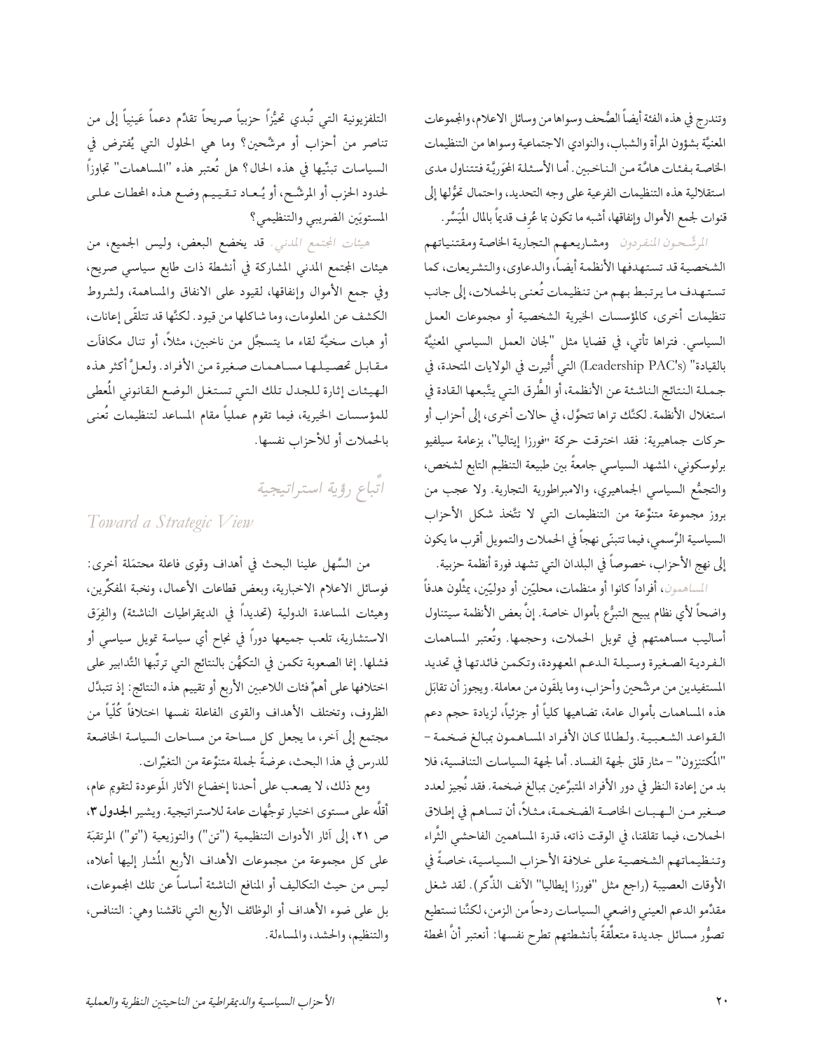وتندرج في هذه الفئة أيضاً الصُّحف وسواها من وسائل الاعلام، والمجموعات المعنيَّة بشؤون المرأة والشباب، والنوادي الاجتماعية وسواها من التنظيمات الخاصة بفئات هامَّة من الناخبين. أما الأسئلة المِحوَريَّة فتتناول مدى استقلالية هذه التنظيمات الفرعية على وجه التحديد، واحتمال تحوُّلها إلى قنوات لجمع الأموال وإنفاقها، أشبه ما تكون بما عُرِف قديماً بالمال المُيَسَّر.

*المرشَّحون المنفردون* ومشاريعهم التجارية الخاصة ومقتنياتهم الشخصية قد تستهدفها الأنظمة أيضاً، والدعاوى، والتشريعات، كما تستهدف ما يرتبط بهم من تنظيمات تُعنى بالحملات، إلى جانب تنظيمات أخرى، كالمؤسسات الخيرية الشخصية أو مجموعات العمل السياسي. فتراها تأتي، في قضايا مثل "لجان العمل السياسي المعنيَّة بالقيادة" (Leadership PAC's) التي أُثيرت في الولايات المتحدة، في جملة النتائج الناشئة عن الأنظمة، أو الطُّرق التي يتَّبعها القادة في استغلال الأنظمة. لكنَّك تراها تتحوَّل، في حالات أخرى، إلى أحزاب أو حركات جماهيرية: فقد اخترقت حركة "فورزا إيتاليا"، بزعامة سيلفيو برلوسكوني، المشهد السياسي جامعةً بين طبيعة التنظيم التابع لشخص، والتجمُّع السياسي الجماهيري، والامبراطورية التجارية. ولا عجب من بروز مجموعة متنوِّعة من التنظيمات التي لا تتَّخذ شكل الأحزاب السياسية الرَّسمي، فيما تتبنّى نهجاً في الحملات والتمويل أقرب ما يكون إلى نهج الأحزاب، خصوصاً في البلدان التي تشهد فورة أنظمة حزبية.

*المساهمون*، أفراداً كانوا أو منظمات، محليّين أو دوليّين، يمثِّلون هدفاً واضحاً لأي نظام يبيح التبرُّع بأموال خاصة. إنَّ بعض الأنظمة سيتناول أساليب مساهمتهم في تمويل الحملات، وحجمها. وتُعتبر المساهمات الفردية الصغيرة وسيلة الدعم المعهودة، وتكمن فائدتها في تحديد المستفيدين من مرشَّحين وأحزاب، وما يلقَون من معاملة. ويجوز أن تقابَل هذه المساهمات بأموال عامة، تضاهيها كلياً أو جزئياً، لزيادة حجم دعم القواعد الشعبية. ولطالما كان الأفراد المساهمون بمبالغ ضخمة – "المُكتنِزون" – مثار قلق لجهة الفساد. أما لجهة السياسات التنافسية، فلا بد من إعادة النظر في دور الأفراد المتبرِّعين بمبالغ ضخمة. فقد نُجيز لعدد صغير من الهبات الخاصة الضخمة، مثلاً، أن تساهم في إطلاق الحملات، فيما تقلقنا، في الوقت ذاته، قدرة المساهمين الفاحشي الثَّراء وتنظيماتهم الشخصية على خلافة الأحزاب السياسية، خاصةً في الأوقات العصيبة (راجع مثل "فورزا إيطاليا" الآنف الذِّكر). لقد شغل مقدِّمو الدعم العيني واضعي السياسات ردحاً من الزمن، لكنَّنا نستطيع تصوُّر مسائل جديدة متعلِّقةً بأنشطتهم تطرح نفسها: أنعتبر أنَّ المحطة التلفزيونية التي تُبدي تحيُّزاً حزبياً صريحاً تقدِّم دعماً عَينياً إلى من تناصر من أحزاب أو مرشَّحين؟ وما هي الحلول التي يُفترض في السياسات تبنِّيها في هذه الحال؟ هل تُعتبر هذه "المساهمات" تجاوزاً لحدود الحزب أو المرشَّح، أو يُعاد تقييم وضع هذه المحطات على المستويَين الضريبي والتنظيمي؟

*هيئات المجتمع المدني.* قد يخضع البعض، وليس الجميع، من هيئات المجتمع المدني المشاركة في أنشطة ذات طابع سياسي صريح، وفي جمع الأموال وإنفاقها، لقيود على الانفاق والمساهمة، ولشروط الكشف عن المعلومات، وما شاكلها من قيود. لكنَّها قد تتلقّى إعانات، أو هبات سخيَّة لقاء ما يتسجَّل من ناخبين، مثلاً، أو تنال مكافآت مقابل تحصيلها مساهمات صغيرة من الأفراد. ولعلَّ أكثر هذه الهيئات إثارة للجدل تلك التي تستغل الوضع القانوني المُعطى للمؤسسات الخيرية، فيما تقوم عملياً مقام المساعد لتنظيمات تُعنى بالحملات أو للأحزاب نفسها.

## اتِّباع رؤية استراتيجية

## *Toward a Strategic View*

من السَّهل علينا البحث في أهداف وقوى فاعلة محتمَلة أخرى: وسائل الاعلام الاخبارية، وبعض قطاعات الأعمال، ونخبة المفكِّرين، وهيئات المساعدة الدولية (تحديداً في الديمقراطيات الناشئة) والفِرَق الاستشارية، تلعب جميعها دوراً في نجاح أي سياسة تمويل سياسي أو فشلها. إنما الصعوبة تكمن في التكهُّن بالنتائج التي ترتِّبها التَّدابير على اختلافها على أهمِّ فئات اللاعبين الأربع أو تقييم هذه النتائج: إذ تتبدَّل الظروف، وتختلف الأهداف والقوى الفاعلة نفسها اختلافاً كُلّياً من مجتمع إلى آخر، ما يجعل كل مساحة من مساحات السياسة الخاضعة للدرس في هذا البحث، عرضةً لجملة متنوِّعة من التغيُّرات.

ومع ذلك، لا يصعب على أحدنا إخضاع الآثار المَوعودة لتقويم عام، أقلَّه على مستوى اختيار توجُّهات عامة للاستراتيجية. ويشير **الجدول ٣**، ص ٢١، إلى آثار الأدوات التنظيمية ("تن") والتوزيعية ("تو") المرتقبَة على كل مجموعة من مجموعات الأهداف الأربع المُشار إليها أعلاه، ليس من حيث التكاليف أو المنافع الناشئة أساساً عن تلك المجموعات، بل على ضوء الأهداف أو الوظائف الأربع التي ناقشنا وهي: التنافس، والتنظيم، والحشد، والمساءلة.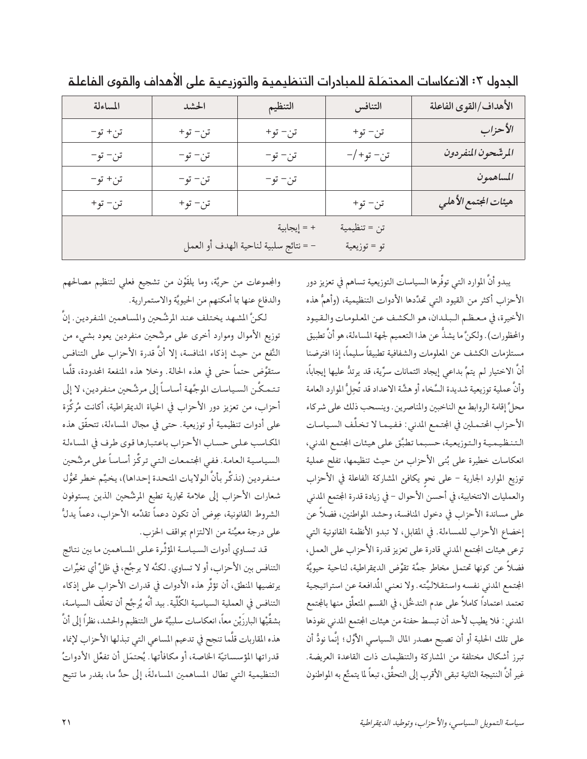## الجدول ٣: الانعكاسات المحتمَلة للمبادرات التنظيمية والتوزيعية على الأهداف والقوى الفاعلة

| الأهداف/القوى الفاعلة | التنافس | التنظيم | الحشد | المساءلة |
|---|---|---|---|---|
| *الأحزاب* | تن– تو+ | تن– تو+ | تن– تو+ | تن+ تو– |
| *المرشّحون المنفردون* | تن– تو+/– | تن– تو– | تن– تو– | تن– تو– |
| *المساهمون* | | تن– تو– | تن– تو– | تن+ تو– |
| *هيئات المجتمع الأهلي* | تن– تو+ | | تن– تو+ | تن– تو+ |
| تن = تنظيمية　　+ = إيجابية | | | | |
| تو = توزيعية　　– = نتائج سلبية لناحية الهدف أو العمل | | | | |

يبدو أنّ الموارد التي توفّرها السياسات التوزيعية تساهم في تعزيز دور الأحزاب أكثر من القيود التي تحدّدها الأدوات التنظيمية، (وأهمُّ هذه الأخيرة، في معظم البلدان، هو الكشف عن المعلومات والقيود والمحظورات). ولكنّ ما يشذّ عن هذا التعميم لجهة المساءلة، هو أنّ تطبيق مستلزمات الكشف عن المعلومات والشفافية تطبيقاً سليماً، إذا افترضنا أنّ الاختيار لم يتمّ بداعي إيجاد ائتمانات سرّية، قد يرتدّ عليها إيجاباً، وأنّ عملية توزيعية شديدة السّخاء أو هشّة الاعداد قد تُحِلُّ الموارد العامة محلّ إقامة الروابط مع الناخبين والمناصرين. وينسحب ذلك على شركاء الأحزاب المحتملين في المجتمع المدني: ففيما لا تخلّف السياسات التنظيمية والتوزيعية، حسبما تطبّق على هيئات المجتمع المدني، انعكاسات خطيرة على بُنى الأحزاب من حيث تنظيمها، تفلح عملية توزيع الموارد الجارية – على نحوٍ يكافئ المشاركة الفاعلة في الأحزاب والعمليات الانتخابية، في أحسن الأحوال – في زيادة قدرة المجتمع المدني على مساندة الأحزاب في دخول المنافسة، وحشد المواطنين، فضلاً عن إخضاع الأحزاب للمساءلة. في المقابل، لا تبدو الأنظمة القانونية التي ترعى هيئات المجتمع المدني قادرة على تعزيز قدرة الأحزاب على العمل، فضلاً عن كونها تحتمل مخاطر جمّة تقوّض الديمقراطية، لناحية حيويّة المجتمع المدني نفسه واستقلاليّته. ولا نعني المُدافعة عن استراتيجية تعتمد اعتماداً كاملاً على عدم التدخُّل، في القسم المتعلّق منها بالمجتمع المدني: فلا يطيب لأحد أن تبسط حفنة من هيئات المجتمع المدني نفوذها على تلك الحلبة أو أن تصبح مصدر المال السياسي الأوّل؛ إنّما نودُّ أن تبرز أشكال مختلفة من المشاركة والتنظيمات ذات القاعدة العريضة. غير أنّ النتيجة الثانية تبقى الأقرب إلى التحقُّق، تبعاً لما يتمتّع به المواطنون والمجموعات من حريّة، وما يلقَوْن من تشجيع فعلي لتنظيم مصالحهم والدفاع عنها بما أمكنهم من الحيويّة والاستمرارية.

لكنّ المشهد يختلف عند المرشّحين والمساهمين المنفردين. إنّ توزيع الأموال وموارد أخرى على مرشّحين منفردين يعود بشيء من النّفع من حيث إذكاء المنافسة، إلا أنّ قدرة الأحزاب على التنافس ستقوَّض حتماً حتى في هذه الحالة. وخلا هذه المنفعة المحدودة، قلّما تتمكّن السياسات الموجَّهة أساساً إلى مرشّحين منفردين، لا إلى أحزاب، من تعزيز دور الأحزاب في الحياة الديمقراطية، أكانت مُركّزة على أدوات تنظيمية أو توزيعية. حتى في مجال المساءلة، تتحقّق هذه المكاسب على حساب الأحزاب باعتبارها قوى طرف في المساءلة السياسية العامة. ففي المجتمعات التي تركّز أساساً على مرشّحين منفردين (نذكّر بأنّ الولايات المتحدة إحداها)، يخيّم خطر تحوُّل شعارات الأحزاب إلى علامة تجارية تطبع المرشّحين الذين يستوفون الشروط القانونية، عِوض أن تكون دعماً تقدّمه الأحزاب، دعماً يدلُّ على درجة معيَّنة من الالتزام بمواقف الحزب.

قد تساوي أدوات السياسة المؤثّرة على المساهمين ما بين نتائج التنافس بين الأحزاب، أو لا تساوي. لكنّه لا يرجَّح، في ظلّ أي تغيّرات يرتضيها المنطق، أن تؤثّر هذه الأدوات في قدرات الأحزاب على إذكاء التنافس في العملية السياسية الكُلّية. بيد أنّه يُرجَّح أن تخلّف السياسة، بشقّيْها البارزَيْن معاً، انعكاسات سلبيّة على التنظيم والحشد، نظراً إلى أنّ هذه المقاربات قلّما تنجح في تدعيم المساعي التي تبذلها الأحزاب لإنماء قدراتها المؤسساتيّة الخاصة، أو مكافأتها. يُحتمَل أن تفعِّل الأدواتُ التنظيمية التي تطال المساهمين المساءلةَ، إلى حدٍّ ما، بقدر ما تتيح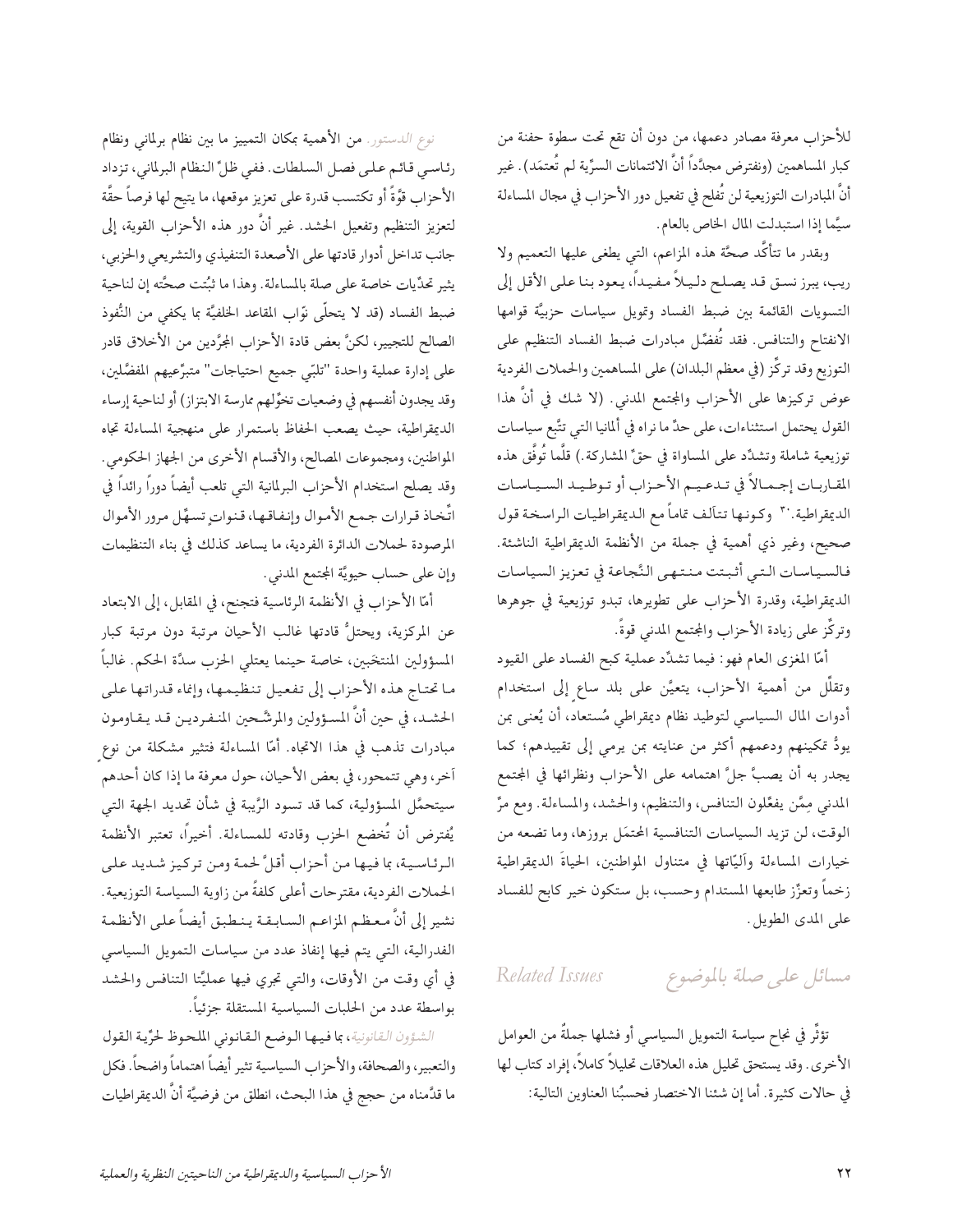للأحزاب معرفة مصادر دعمها، من دون أن تقع تحت سطوة حفنة من كبار المساهمين (ونفترض مجدّداً أنّ الائتمانات السرّية لم تُعتمَد). غير أنّ المبادرات التوزيعية لن تُفلح في تفعيل دور الأحزاب في مجال المساءلة سيّما إذا استبدلت المال الخاص بالعام.

وبقدر ما تتأكّد صحّة هذه المزاعم، التي يطغى عليها التعميم ولا ريب، يبرز نسق قد يصلح دليلاً مفيداً، يعود بنا على الأقل إلى التسويات القائمة بين ضبط الفساد وتمويل سياسات حزبيّة قوامها الانفتاح والتنافس. فقد تُفضّل مبادرات ضبط الفساد التنظيم على التوزيع وقد تركّز (في معظم البلدان) على المساهمين والحملات الفردية عوض تركيزها على الأحزاب والمجتمع المدني. (لا شك في أنّ هذا القول يحتمل استثناءات، على حدّ ما نراه في ألمانيا التي تتّبع سياسات توزيعية شاملة وتشدّد على المساواة في حقّ المشاركة.) قلّما تُوفَّق هذه المقاربات إجمالاً في تدعيم الأحزاب أو توطيد السياسات الديمقراطية.[30] وكونها تتآلف تماماً مع الديمقراطيات الراسخة قول صحيح، وغير ذي أهمية في جملة من الأنظمة الديمقراطية الناشئة. فالسياسات التي أثبتت منتهى النّجاعة في تعزيز السياسات الديمقراطية، وقدرة الأحزاب على تطويرها، تبدو توزيعية في جوهرها وتركّز على زيادة الأحزاب والمجتمع المدني قوةً.

أمّا المغزى العام فهو: فيما تشدّد عملية كبح الفساد على القيود وتقلّل من أهمية الأحزاب، يتعيَّن على بلد ساعٍ إلى استخدام أدوات المال السياسي لتوطيد نظام ديمقراطي مُستعاد، أن يُعنى بمن يودُّ تمكينهم ودعمهم أكثر من عنايته بمن يرمي إلى تقييدهم؛ كما يجدر به أن يصبَّ جلَّ اهتمامه على الأحزاب ونظائرها في المجتمع المدني مِمّن يفعّلون التنافس، والتنظيم، والحشد، والمساءلة. ومع مرِّ الوقت، لن تزيد السياسات التنافسية المحتمَل بروزها، وما تضعه من خيارات المساءلة وآليّاتها في متناول المواطنين، الحياةَ الديمقراطية زخماً وتعزّز طابعها المستدام وحسب، بل ستكون خير كابح للفساد على المدى الطويل.

## مسائل على صلة بالموضوع *Related Issues*

تؤثّر في نجاح سياسة التمويل السياسي أو فشلها جملةٌ من العوامل الأخرى. وقد يستحق تحليل هذه العلاقات تحليلاً كاملاً، إفراد كتاب لها في حالات كثيرة. أما إن شئنا الاختصار فحسبُنا العناوين التالية:

*نوع الدستور.* من الأهمية بمكان التمييز ما بين نظام برلماني ونظام رئاسي قائم على فصل السلطات. ففي ظلّ النظام البرلماني، تزداد الأحزاب قوّةً أو تكتسب قدرة على تعزيز موقعها، ما يتيح لها فرصاً حقّة لتعزيز التنظيم وتفعيل الحشد. غير أنّ دور هذه الأحزاب القوية، إلى جانب تداخل أدوار قادتها على الأصعدة التنفيذي والتشريعي والحزبي، يثير تحدّيات خاصة على صلة بالمساءلة. وهذا ما تُبُثت صحّته إن لناحية ضبط الفساد (قد لا يتحلّى نوّاب المقاعد الخلفيّة بما يكفي من النُّفوذ الصالح للتجيير، لكنّ بعض قادة الأحزاب المجرَّدين من الأخلاق قادر على إدارة عملية واحدة "تلبّي جميع احتياجات" متبرّعيهم المفضّلين، وقد يجدون أنفسهم في وضعيات تخوّلهم ممارسة الابتزاز) أو لناحية إرساء الديمقراطية، حيث يصعب الحفاظ باستمرار على منهجية المساءلة تجاه المواطنين، ومجموعات المصالح، والأقسام الأخرى من الجهاز الحكومي. وقد يصلح استخدام الأحزاب البرلمانية التي تلعب أيضاً دوراً رائداً في اتّخاذ قرارات جمع الأموال وإنفاقها، قنواتٍ تسهّل مرور الأموال المرصودة لحملات الدائرة الفردية، ما يساعد كذلك في بناء التنظيمات وإن على حساب حيويّة المجتمع المدني.

أمّا الأحزاب في الأنظمة الرئاسية فتجنح، في المقابل، إلى الابتعاد عن المركزية، ويحتلُّ قادتها غالب الأحيان مرتبة دون مرتبة كبار المسؤولين المنتخَبين، خاصة حينما يعتلي الحزب سدَّة الحكم. غالباً ما تحتاج هذه الأحزاب إلى تفعيل تنظيمها، وإنماء قدراتها على الحشد، في حين أنّ المسؤولين والمرشّحين المنفردين قد يقاومون مبادرات تذهب في هذا الاتجاه. أمّا المساءلة فتثير مشكلة من نوعٍ آخر، وهي تتمحور، في بعض الأحيان، حول معرفة ما إذا كان أحدهم سيتحمَّل المسؤولية، كما قد تسود الرِّيبة في شأن تحديد الجهة التي يُفترض أن تُخضع الحزب وقادته للمساءلة. أخيراً، تعتبر الأنظمة الرئاسية، بما فيها من أحزاب أقلُّ لحمة ومن تركيز شديد على الحملات الفردية، مقترحات أعلى كلفةً من زاوية السياسة التوزيعية. نشير إلى أنّ معظم المزاعم السابقة ينطبق أيضاً على الأنظمة الفدرالية، التي يتم فيها إنفاذ عدد من سياسات التمويل السياسي في أي وقت من الأوقات، والتي تجري فيها عمليّاً التنافس والحشد بواسطة عدد من الحلبات السياسية المستقلة جزئياً.

*الشؤون القانونية*، بما فيها الوضع القانوني الملحوظ لحرّية القول والتعبير، والصحافة، والأحزاب السياسية تثير أيضاً اهتماماً واضحاً. فكل ما قدَّمناه من حجج في هذا البحث، انطلق من فرضيَّة أنّ الديمقراطيات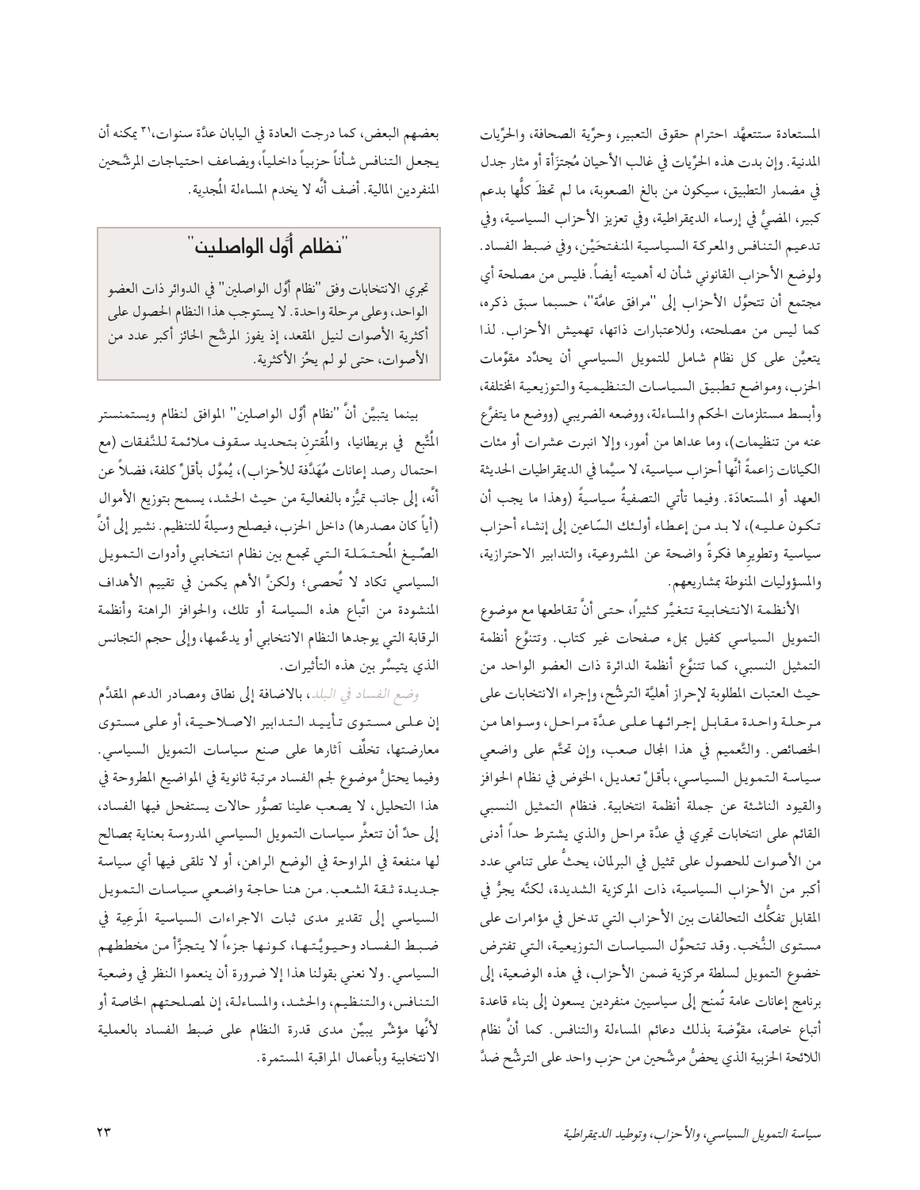المستعادة ستتعهَّد احترام حقوق التعبير، وحرِّية الصحافة، والحرِّيات المدنية. وإن بدت هذه الحرِّيات في غالب الأحيان مُجتزَأة أو مثار جدل في مضمار التطبيق، سيكون من بالغ الصعوبة، ما لم تحظَ كلُّها بدعم كبير، المضيُّ في إرساء الديمقراطية، وفي تعزيز الأحزاب السياسية، وفي تدعيم التنافس والمعركة السياسية المنفتحَيْن، وفي ضبط الفساد. ولوضع الأحزاب القانوني شأن له أهميته أيضاً. فليس من مصلحة أي مجتمع أن تتحوَّل الأحزاب إلى "مرافق عامَّة"، حسبما سبق ذكره، كما ليس من مصلحته، ولاعتبارات ذاتها، تهميش الأحزاب. لذا يتعيَّن على كل نظام شامل للتمويل السياسي أن يحدِّد مقوِّمات الحزب، ومواضع تطبيق السياسات التنظيمية والتوزيعية المختلفة، وأبسط مستلزمات الحكم والمساءلة، ووضعه الضريبي (ووضع ما يتفرَّع عنه من تنظيمات)، وما عداها من أمور، وإلا انبرت عشرات أو مئات الكيانات زاعمةً أنَّها أحزاب سياسية، لا سيَّما في الديمقراطيات الحديثة العهد أو المستعادَة. وفيما تأتي التصفيةُ سياسيةً (وهذا ما يجب أن تكون عليه)، لا بد من إعطاء أولئك السّاعين إلى إنشاء أحزاب سياسية وتطويرها فكرةً واضحة عن المشروعية، والتدابير الاحترازية، والمسؤوليات المنوطة بمشاريعهم.

الأنظمة الانتخابية تتغيَّر كثيراً، حتى أنَّ تقاطعها مع موضوع التمويل السياسي كفيل بملء صفحات غير كتاب. وتتنوَّع أنظمة التمثيل النسبي، كما تتنوَّع أنظمة الدائرة ذات العضو الواحد من حيث العتبات المطلوبة لإحراز أهليَّة الترشُّح، وإجراء الانتخابات على مرحلة واحدة مقابل إجرائها على عدَّة مراحل، وسواها من الخصائص. والتَّعميم في هذا المجال صعب، وإن تحتَّم على واضعي سياسة التمويل السياسي، بأقلٍّ تعديل، الخوض في نظام الحوافز والقيود الناشئة عن جملة أنظمة انتخابية. فنظام التمثيل النسبي القائم على انتخابات تجري في عدَّة مراحل والذي يشترط حداً أدنى من الأصوات للحصول على تمثيل في البرلمان، يحثُّ على تنامي عدد أكبر من الأحزاب السياسية، ذات المركزية الشديدة، لكنَّه يجرُّ في المقابل تفكُّك التحالفات بين الأحزاب التي تدخل في مؤامرات على مستوى النُّخب. وقد تتحوَّل السياسات التوزيعية، التي تفترض خضوع التمويل لسلطة مركزية ضمن الأحزاب، في هذه الوضعية، إلى برنامج إعانات عامة تُمنح إلى سياسيين منفردين يسعون إلى بناء قاعدة أتباع خاصة، مقوِّضة بذلك دعائم المساءلة والتنافس. كما أنَّ نظام اللائحة الحزبية الذي يحضُّ مرشَّحين من حزب واحد على الترشُّح ضدَّ بعضهم البعض، كما درجت العادة في اليابان عدَّة سنوات،[٣١] يمكنه أن يجعل التنافس شأناً حزبياً داخلياً، ويضاعف احتياجات المرشَّحين المنفردين المالية. أضف أنَّه لا يخدم المساءلة المُجدِية.

> ## "نظام أَوَّل الواصلين"
>
> تجري الانتخابات وفق "نظام أَوَّل الواصلين" في الدوائر ذات العضو الواحد، وعلى مرحلة واحدة. لا يستوجب هذا النظام الحصول على أكثرية الأصوات لنيل المقعد، إذ يفوز المرشَّح الحائز أكبر عدد من الأصوات، حتى لو لم يحُزِ الأكثرية.

بينما يتبيَّن أنَّ "نظام أوَّل الواصلين" الموافق لنظام ويستمنستر المُتَّبع في بريطانيا، والمُقترِن بتحديد سقوف ملائمة للنَّفقات (مع احتمال رصد إعانات مُهَدَّفة للأحزاب)، يُموِّل بأقلِّ كلفة، فضلاً عن أنَّه، إلى جانب تميُّزه بالفعالية من حيث الحشد، يسمح بتوزيع الأموال (أياً كان مصدرها) داخل الحزب، فيصلح وسيلةً للتنظيم. نشير إلى أنَّ الصِّيغ المُحتمَلة التي تجمع بين نظام انتخابي وأدوات التمويل السياسي تكاد لا تُحصى؛ ولكنَّ الأهم يكمن في تقييم الأهداف المنشودة من اتِّباع هذه السياسة أو تلك، والحوافز الراهنة وأنظمة الرقابة التي يوجدها النظام الانتخابي أو يدعِّمها، وإلى حجم التجانس الذي يتيسَّر بين هذه التأثيرات.

*وضع الفساد في البلد*، بالاضافة إلى نطاق ومصادر الدعم المقدَّم إن على مستوى تأييد التدابير الاصلاحية، أو على مستوى معارضتها، تخلِّف آثارها على صنع سياسات التمويل السياسي. وفيما يحتلُّ موضوع لجم الفساد مرتبة ثانوية في المواضيع المطروحة في هذا التحليل، لا يصعب علينا تصوُّر حالات يستفحل فيها الفساد، إلى حدِّ أن تتعثَّر سياسات التمويل السياسي المدروسة بعناية بمصالح لها منفعة في المراوحة في الوضع الراهن، أو لا تلقى فيها أي سياسة جديدة ثقة الشعب. من هنا حاجة واضعي سياسات التمويل السياسي إلى تقدير مدى ثبات الاجراءات السياسية المَرعِية في ضبط الفساد وحيويَّتها، كونها جزءاً لا يتجزَّأ من مخططهم السياسي. ولا نعني بقولنا هذا إلا ضرورة أن ينعموا النظر في وضعية التنافس، والتنظيم، والحشد، والمساءلة، إن لمصلحتهم الخاصة أو لأنَّها مؤشِّر يبيِّن مدى قدرة النظام على ضبط الفساد بالعملية الانتخابية وبأعمال المراقبة المستمرة.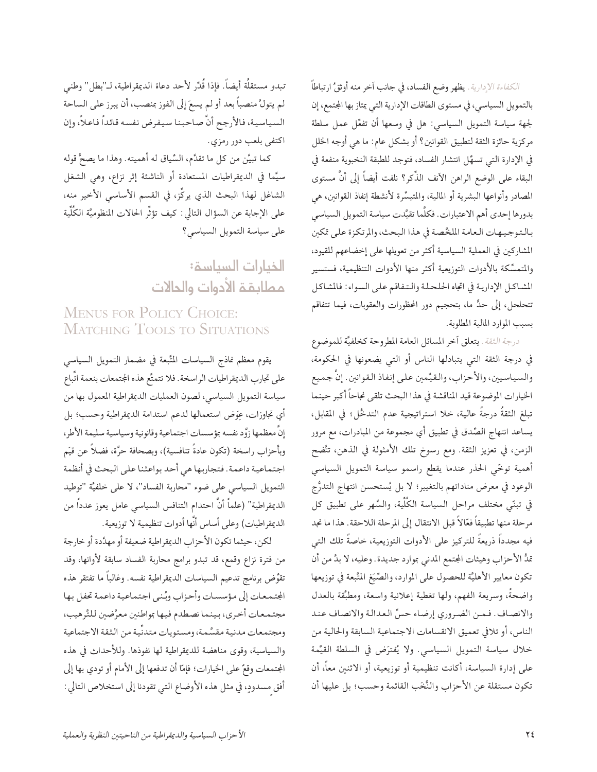*الكفاءة الإدارية.* يظهر وضع الفساد، في جانب آخر منه أوثقُ ارتباطاً بالتمويل السياسي، في مستوى الطاقات الإدارية التي يمتاز بها المجتمع، إن لجهة سياسة التمويل السياسي: هل في وسعها أن تفعِّل عمل سلطة مركزية حائزة الثقة لتطبيق القوانين؟ أو بشكل عام: ما هي أوجه الخلل في الإدارة التي تسهِّل انتشار الفساد، فتوجد للطبقة النخبوية منفعة في البقاء على الوضع الراهن الآنف الذِّكر؟ نلفت أيضاً إلى أنَّ مستوى المصادر وأنواعها البشرية أو المالية، والمتيسِّرة لأنشطة إنفاذ القوانين، هي بدورها إحدى أهم الاعتبارات. فكلَّما تقيَّدت سياسة التمويل السياسي بالتوجيهات العامة الملخَّصة في هذا البحث، والمرتكزة على تمكين المشاركين في العملية السياسية أكثر من تعويلها على إخضاعهم للقيود، والمتمسّكة بالأدوات التوزيعية أكثر منها الأدوات التنظيمية، فستسير المشاكل الإدارية في اتجاه الحلحلة والتفاقم على السواء: فالمشاكل تتحلحل، إلى حدٍّ ما، بتحجيم دور المحظورات والعقوبات، فيما تتفاقم بسبب الموارد المالية المطلوبة.

*درجة الثقة.* يتعلق آخر المسائل العامة المطروحة كخلفيَّة للموضوع في درجة الثقة التي يتبادلها الناس أو التي يضعونها في الحكومة، والسياسيين، والأحزاب، والقيِّمين على إنفاذ القوانين. إنَّ جميع الخيارات الموضوعة قيد المناقشة في هذا البحث تلقى نجاحاً أكبر حينما تبلغ الثقةُ درجةً عالية، خلا استراتيجية عدم التدخُّل؛ في المقابل، يساعد انتهاج الصِّدق في تطبيق أي مجموعة من المبادرات، مع مرور الزمن، في تعزيز الثقة. ومع رسوخ تلك الأمثولة في الذهن، تتَّضح أهمية توخّي الحذر عندما يقطع راسمو سياسة التمويل السياسي الوعود في معرض مناداتهم بالتغيير؛ لا بل يُستحسن انتهاج التدرُّج في تبنّي مختلف مراحل السياسة الكُلّية، والسَّهر على تطبيق كل مرحلة منها تطبيقاً فعّالاً قبل الانتقال إلى المرحلة اللاحقة. هذا ما نجد فيه مجدداً ذريعةً للتركيز على الأدوات التوزيعية، خاصةً تلك التي تمدُّ الأحزاب وهيئات المجتمع المدني بموارد جديدة. وعليه، لا بدَّ من أن تكون معايير الأهليَّة للحصول على الموارد، والصِّيَغ المتَّبعة في توزيعها واضحةً، وسريعة الفهم، ولها تغطية إعلانية واسعة، ومطبَّقة بالعدل والانصاف. فمن الضروري إرضاء حسِّ العدالة والانصاف عند الناس، أو تلافي تعميق الانقسامات الاجتماعية السابقة والحالية من خلال سياسة التمويل السياسي. ولا يُفترَض في السلطة القيِّمة على إدارة السياسة، أكانت تنظيمية أو توزيعية، أو الاثنين معاً، أن تكون مستقلة عن الأحزاب والنُّخَب القائمة وحسب؛ بل عليها أن تبدو مستقلَّة أيضاً. فإذا قُدِّر لأحد دعاة الديمقراطية، لـ"بطل" وطني لم يتولَّ منصباً بعد أو لم يسعَ إلى الفوز بمنصب، أن يبرز على الساحة السياسية، فالأرجح أنَّ صاحبنا سيفرض نفسه قائداً فاعلاً، وإن اكتفى بلعب دور رمزي.

كما تبيَّن من كل ما تقدَّم، السِّياق له أهميته. وهذا ما يصحُّ قوله سيَّما في الديمقراطيات المستعادة أو الناشئة إثر نزاع، وهي الشغل الشاغل لهذا البحث الذي يركِّز، في القسم الأساسي الأخير منه، على الإجابة عن السؤال التالي: كيف تؤثِّر الحالات المنظوميَّة الكُلّية على سياسة التمويل السياسي؟

## الخيارات السياسة: مطابقة الأدوات والحالات

## Menus for Policy Choice: Matching Tools to Situations

يقوم معظم نماذج السياسات المتَّبعة في مضمار التمويل السياسي على تجارب الديمقراطيات الراسخة. فلا تتمتَّع هذه المجتمعات بنعمة اتِّباع سياسة التمويل السياسي، لصون العمليات الديمقراطية المعمول بها من أي تجاوزات، عِوَض استعمالها لدعم استدامة الديمقراطية وحسب؛ بل إنَّ معظمها زوَّد نفسه بمؤسسات اجتماعية وقانونية وسياسية سليمة الأطر، وبأحزاب راسخة (تكون عادةً تنافسية)، وبصحافة حرَّة، فضلاً عن قيَم اجتماعية داعمة. فتجاربها هي أحد بواعثنا على البحث في أنظمة التمويل السياسي على ضوء "محاربة الفساد"، لا على خلفيَّة "توطيد الديمقراطية" (علماً أنَّ احتدام التنافس السياسي عامل يعوز عدداً من الديمقراطيات) وعلى أساس أنَّها أدوات تنظيمية لا توزيعية.

لكن، حيثما تكون الأحزاب الديمقراطية ضعيفة أو مهدَّدة أو خارجة من فترة نزاع وقمع، قد تبدو برامج محاربة الفساد سابقة لأوانها، وقد تقوِّض برنامج تدعيم السياسات الديمقراطية نفسه. وغالباً ما تفتقر هذه المجتمعات إلى مؤسسات وأحزاب وبُنى اجتماعية داعمة تحفل بها مجتمعات أخرى، بينما نصطدم فيها بمواطنين معرَّضين للترهيب، ومجتمعات مدنية مقسَّمة، ومستويات متدنِّية من الثقة الاجتماعية والسياسية، وقوى مناهضة للديمقراطية لها نفوذها. وللأحداث في هذه المجتمعات وقعٌ على الخيارات؛ فإمّا أن تدفعها إلى الأمام أو تودي بها إلى أفقٍ مسدودٍ، في مثل هذه الأوضاع التي تقودنا إلى استخلاص التالي: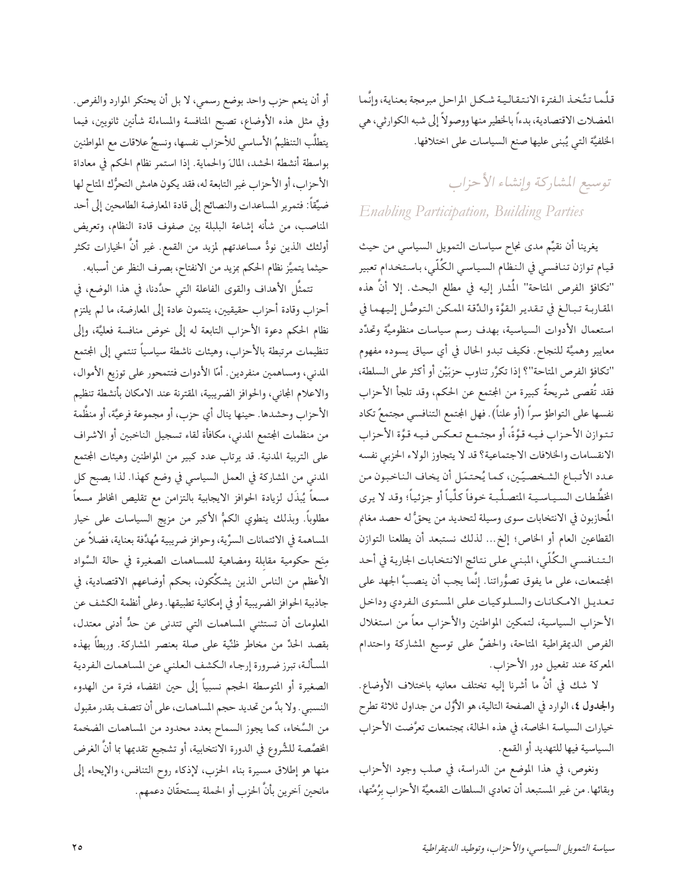قلَّما تتَّخذ الفترة الانتقالية شكل المراحل مبرمجة بعناية، وإنَّما المعضلات الاقتصادية، بدءاً بالخطير منها ووصولاً إلى شبه الكوارثي، هي الخلفيَّة التي يُبنى عليها صنع السياسات على اختلافها.

## توسيع المشاركة وإنشاء الأحزاب

## *Enabling Participation, Building Parties*

يغرينا أن نقيِّم مدى نجاح سياسات التمويل السياسي من حيث قيام توازن تنافسي في النظام السياسي الكُلِّي، باستخدام تعبير "تكافؤ الفرص المتاحة" المُشار إليه في مطلع البحث. إلا أنَّ هذه المقاربة تبالغ في تقدير القوَّة والدقّة الممكن التوصُّل إليهما في استعمال الأدوات السياسية، بهدف رسم سياسات منظوميَّة وتحدِّد معايير وهميَّة للنجاح. فكيف تبدو الحال في أي سياق يسوده مفهوم "تكافؤ الفرص المتاحة"؟ إذا تكرَّر تناوب حزبَيْن أو أكثر على السلطة، فقد تُقصى شريحةٌ كبيرة من المجتمع عن الحكم، وقد تلجأ الأحزاب نفسها على التواطؤ سراً (أو علناً). فهل المجتمع التنافسي مجتمعٌ تكاد تتوازن الأحزاب فيه قوَّةً، أو مجتمع تعكس فيه قوَّة الأحزاب الانقسامات والخلافات الاجتماعية؟ قد لا يتجاوز الولاء الحزبي نفسه عدد الأتباع الشخصيّين، كما يُحتمَل أن يخاف الناخبون من المخطَّطات السياسية المتصلِّبة خوفاً كلّياً أو جزئياً؛ وقد لا يرى المُحازبون في الانتخابات سوى وسيلة لتحديد من يحقُّ له حصد مغانم القطاعين العام أو الخاص؛ إلخ... لذلك نستبعد أن يطلعنا التوازن التنافسي الكُلِّي، المبني على نتائج الانتخابات الجارية في أحد المجتمعات، على ما يفوق تصوُّراتنا. إنَّما يجب أن ينصبَّ الجهد على تعديل الامكانات والسلوكيات على المستوى الفردي وداخل الأحزاب السياسية، لتمكين المواطنين والأحزاب معاً من استغلال الفرص الديمقراطية المتاحة، والحضِّ على توسيع المشاركة واحتدام المعركة عند تفعيل دور الأحزاب.

لا شك في أنَّ ما أشرنا إليه تختلف معانيه باختلاف الأوضاع. **والجدول ٤**، الوارد في الصفحة التالية، هو الأوَّل من جداول ثلاثة تطرح خيارات السياسة الخاصة، في هذه الحالة، بمجتمعات تعرَّضت الأحزاب السياسية فيها للتهديد أو القمع.

ونغوص، في هذا الموضع من الدراسة، في صلب وجود الأحزاب وبقائها. من غير المستبعد أن تعادي السلطات القمعيَّة الأحزاب برُمَّتها، أو أن ينعم حزب واحد بوضع رسمي، لا بل أن يحتكر الموارد والفرص. وفي مثل هذه الأوضاع، تصبح المنافسة والمساءلة شأنين ثانويين، فيما يتطلَّب التنظيمُ الأساسي للأحزاب نفسها، ونسجُ علاقات مع المواطنين بواسطة أنشطة الحشد، المالَ والحماية. إذا استمر نظام الحكم في معاداة الأحزاب، أو الأحزاب غير التابعة له، فقد يكون هامش التحرُّك المتاح لها ضيِّقاً: فتمرير المساعدات والنصائح إلى قادة المعارضة الطامحين إلى أحد المناصب، من شأنه إشاعة البلبلة بين صفوف قادة النظام، وتعريض أولئك الذين نودُّ مساعدتهم لمزيد من القمع. غير أنَّ الخيارات تكثر حيثما يتميَّز نظام الحكم بمزيد من الانفتاح، بصرف النظر عن أسبابه.

تتمثَّل الأهداف والقوى الفاعلة التي حدَّدنا، في هذا الوضع، في أحزاب وقادة أحزاب حقيقيين، ينتمون عادة إلى المعارضة، ما لم يلتزم نظام الحكم دعوة الأحزاب التابعة له إلى خوض منافسة فعليَّة، وإلى تنظيمات مرتبطة بالأحزاب، وهيئات ناشطة سياسياً تنتمي إلى المجتمع المدني، ومساهمين منفردين. أمّا الأدوات فتتمحور على توزيع الأموال، والاعلام المجاني، والحوافز الضريبية، المقترنة عند الامكان بأنشطة تنظيم الأحزاب وحشدها. حينها ينال أي حزب، أو مجموعة فرعيَّة، أو منظَّمة من منظمات المجتمع المدني، مكافأة لقاء تسجيل الناخبين أو الاشراف على التربية المدنية. قد يرتاب عدد كبير من المواطنين وهيئات المجتمع المدني من المشاركة في العمل السياسي في وضع كهذا. لذا يصبح كل مسعاً يُبذَل لزيادة الحوافز الايجابية بالتزامن مع تقليص المخاطر مسعاً مطلوباً. وبذلك ينطوي الكمُّ الأكبر من مزيج السياسات على خيار المساهمة في الائتمانات السرِّية، وحوافز ضريبية مُهدَّفة بعناية، فضلاً عن مِنَح حكومية مقابِلة ومضاهية للمساهمات الصغيرة في حالة السَّواد الأعظم من الناس الذين يشكِّكون، بحكم أوضاعهم الاقتصادية، في جاذبية الحوافز الضريبية أو في إمكانية تطبيقها. وعلى أنظمة الكشف عن المعلومات أن تستثني المساهمات التي تتدنى عن حدٍّ أدنى معتدل، بقصد الحدِّ من مخاطر ظنيَّة على صلة بعنصر المشاركة. وربطاً بهذه المسألة، تبرز ضرورة إرجاء الكشف العلني عن المساهمات الفردية الصغيرة أو المتوسطة الحجم نسبياً إلى حين انقضاء فترة من الهدوء النسبي. ولا بدَّ من تحديد حجم المساهمات، على أن تتصف بقدر مقبول من السَّخاء، كما يجوز السماح بعدد محدود من المساهمات الضخمة المخصَّصة للشُّروع في الدورة الانتخابية، أو تشجيع تقديمها بما أنَّ الغرض منها هو إطلاق مسيرة بناء الحزب، لإذكاء روح التنافس، والإيحاء إلى مانحين آخرين بأنَّ الحزب أو الحملة يستحقَّان دعمهم.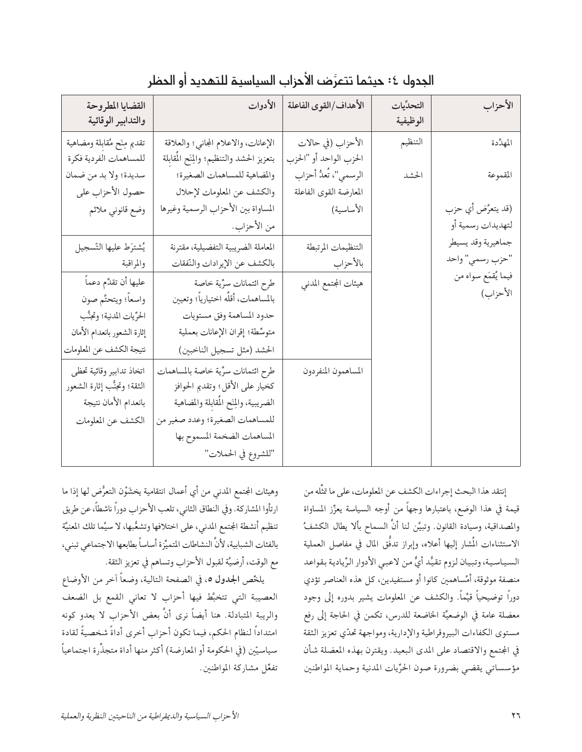## الجدول ٤: حيثما تتعرَّض الأحزاب السياسية للتهديد أو الحظر

| الأحزاب | التحدِّيات الوظيفية | الأهداف/القوى الفاعلة | الأدوات | القضايا المطروحة والتدابير الوقائية |
|---|---|---|---|---|
| المهدَّدة<br><br>المقموعة<br><br>(قد يتعرَّض أي حزب لتهديدات رسمية أو جماهيرية وقد يسيطر "حزب رسمي" واحد فيما يُقمَع سواه من الأحزاب) | التنظيم<br><br>الحشد | الأحزاب (في حالات الحزب الواحد أو "الحزب الرسمي"، تُعدُّ أحزاب المعارضة القوى الفاعلة الأساسية) | الإعانات، والاعلام المجاني؛ والعلاقة بتعزيز الحشد والتنظيم؛ والمِنَح المُقابِلة والمضاهية للمساهمات الصغيرة؛ والكشف عن المعلومات لإحلال المساواة بين الأحزاب الرسمية وغيرها من الأحزاب. | تقديم مِنَح مُقابِلة ومضاهية للمساهمات الفردية فكرة سديدة؛ ولا بد من ضمان حصول الأحزاب على وضع قانوني ملائم |
| | | التنظيمات المرتبطة بالأحزاب | المعاملة الضريبية التفضيلية، مقترنة بالكشف عن الإيرادات والنّفقات | يُشترَط عليها التّسجيل والمراقبة |
| | | هيئات المجتمع المدني | طرح ائتمانات سرِّية خاصة بالمساهمات، أقلَّه اختيارياً؛ وتعيين حدود المساهمة وفق مستويات متوسِّطة؛ إقران الإعانات بعملية الحشد (مثل تسجيل الناخبين) | عليها أن تقدِّم دعماً واسعاً؛ ويتحتَّم صون الحرِّيات المدنية؛ وتجنُّب إثارة الشعور بانعدام الأمان نتيجة الكشف عن المعلومات |
| | | المساهمون المنفردون | طرح ائتمانات سرِّية خاصة بالمساهمات كخيار على الأقل؛ وتقديم الحوافز الضريبية، والمِنَح المُقابِلة والمضاهية للمساهمات الصغيرة؛ وعدد صغير من المساهمات الضخمة المسموح بها "للشروع في الحملات" | اتخاذ تدابير وقائية تحظى الثقة؛ وتجنُّب إثارة الشعور بانعدام الأمان نتيجة الكشف عن المعلومات |

إنتقد هذا البحث إجراءات الكشف عن المعلومات، على ما تمثِّله من قيمة في هذا الوضع، باعتبارها وجهاً من أوجه السياسة يعزِّز المساواة والمصداقية، وسيادة القانون. وتبيَّن لنا أنَّ السماح بألا يطال الكشفُ الاستثناءات المُشار إليها أعلاه، وإبراز تدفُّق المال في مفاصل العملية السياسية، وتبيان لزوم تقيُّد أيٍّ من لاعبي الأدوار الرِّيادية بقواعد منصفة موثوقة، أمُساهمين كانوا أو مستفيدين، كل هذه العناصر تؤدي دوراً توضيحياً قيِّماً. والكشف عن المعلومات يشير بدوره إلى وجود معضلة عامة في الوضعيَّة الخاضعة للدرس، تكمن في الحاجة إلى رفع مستوى الكفاءات البيروقراطية والإدارية، ومواجهة تحدّي تعزيز الثقة في المجتمع والاقتصاد على المدى البعيد. ويقترن بهذه المعضلة شأن مؤسساتي يقضي بضرورة صون الحرِّيات المدنية وحماية المواطنين وهيئات المجتمع المدني من أي أعمال انتقامية يخشَوْن التعرُّض لها إذا ما ارتأوا المشاركة. وفي النطاق الثاني، تلعب الأحزاب دوراً ناشطاً، عن طريق تنظيم أنشطة المجتمع المدني، على اختلافها وتشعُّبها، لا سيَّما تلك المعنيَّة بالفئات الشبابية، لأنَّ النشاطات المتميِّزة أساساً بطابعها الاجتماعي تبني، مع الوقت، أرضيَّة لقبول الأحزاب وتساهم في تعزيز الثقة.

يلخِّص **الجدول ٥**، في الصفحة التالية، وضعاً آخر من الأوضاع العصيبة التي تتخبَّط فيها أحزاب لا تعاني القمع بل الضعف والريبة المتبادلة. هنا أيضاً نرى أنَّ بعض الأحزاب لا يعدو كونه امتداداً لنظام الحكم، فيما تكون أحزاب أخرى أداةً شخصيةً لقادة سياسيِّين (في الحكومة أو المعارضة) أكثر منها أداة متجذِّرة اجتماعياً تفعِّل مشاركة المواطنين.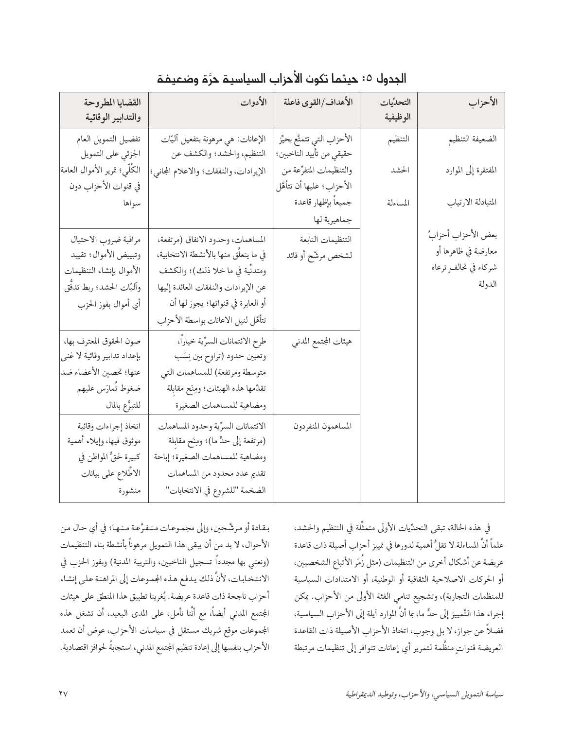## الجدول ٥: حيثما تكون الأحزاب السياسية حرَّة وضعيفة

| الأحزاب | التحدِّيات الوظيفية | الأهداف/القوى فاعلة | الأدوات | القضايا المطروحة والتدابير الوقائية |
|---|---|---|---|---|
| الضعيفة التنظيم<br>المفتقرة إلى الموارد<br>المتبادلة الارتياب<br>بعض الأحزاب أحزابُ معارضة في ظاهرها أو شركاء في تحالفٍ ترعاه الدولة | التنظيم<br>الحشد<br>المساءلة | الأحزاب التي تتمتَّع بحيِّز حقيقي من تأييد الناخبين؛ والتنظيمات المتفرِّعة من الأحزاب؛ عليها أن تتأهَّل جميعاً بإظهار قاعدة جماهيرية لها | الإعانات: هي مرهونة بتفعيل آليّات التنظيم، والحشد؛ والكشف عن الإيرادات، والنفقات؛ والاعلام المجاني؛ | تفضيل التمويل العام الجزئي على التمويل الكلّي؛ تمرير الأموال العامة في قنوات الأحزاب دون سواها |
| | | التنظيمات التابعة لشخص مرشَّح أو قائد | المساهمات، وحدود الانفاق (مرتفعة، في ما يتعلَّق منها بالأنشطة الانتخابية، ومتدنّية في ما خلا ذلك)؛ والكشف عن الإيرادات والنفقات العائدة إليها أو العابرة في قنواتها؛ يجوز لها أن تتأهَّل لنيل الاعانات بواسطة الأحزاب | مراقبة ضروب الاحتيال وتبييض الأموال؛ تقييد الأموال بإنشاء التنظيمات وآليّات الحشد؛ ربط تدفُّق أي أموال بفوز الحزب |
| | | هيئات المجتمع المدني | طرح الائتمانات السرِّية خياراً، وتعيين حدود (تراوح بين نِسَب متوسطة ومرتفعة) للمساهمات التي تقدِّمها هذه الهيئات؛ ومِنَح مقابِلة ومضاهية للمساهمات الصغيرة | صون الحقوق المعترف بها، بإعداد تدابير وقائية لا غنى عنها؛ تحصين الأعضاء ضد ضغوط تُمارَس عليهم للتبرُّع بالمال |
| | | المساهمون المنفردون | الائتمانات السرِّية وحدود المساهمات (مرتفعة إلى حدٍّ ما)؛ ومِنَح مقابِلة ومضاهية للمساهمات الصغيرة؛ إباحة تقديم عدد محدود من المساهمات الضخمة "للشروع في الانتخابات" | اتخاذ إجراءات وقائية موثوق فيها، وإيلاء أهمية كبيرة لحقِّ المواطن في الاطِّلاع على بيانات منشورة |

في هذه الحالة، تبقى التحدِّيات الأولى متمثِّلة في التنظيم والحشد، علماً أنَّ المساءلة لا تقلُّ أهمية لدورها في تمييز أحزاب أصيلة ذات قاعدة عريضة عن أشكال أخرى من التنظيمات (مثل زُمَر الأتباع الشخصيين، أو الحركات الاصلاحية الثقافية أو الوطنية، أو الامتدادات السياسية للمنظمات التجارية)، وتشجيع تنامي الفئة الأولى من الأحزاب. يمكن إجراء هذا التَّمييز إلى حدٍّ ما، بما أنَّ الموارد آيلة إلى الأحزاب السياسية، فضلاً عن جواز، لا بل وجوب، اتخاذ الأحزاب الأصيلة ذات القاعدة العريضة قنواتٍ منظَّمة لتمرير أي إعانات تتوافر إلى تنظيمات مرتبطة بقادة أو مرشَّحين، وإلى مجموعات متفرِّعة منها؛ في أي حال من الأحوال، لا بد من أن يبقى هذا التمويل مرهوناً بأنشطة بناء التنظيمات (ونعني بها مجدداً تسجيل الناخبين، والتربية المدنية) وبفوز الحزب في الانتخابات، لأنَّ ذلك يدفع هذه المجموعات إلى المراهنة على إنشاء أحزاب ناجحة ذات قاعدة عريضة. يُغرينا تطبيق هذا المنطق على هيئات المجتمع المدني أيضاً، مع أنَّنا نأمل، على المدى البعيد، أن تشغل هذه المجموعات موقع شريك مستقل في سياسات الأحزاب، عوض أن تعمد الأحزاب بنفسها إلى إعادة تنظيم المجتمع المدني، استجابةً لحوافز اقتصادية.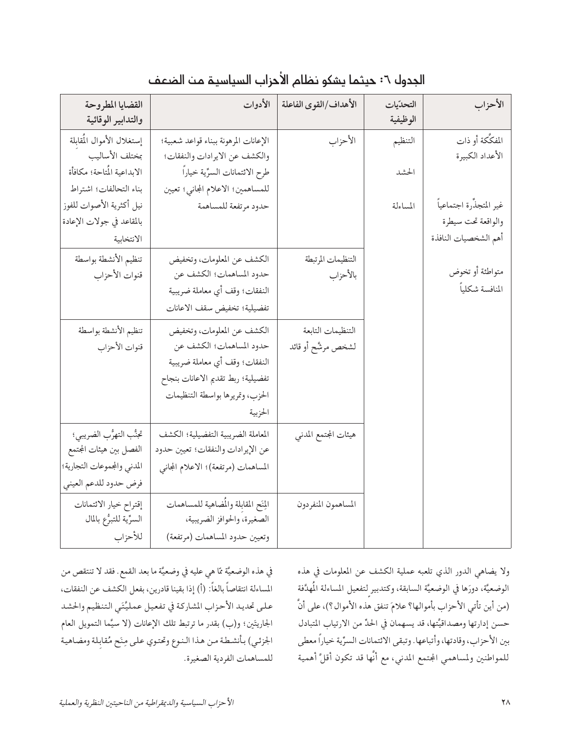## الجدول ٦: حيثما يشكو نظام الأحزاب السياسية من الضعف

| الأحزاب | التحدّيات الوظيفية | الأهداف/القوى الفاعلة | الأدوات | القضايا المطروحة والتدابير الوقائية |
|---|---|---|---|---|
| المفكّكة أو ذات الأعداد الكبيرة<br><br>غير المتجذّرة اجتماعياً والواقعة تحت سيطرة أهم الشخصيات النافذة<br><br>متواطئة أو تخوض المنافسة شكلياً | التنظيم<br><br>الحشد<br><br>المساءلة | الأحزاب | الإعانات المرهونة ببناء قواعد شعبية؛ والكشف عن الايرادات والنفقات؛ طرح الائتمانات السرِّية خياراً للمساهمين؛ الاعلام المجاني؛ تعيين حدود مرتفعة للمساهمة | إستغلال الأموال المُقابلة بمختلف الأساليب الابداعية المُتاحة؛ مكافأة بناء التحالفات؛ اشتراط نيل أكثرية الأصوات للفوز بالمقاعد في جولات الإعادة الانتخابية |
| | | التنظيمات المرتبطة بالأحزاب | الكشف عن المعلومات، وتخفيض حدود المساهمات؛ الكشف عن النفقات؛ وقف أي معاملة ضريبية تفضيلية؛ تخفيض سقف الاعانات | تنظيم الأنشطة بواسطة قنوات الأحزاب |
| | | التنظيمات التابعة لشخص مرشَّح أو قائد | الكشف عن المعلومات، وتخفيض حدود المساهمات؛ الكشف عن النفقات؛ وقف أي معاملة ضريبية تفضيلية؛ ربط تقديم الاعانات بنجاح الحزب، وتمريرها بواسطة التنظيمات الحزبية | تنظيم الأنشطة بواسطة قنوات الأحزاب |
| | | هيئات المجتمع المدني | المعاملة الضريبية التفضيلية؛ الكشف عن الإيرادات والنفقات؛ تعيين حدود المساهمات (مرتفعة)؛ الاعلام المجاني | تجنُّب التهرُّب الضريبي؛ الفصل بين هيئات المجتمع المدني والمجموعات التجارية؛ فرض حدود للدعم العيني |
| | | المساهمون المنفردون | المِنَح المقابلة والمُضاهية للمساهمات الصغيرة، والحوافز الضريبية، وتعيين حدود المساهمات (مرتفعة) | إقتراح خيار الائتمانات السرِّية للتبرُّع بالمال للأحزاب |

ولا يضاهي الدور الذي تلعبه عملية الكشف عن المعلومات في هذه الوضعيَّة، دورَها في الوضعيَّة السابقة، وكتدبيرٍ لتفعيل المساءلة المُهدَّفة (من أين تأتي الأحزاب بأموالها؟ علامَ تنفق هذه الأموال؟)، على أنَّ حسن إدارتها ومصداقيَّتها، قد يسهمان في الحدِّ من الارتياب المتبادل بين الأحزاب، وقادتها، وأتباعها. وتبقى الائتمانات السرِّية خياراً معطى للمواطنين ولمساهمي المجتمع المدني، مع أنَّها قد تكون أقلَّ أهمية في هذه الوضعيَّة ممّا هي عليه في وضعيَّة ما بعد القمع. فقد لا تنتقص من المساءلة انتقاصاً بالغاً: (أ) إذا بقينا قادرين، بفعل الكشف عن النفقات، على تحديد الأحزاب المشاركة في تفعيل عمليَّتَي التنظيم والحشد الجاريتَين؛ و(ب) بقدر ما ترتبط تلك الإعانات (لا سيَّما التمويل العام الجزئي) بأنشطة من هذا النوع وتحتوي على مِنَح مُقابِلة ومضاهية للمساهمات الفردية الصغيرة.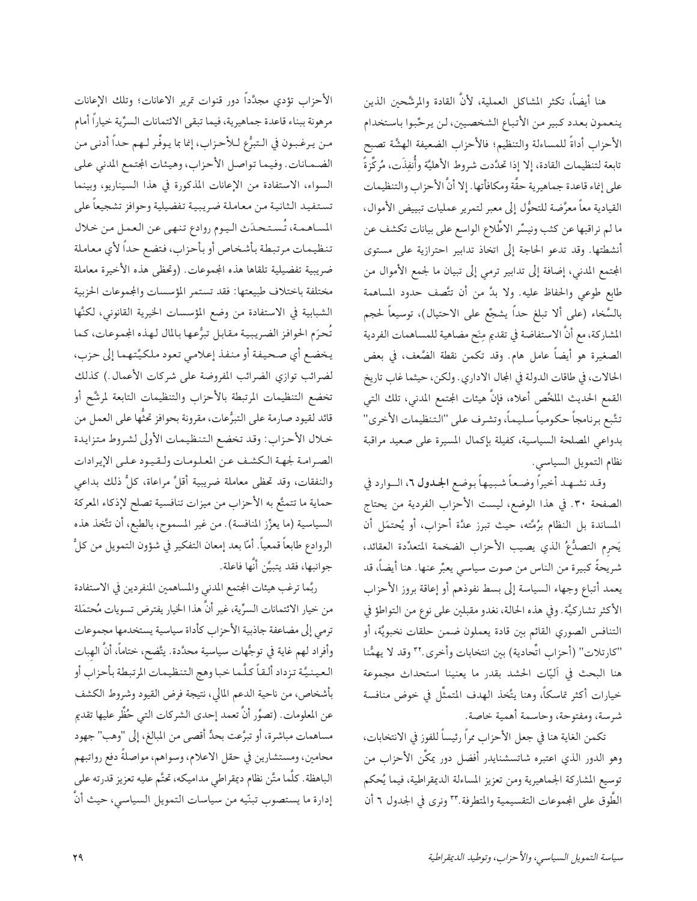هنا أيضاً، تكثر المشاكل العملية، لأنَّ القادة والمرشَّحين الذين ينعمون بعدد كبير من الأتباع الشخصيين، لن يرحِّبوا باستخدام الأحزاب أداةً للمساءلة والتنظيم؛ فالأحزاب الضعيفة الهشَّة تصبح تابعة لتنظيمات القادة، إلا إذا تحدَّدت شروط الأهليَّة وأُنفِذَت، مُركِّزةً على إنماء قاعدة جماهيرية حقَّة ومكافأتها. إلا أنَّ الأحزاب والتنظيمات القيادية معاً معرَّضة للتحوُّل إلى معبر لتمرير عمليات تبييض الأموال، ما لم نراقبها عن كثب ونيسِّر الاطِّلاع الواسع على بيانات تكشف عن أنشطتها. وقد تدعو الحاجة إلى اتخاذ تدابير احترازية على مستوى المجتمع المدني، إضافة إلى تدابير ترمي إلى تبيان ما لجمع الأموال من طابع طوعي والحفاظ عليه. ولا بدَّ من أن تتَّصف حدود المساهمة بالسَّخاء (على ألا تبلغ حداً يشجِّع على الاحتيال)، توسيعاً لحجم المشاركة، مع أنَّ الاستفاضة في تقديم مِنَح مضاهية للمساهمات الفردية الصغيرة هو أيضاً عامل هام. وقد تكمن نقطة الضَّعف، في بعض الحالات، في طاقات الدولة في المجال الاداري. ولكن، حيثما غاب تاريخ القمع الحديث الملخَّص أعلاه، فإنَّ هيئات المجتمع المدني، تلك التي تتَّبع برنامجاً حكومياً سليماً، وتشرف على "التنظيمات الأخرى" بدواعي المصلحة السياسية، كفيلة بإكمال المسيرة على صعيد مراقبة نظام التمويل السياسي.

وقد نشهد أخيراً وضعاً شبيهاً بوضع **الجدول ٦**، الوارد في الصفحة ٣٠. في هذا الوضع، ليست الأحزاب الفردية من يحتاج المساندة بل النظام برُمَّته، حيث تبرز عدَّة أحزاب، أو يُحتمَل أن يَحرِم التصدُّعُ الذي يصيب الأحزاب الضخمة المتعدِّدة العقائد، شريحةً كبيرة من الناس من صوت سياسي يعبِّر عنها. هنا أيضاً، قد يعمد أتباع وجهاء السياسة إلى بسط نفوذهم أو إعاقة بروز الأحزاب الأكثر تشاركيَّة. وفي هذه الحالة، نغدو مقبلين على نوع من التواطؤ في التنافس الصوري القائم بين قادة يعملون ضمن حلقات نخبويَّة، أو "كارتلات" (أحزاب اتِّحادية) بين انتخابات وأخرى.[٣٢] وقد لا يهمُّنا هنا البحث في آليّات الحشد بقدر ما يعنينا استحداث مجموعة خيارات أكثر تماسكاً، وهنا يتَّخذ الهدف المتمثِّل في خوض منافسة شرسة، ومفتوحة، وحاسمة أهمية خاصة.

تكمن الغاية هنا في جعل الأحزاب ممراً رئيساً للفوز في الانتخابات، وهو الدور الذي اعتبره شاتسشنايدر أفضل دور يمكِّن الأحزاب من توسيع المشاركة الجماهيرية ومن تعزيز المساءلة الديمقراطية، فيما يُحكم الطَّوق على المجموعات التقسيمية والمتطرفة.[٣٣] ونرى في الجدول ٦ أن الأحزاب تؤدي مجدَّداً دور قنوات تمرير الاعانات؛ وتلك الإعانات مرهونة ببناء قاعدة جماهيرية، فيما تبقى الائتمانات السرِّية خياراً أمام من يرغبون في التبرُّع للأحزاب، إنما بما يوفِّر لهم حداً أدنى من الضمانات. وفيما تواصل الأحزاب، وهيئات المجتمع المدني على السواء، الاستفادة من الإعانات المذكورة في هذا السيناريو، وبينما تستفيد الثانية من معاملة ضريبية تفضيلية وحوافز تشجيعاً على المساهمة، تُستحدَث اليوم روادع تنهى عن العمل من خلال تنظيمات مرتبطة بأشخاص أو بأحزاب، فتضع حداً لأي معاملة ضريبية تفضيلية تلقاها هذه المجموعات. (وتحظى هذه الأخيرة معاملة مختلفة باختلاف طبيعتها: فقد تستمر المؤسسات والمجموعات الحزبية الشبابية في الاستفادة من وضع المؤسسات الخيرية القانوني، لكنَّها تُحرَم الحوافز الضريبية مقابل تبرُّعها بالمال لهذه المجموعات، كما يخضع أي صحيفة أو منفذ إعلامي تعود ملكيَّتهما إلى حزب، لضرائب توازي الضرائب المفروضة على شركات الأعمال.) كذلك تخضع التنظيمات المرتبطة بالأحزاب والتنظيمات التابعة لمرشَّح أو قائد لقيود صارمة على التبرُّعات، مقرونة بحوافز تحثُّها على العمل من خلال الأحزاب: وقد تخضع التنظيمات الأولى لشروط متزايدة الصرامة لجهة الكشف عن المعلومات ولقيود على الإيرادات والنفقات، وقد تحظى معاملة ضريبية أقلَّ مراعاة، كلُّ ذلك بداعي حماية ما تتمتَّع به الأحزاب من ميزات تنافسية تصلح لإذكاء المعركة السياسية (ما يعزِّز المنافسة). من غير المسموح، بالطبع، أن تتَّخذ هذه الروادع طابعاً قمعياً. أمّا بعد إمعان التفكير في شؤون التمويل من كلُّ جوانبها، فقد يتبيَّن أنَّها فاعلة.

ربَّما ترغب هيئات المجتمع المدني والمساهمين المنفردين في الاستفادة من خيار الائتمانات السرِّية، غير أنَّ هذا الخيار يفترض تسويات مُحتمَلة ترمي إلى مضاعفة جاذبية الأحزاب كأداة سياسية يستخدمها مجموعات وأفراد لهم غاية في توجُّهات سياسية محدَّدة. يتَّضح، ختاماً، أنَّ الهبات العينيَّة تزداد ألقاً كلَّما خبا وهج التنظيمات المرتبطة بأحزاب أو بأشخاص، من ناحية الدعم المالي، نتيجة فرض القيود وشروط الكشف عن المعلومات. (تصوَّر أنَّ تعمد إحدى الشركات التي حُظِّر عليها تقديم مساهمات مباشرة، أو تبرَّعت بحدٍّ أقصى من المبالغ، إلى "وهب" جهود محامين، ومستشارين في حقل الاعلام، وسواهم، مواصلةً دفع رواتبهم الباهظة. كلَّما متَّن نظام ديمقراطي مداميكه، تحتَّم عليه تعزيز قدرته على إدارة ما يستصوب تبنّيه من سياسات التمويل السياسي، حيث أنَّ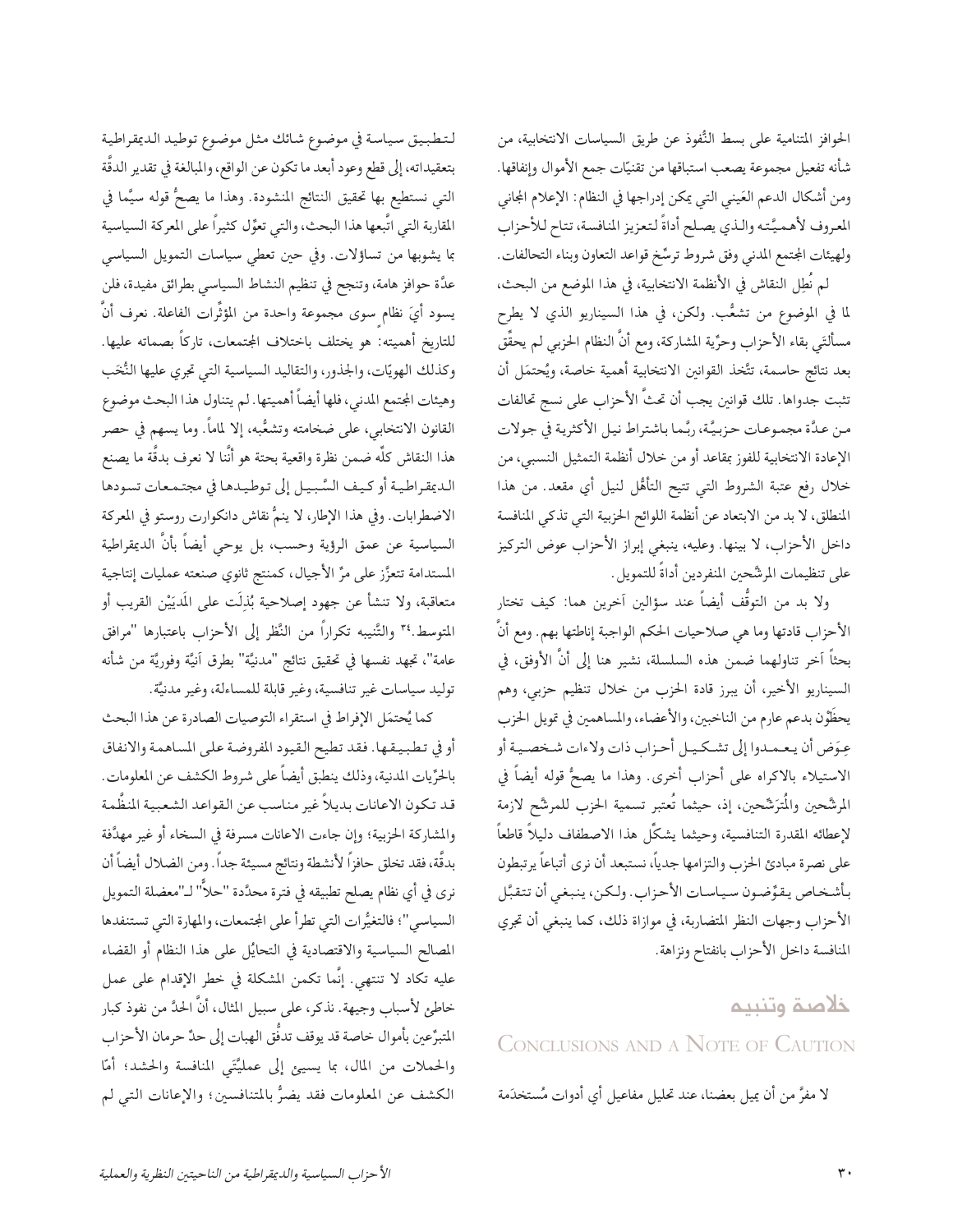الحوافز المتنامية على بسط النُّفوذ عن طريق السياسات الانتخابية، من شأنه تفعيل مجموعة يصعب استباقها من تقنيّات جمع الأموال وإنفاقها. ومن أشكال الدعم العَيني التي يمكن إدراجها في النظام: الإعلام المجاني المعروف لأهميَّته والذي يصلح أداةً لتعزيز المنافسة، تتاح للأحزاب ولهيئات المجتمع المدني وفق شروط ترسِّخ قواعد التعاون وبناء التحالفات.

لم نُطِل النقاش في الأنظمة الانتخابية، في هذا الموضع من البحث، لما في الموضوع من تشعُّب. ولكن، في هذا السيناريو الذي لا يطرح مسألتَي بقاء الأحزاب وحرِّية المشاركة، ومع أنَّ النظام الحزبي لم يحقِّق بعد نتائج حاسمة، تتَّخذ القوانين الانتخابية أهمية خاصة، ويُحتمَل أن تثبت جدواها. تلك قوانين يجب أن تحثَّ الأحزاب على نسج تحالفات من عدَّة مجموعات حزبيَّة، ربَّما باشتراط نيل الأكثرية في جولات الإعادة الانتخابية للفوز بمقاعد أو من خلال أنظمة التمثيل النسبي، من خلال رفع عتبة الشروط التي تتيح التأهُّل لنيل أي مقعد. من هذا المنطلق، لا بد من الابتعاد عن أنظمة اللوائح الحزبية التي تذكي المنافسة داخل الأحزاب، لا بينها. وعليه، ينبغي إبراز الأحزاب عوض التركيز على تنظيمات المرشَّحين المنفردين أداةً للتمويل.

ولا بد من التوقُّف أيضاً عند سؤالين آخرين هما: كيف تختار الأحزاب قادتها وما هي صلاحيات الحكم الواجبة إناطتها بهم. ومع أنَّ بحثاً آخر تناولهما ضمن هذه السلسلة، نشير هنا إلى أنَّ الأوفق، في السيناريو الأخير، أن يبرز قادة الحزب من خلال تنظيم حزبي، وهم يحظَوْن بدعم عارم من الناخبين، والأعضاء، والمساهمين في تمويل الحزب عِوَض أن يعمـدوا إلى تشكيـل أحـزاب ذات ولاءات شخصيـة أو الاستيلاء بالاكراه على أحزاب أخرى. وهذا ما يصحُّ قوله أيضاً في المرشَّحين والمُتَرَشِّحين، إذ، حيثما تُعتبر تسمية الحزب للمرشَّح لازمة لإعطائه المقدرة التنافسية، وحيثما يشكِّل هذا الاصطفاف دليلاً قاطعاً على نصرة مبادئ الحزب والتزامها جدياً، نستبعد أن نرى أتباعاً يرتبطون بأشخاص يقوِّضون سياسات الأحزاب. ولكن، ينبغي أن تتقبَّل الأحزاب وجهات النظر المتضاربة، في موازاة ذلك، كما ينبغي أن تجري المنافسة داخل الأحزاب بانفتاح ونزاهة.

## خلاصة وتنبيه

## Conclusions and a Note of Caution

لا مفرَّ من أن يميل بعضنا، عند تحليل مفاعيل أي أدوات مُستخدَمة لتطبيق سياسة في موضوع شائك مثل موضوع توطيد الديمقراطية بتعقيداته، إلى قطع وعود أبعد ما تكون عن الواقع، والمبالغة في تقدير الدقَّة التي نستطيع بها تحقيق النتائج المنشودة. وهذا ما يصحُّ قوله سيَّما في المقاربة التي اتَّبعها هذا البحث، والتي تعوِّل كثيراً على المعركة السياسية بما يشوبها من تساؤلات. وفي حين تعطي سياسات التمويل السياسي عدَّة حوافز هامة، وتنجح في تنظيم النشاط السياسي بطرائق مفيدة، فلن يسود أيّ نظام سوى مجموعة واحدة من المؤثِّرات الفاعلة. نعرف أنَّ للتاريخ أهميته: هو يختلف باختلاف المجتمعات، تاركاً بصماته عليها. وكذلك الهويّات، والجذور، والتقاليد السياسية التي تجري عليها النُّخَب وهيئات المجتمع المدني، فلها أيضاً أهميتها. لم يتناول هذا البحث موضوع القانون الانتخابي، على ضخامته وتشعُّبه، إلا لماماً. وما يسهم في حصر هذا النقاش كلِّه ضمن نظرة واقعية بحتة هو أنَّنا لا نعرف بدقَّة ما يصنع الديمقراطية أو كيف السَّبيل إلى توطيدها في مجتمعات تسودها الاضطرابات. وفي هذا الإطار، لا ينمُّ نقاش دانكوارت روستو في المعركة السياسية عن عمق الرؤية وحسب، بل يوحي أيضاً بأنَّ الديمقراطية المستدامة تتعزَّز على مرِّ الأجيال، كمنتج ثانوي صنعته عمليات إنتاجية متعاقبة، ولا تنشأ عن جهود إصلاحية بُذِلَت على المَدَيَيْن القريب أو المتوسط.[٣٤] والتَّنبيه تكراراً من النَّظر إلى الأحزاب باعتبارها "مرافق عامة"، تجهد نفسها في تحقيق نتائج "مدنيَّة" بطرق آنيَّة وفوريَّة من شأنه توليد سياسات غير تنافسية، وغير قابلة للمساءلة، وغير مدنيَّة.

كما يُحتمَل الإفراط في استقراء التوصيات الصادرة عن هذا البحث أو في تطبيقها. فقد تطيح القيود المفروضة على المساهمة والانفاق بالحرِّيات المدنية، وذلك ينطبق أيضاً على شروط الكشف عن المعلومات. قد تكون الاعانات بديلاً غير مناسب عن القواعد الشعبية المنظَّمة والمشاركة الحزبية؛ وإن جاءت الاعانات مسرفة في السخاء أو غير مهدَّفة بدقَّة، فقد تخلق حافزاً لأنشطة ونتائج مسيئة جداً. ومن الضلال أيضاً أن نرى في أي نظام يصلح تطبيقه في فترة محدَّدة "حلاً" لـ"معضلة التمويل السياسي"؛ فالتغيُّرات التي تطرأ على المجتمعات، والمهارة التي تستنفدها المصالح السياسية والاقتصادية في التحايُل على هذا النظام أو القضاء عليه تكاد لا تنتهي. إنَّما تكمن المشكلة في خطر الإقدام على عمل خاطئ لأسباب وجيهة. نذكر، على سبيل المثال، أنَّ الحدَّ من نفوذ كبار المتبرِّعين بأموال خاصة قد يوقف تدفُّق الهبات إلى حدِّ حرمان الأحزاب والحملات من المال، بما يسيئ إلى عمليَّتَي المنافسة والحشد؛ أمّا الكشف عن المعلومات فقد يضرُّ بالمتنافسين؛ والإعانات التي لم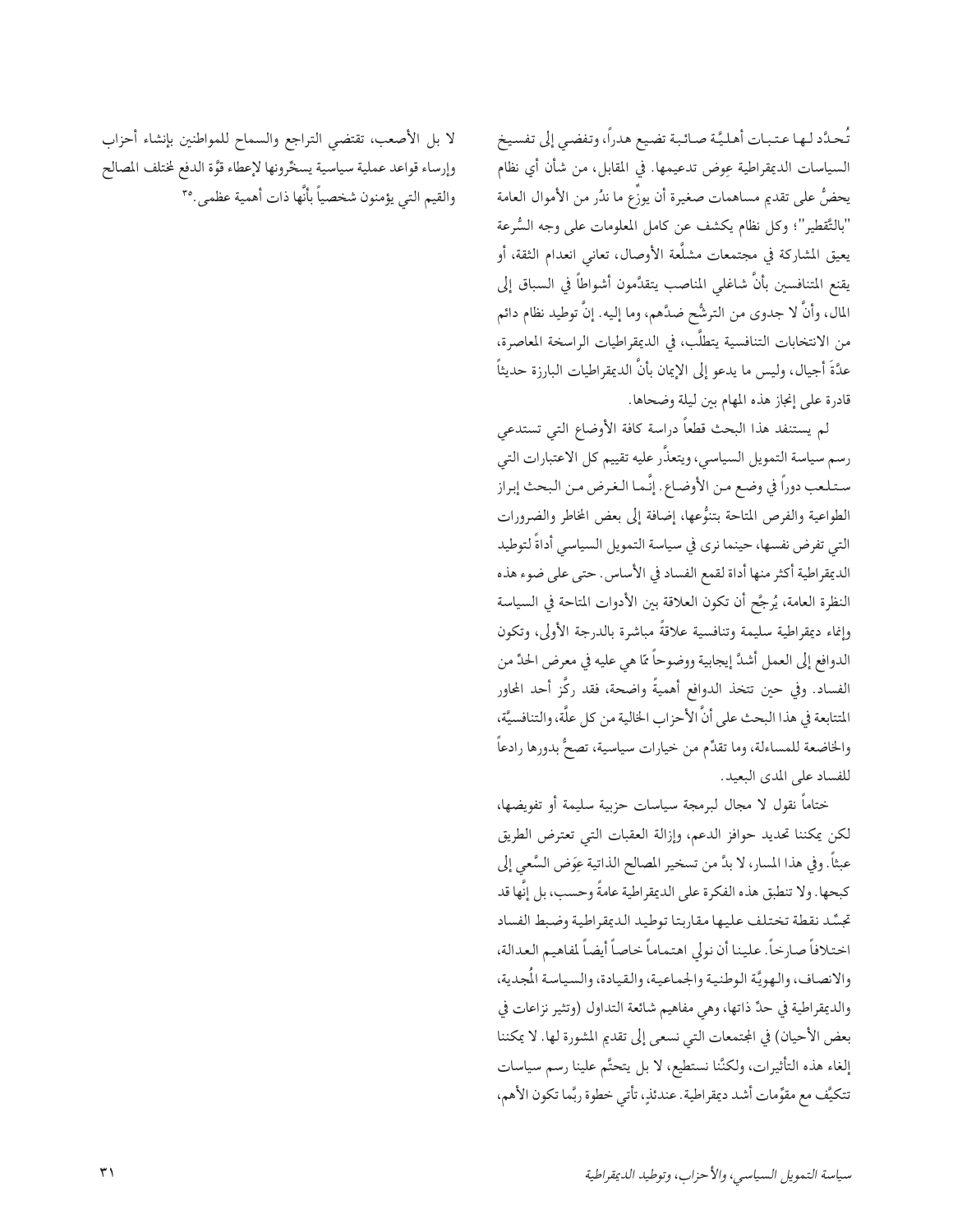تُحدِّد لها عتبات أهليَّة صائبة تضيع هدراً، وتفضي إلى تفسيخ السياسات الديمقراطية عِوض تدعيمها. في المقابل، من شأن أي نظام يحضُّ على تقديم مساهمات صغيرة أن يوزِّع ما ندُر من الأموال العامة "بالتَّقطير"؛ وكل نظام يكشف عن كامل المعلومات على وجه السُّرعة يعيق المشاركة في مجتمعات مشلَّة الأوصال، تعاني انعدام الثقة، أو يقنع المتنافسين بأنَّ شاغلي المناصب يتقدَّمون أشواطاً في السباق إلى المال، وأنَّ لا جدوى من الترشُّح ضدَّهم، وما إليه. إنَّ توطيد نظام دائم من الانتخابات التنافسية يتطلَّب، في الديمقراطيات الراسخة المعاصرة، عدَّةَ أجيال، وليس ما يدعو إلى الإيمان بأنَّ الديمقراطيات البارزة حديثاً قادرة على إنجاز هذه المهام بين ليلة وضحاها.

لم يستنفد هذا البحث قطعاً دراسة كافة الأوضاع التي تستدعي رسم سياسة التمويل السياسي، ويتعذَّر عليه تقييم كل الاعتبارات التي ستلعب دوراً في وضع من الأوضاع. إنَّما الغرض من البحث إبراز الطواعية والفرص المتاحة بتنوُّعها، إضافة إلى بعض المخاطر والضرورات التي تفرض نفسها، حينما نرى في سياسة التمويل السياسي أداةً لتوطيد الديمقراطية أكثر منها أداة لقمع الفساد في الأساس. حتى على ضوء هذه النظرة العامة، يُرجَّح أن تكون العلاقة بين الأدوات المتاحة في السياسة وإنماء ديمقراطية سليمة وتنافسية علاقةً مباشرة بالدرجة الأولى، وتكون الدوافع إلى العمل أشدَّ إيجابية ووضوحاً ممَّا هي عليه في معرض الحدِّ من الفساد. وفي حين تتخذ الدوافع أهميةً واضحة، فقد ركَّز أحد المحاور المتابعة في هذا البحث على أنَّ الأحزاب الخالية من كل علَّة، والتنافسيَّة، والخاضعة للمساءلة، وما تقدِّم من خيارات سياسية، تصحُّ بدورها رادعاً للفساد على المدى البعيد.

ختاماً نقول لا مجال لبرمجة سياسات حزبية سليمة أو تفويضها، لكن يمكننا تحديد حوافز الدعم، وإزالة العقبات التي تعترض الطريق عبثاً. وفي هذا المسار، لا بدَّ من تسخير المصالح الذاتية عِوَض السَّعي إلى كبحها. ولا تنطبق هذه الفكرة على الديمقراطية عامةً وحسب، بل إنَّها قد تجسِّد نقطة تختلف عليها مقاربتا توطيد الديمقراطية وضبط الفساد اختلافاً صارخاً. علينا أن نولي اهتماماً خاصاً أيضاً لمفاهيم العدالة، والانصاف، والهويَّة الوطنية والجماعية، والقيادة، والسياسة المُجدية، والديمقراطية في حدِّ ذاتها، وهي مفاهيم شائعة التداول (وتثير نزاعات في بعض الأحيان) في المجتمعات التي نسعى إلى تقديم المشورة لها. لا يمكننا إلغاء هذه التأثيرات، ولكنَّنا نستطيع، لا بل يتحتَّم علينا رسم سياسات تتكيَّف مع مقوِّمات أشد ديمقراطية. عندئذٍ، تأتي خطوة ربَّما تكون الأهم، لا بل الأصعب، تقتضي التراجع والسماح للمواطنين بإنشاء أحزاب وإرساء قواعد عملية سياسية يسخِّرونها لإعطاء قوَّة الدفع لمختلف المصالح والقيم التي يؤمنون شخصياً بأنَّها ذات أهمية عظمى.[٣٥]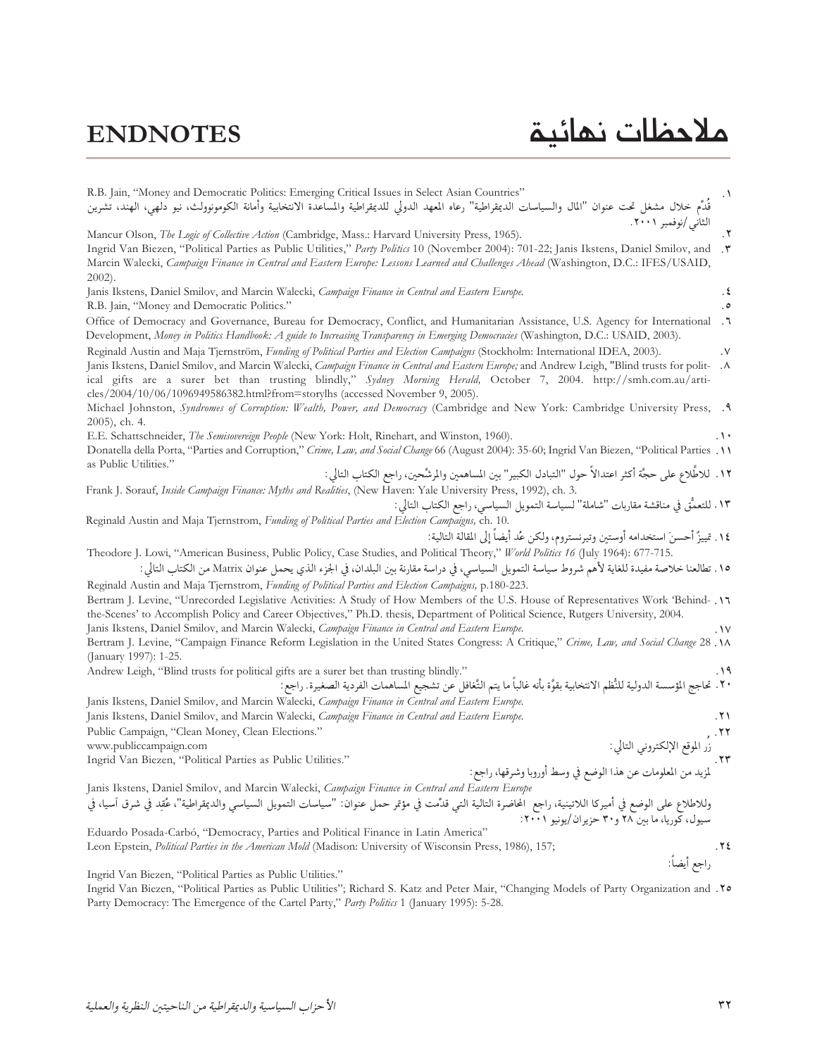# ENDNOTES ملاحظات نهائية

١. R.B. Jain, "Money and Democratic Politics: Emerging Critical Issues in Select Asian Countries"
قُدِّم خلال مشغل تحت عنوان "المال والسياسات الديمقراطية" رعاه المعهد الدولي للديمقراطية والمساعدة الانتخابية وأمانة الكومونولث، نيو دلهي، الهند، تشرين الثاني/نوفمبر ٢٠٠١.

٢. Mancur Olson, *The Logic of Collective Action* (Cambridge, Mass.: Harvard University Press, 1965).

٣. Ingrid Van Biezen, "Political Parties as Public Utilities," *Party Politics* 10 (November 2004): 701-22; Janis Ikstens, Daniel Smilov, and Marcin Walecki, *Campaign Finance in Central and Eastern Europe: Lessons Learned and Challenges Ahead* (Washington, D.C.: IFES/USAID, 2002).

٤. Janis Ikstens, Daniel Smilov, and Marcin Walecki, *Campaign Finance in Central and Eastern Europe.*

٥. R.B. Jain, "Money and Democratic Politics."

٦. Office of Democracy and Governance, Bureau for Democracy, Conflict, and Humanitarian Assistance, U.S. Agency for International Development, *Money in Politics Handbook: A guide to Increasing Transparency in Emerging Democracies* (Washington, D.C.: USAID, 2003).

٧. Reginald Austin and Maja Tjernström, *Funding of Political Parties and Election Campaigns* (Stockholm: International IDEA, 2003).

٨. Janis Ikstens, Daniel Smilov, and Marcin Walecki, *Campaign Finance in Central and Eastern Europe;* and Andrew Leigh, "Blind trusts for political gifts are a surer bet than trusting blindly," *Sydney Morning Herald,* October 7, 2004. http://smh.com.au/articles/2004/10/06/1096949586382.html?from=storylhs (accessed November 9, 2005).

٩. Michael Johnston, *Syndromes of Corruption: Wealth, Power, and Democracy* (Cambridge and New York: Cambridge University Press, 2005), ch. 4.

١٠. E.E. Schattschneider, *The Semisovereign People* (New York: Holt, Rinehart, and Winston, 1960).

١١. Donatella della Porta, "Parties and Corruption," *Crime, Law, and Social Change* 66 (August 2004): 35-60; Ingrid Van Biezen, "Political Parties as Public Utilities."

١٢. للاطِّلاع على حجَّة أكثر اعتدالاً حول "التبادل الكبير" بين المساهمين والمرشَّحين، راجع الكتاب التالي:
Frank J. Sorauf, *Inside Campaign Finance: Myths and Realities*, (New Haven: Yale University Press, 1992), ch. 3.

١٣. للتعمُّق في مناقشة مقاربات "شاملة" لسياسة التمويل السياسي، راجع الكتاب التالي:
Reginald Austin and Maja Tjernstrom, *Funding of Political Parties and Election Campaigns,* ch. 10.

١٤. تمييزٌ أحسنَ استخدامه أوستين وتيرنستروم، ولكن عُد أيضاً إلى المقالة التالية:
Theodore J. Lowi, "American Business, Public Policy, Case Studies, and Political Theory," *World Politics 16* (July 1964): 677-715.

١٥. تطالعنا خلاصة مفيدة للغاية لأهم شروط سياسة التمويل السياسي، في دراسة مقارنة بين البلدان، في الجزء الذي يحمل عنوان Matrix من الكتاب التالي:
Reginald Austin and Maja Tjernstrom, *Funding of Political Parties and Election Campaigns,* p.180-223.

١٦. Bertram J. Levine, "Unrecorded Legislative Activities: A Study of How Members of the U.S. House of Representatives Work 'Behind-the-Scenes' to Accomplish Policy and Career Objectives," Ph.D. thesis, Department of Political Science, Rutgers University, 2004.

١٧. Janis Ikstens, Daniel Smilov, and Marcin Walecki, *Campaign Finance in Central and Eastern Europe.*

١٨. Bertram J. Levine, "Campaign Finance Reform Legislation in the United States Congress: A Critique," *Crime, Law, and Social Change* 28 (January 1997): 1-25.

١٩. Andrew Leigh, "Blind trusts for political gifts are a surer bet than trusting blindly."

٢٠. تحاجج المؤسسة الدولية للنُّظم الانتخابية بقوَّة بأنه غالباً ما يتم التَّغافل عن تشجيع المساهمات الفردية الصغيرة. راجع:
Janis Ikstens, Daniel Smilov, and Marcin Walecki, *Campaign Finance in Central and Eastern Europe.*

٢١. Janis Ikstens, Daniel Smilov, and Marcin Walecki, *Campaign Finance in Central and Eastern Europe.*

٢٢. Public Campaign, "Clean Money, Clean Elections."
زُر الموقع الإلكتروني التالي:
www.publiccampaign.com

٢٣. Ingrid Van Biezen, "Political Parties as Public Utilities."
لمزيد من المعلومات عن هذا الوضع في وسط أوروبا وشرقها، راجع:
Janis Ikstens, Daniel Smilov, and Marcin Walecki, *Campaign Finance in Central and Eastern Europe*
وللاطلاع على الوضع في أميركا اللاتينية، راجع المحاضرة التالية التي قدّمت في مؤتمر حمل عنوان: "سياسات التمويل السياسي والديمقراطية"، عُقِد في شرق آسيا، في سيول، كوريا، ما بين ٢٨ و٣٠ حزيران/يونيو ٢٠٠١:
Eduardo Posada-Carbó, "Democracy, Parties and Political Finance in Latin America"

٢٤. Leon Epstein, *Political Parties in the American Mold* (Madison: University of Wisconsin Press, 1986), 157;
راجع أيضاً:
Ingrid Van Biezen, "Political Parties as Public Utilities."

٢٥. Ingrid Van Biezen, "Political Parties as Public Utilities"; Richard S. Katz and Peter Mair, "Changing Models of Party Organization and Party Democracy: The Emergence of the Cartel Party," *Party Politics* 1 (January 1995): 5-28.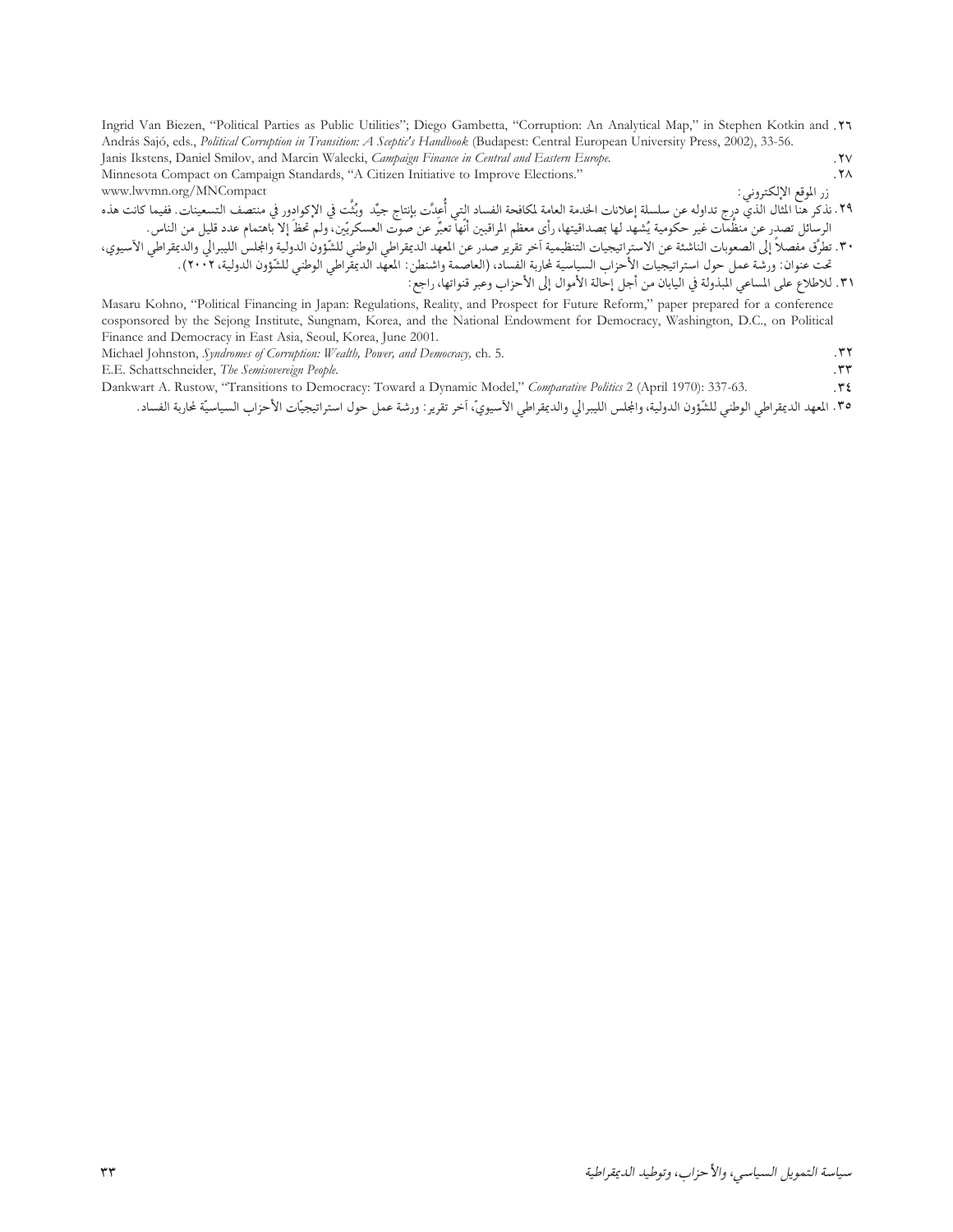٢٦. Ingrid Van Biezen, "Political Parties as Public Utilities"; Diego Gambetta, "Corruption: An Analytical Map," in Stephen Kotkin and András Sajó, eds., *Political Corruption in Transition: A Sceptic's Handbook* (Budapest: Central European University Press, 2002), 33-56.

٢٧. Janis Ikstens, Daniel Smilov, and Marcin Walecki, *Campaign Finance in Central and Eastern Europe.*

٢٨. Minnesota Compact on Campaign Standards, "A Citizen Initiative to Improve Elections."

زر الموقع الإلكتروني: www.lwvmn.org/MNCompact

٢٩. نذكر هنا المثال الذي درج تداوله عن سلسلة إعلانات الخدمة العامة لمكافحة الفساد التي أُعدَّت بإنتاج جيّد وبُثَّت في الإكوادور في منتصف التسعينات. ففيما كانت هذه الرسائل تصدر عن منظمات غير حكومية يُشهد لها بمصداقيتها، رأى معظم المراقبين أنّها تعبِّر عن صوت العسكريّين، ولم تحظَ إلا باهتمام عدد قليل من الناس.

٣٠. تطرَّق مفصلاً إلى الصعوبات الناشئة عن الاستراتيجيات التنظيمية آخر تقرير صدر عن المعهد الديمقراطي الوطني للشّؤون الدولية والمجلس الليبرالي والديمقراطي الآسيوي، تحت عنوان: ورشة عمل حول استراتيجيات الأحزاب السياسية لمحاربة الفساد، (العاصمة واشنطن: المعهد الديمقراطي الوطني للشّؤون الدولية، ٢٠٠٢).

٣١. للاطلاع على المساعي المبذولة في اليابان من أجل إحالة الأموال إلى الأحزاب وعبر قنواتها، راجع:

Masaru Kohno, "Political Financing in Japan: Regulations, Reality, and Prospect for Future Reform," paper prepared for a conference cosponsored by the Sejong Institute, Sungnam, Korea, and the National Endowment for Democracy, Washington, D.C., on Political Finance and Democracy in East Asia, Seoul, Korea, June 2001.

٣٢. Michael Johnston, *Syndromes of Corruption: Wealth, Power, and Democracy,* ch. 5.

٣٣. E.E. Schattschneider, *The Semisovereign People.*

٣٤. Dankwart A. Rustow, "Transitions to Democracy: Toward a Dynamic Model," *Comparative Politics* 2 (April 1970): 337-63.

٣٥. المعهد الديمقراطي الوطني للشّؤون الدولية، والمجلس الليبرالي والديمقراطي الآسيويّ، آخر تقرير: ورشة عمل حول استراتيجيّات الأحزاب السياسيّة لمحاربة الفساد.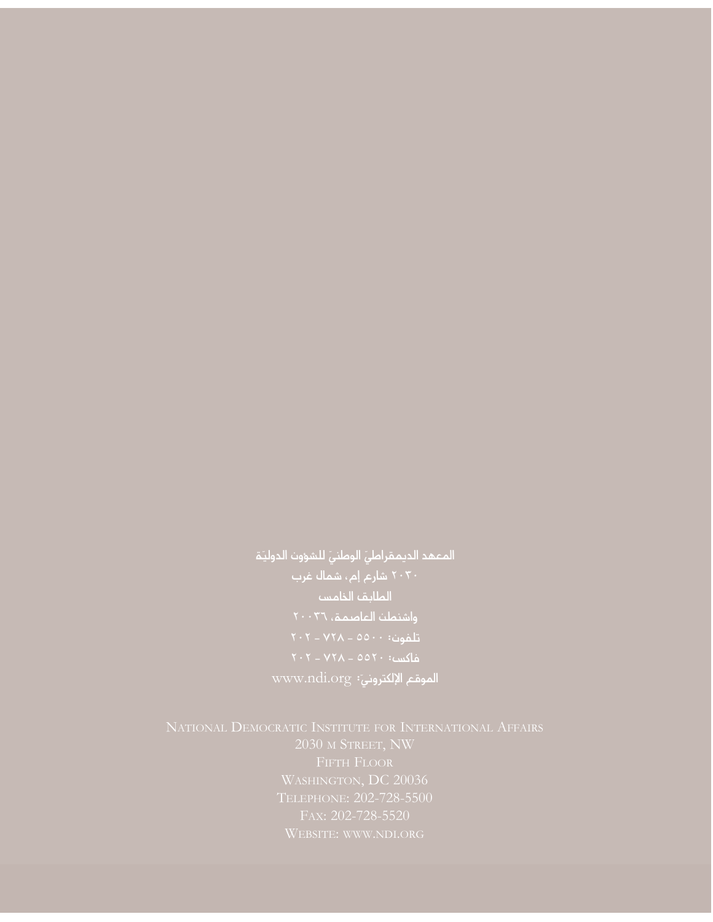المعهد الديمقراطيّ الوطنيّ للشؤون الدوليّة
٢٠٣٠ شارع إم، شمال غرب
الطابق الخامس
واشنطن العاصمة، ٢٠٠٣٦
تلفون: ٥٥٠٠ - ٧٢٨ - ٢٠٢
فاكس: ٥٥٢٠ - ٧٢٨ - ٢٠٢
الموقع الإلكترونيّ: www.ndi.org

National Democratic Institute for International Affairs
2030 M Street, NW
Fifth Floor
Washington, DC 20036
Telephone: 202-728-5500
Fax: 202-728-5520
Website: www.ndi.org